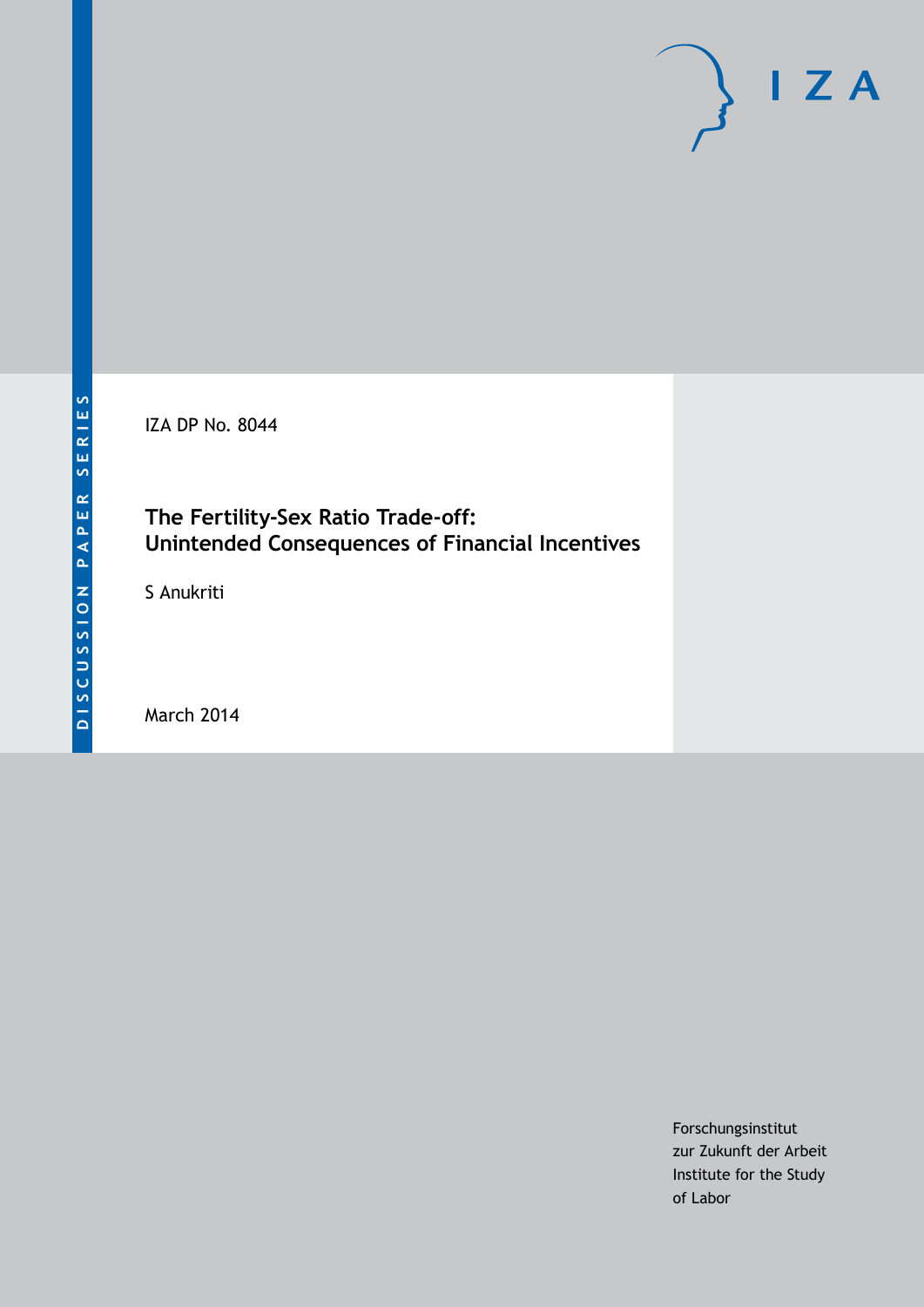DISCUSSION PAPER SERIES

IZA DP No. 8044

# The Fertility-Sex Ratio Trade-off: Unintended Consequences of Financial Incentives

S Anukriti

March 2014

Forschungsinstitut
zur Zukunft der Arbeit
Institute for the Study
of Labor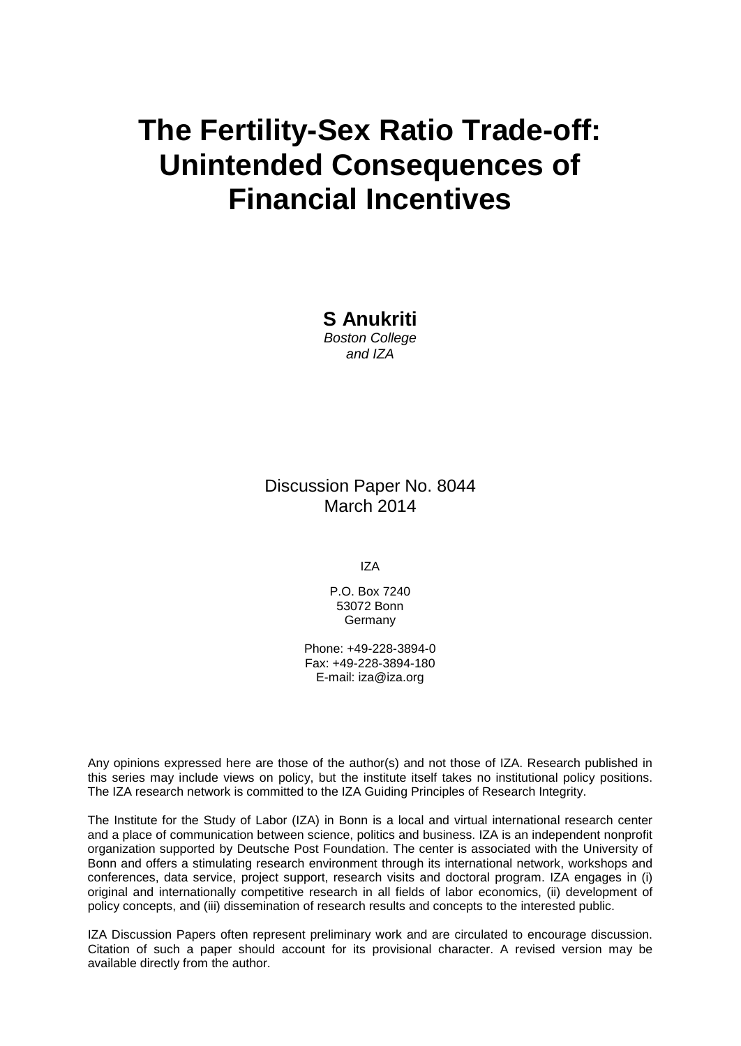# The Fertility-Sex Ratio Trade-off: Unintended Consequences of Financial Incentives

**S Anukriti**
*Boston College*
*and IZA*

Discussion Paper No. 8044
March 2014

IZA

P.O. Box 7240
53072 Bonn
Germany

Phone: +49-228-3894-0
Fax: +49-228-3894-180
E-mail: iza@iza.org

Any opinions expressed here are those of the author(s) and not those of IZA. Research published in this series may include views on policy, but the institute itself takes no institutional policy positions. The IZA research network is committed to the IZA Guiding Principles of Research Integrity.

The Institute for the Study of Labor (IZA) in Bonn is a local and virtual international research center and a place of communication between science, politics and business. IZA is an independent nonprofit organization supported by Deutsche Post Foundation. The center is associated with the University of Bonn and offers a stimulating research environment through its international network, workshops and conferences, data service, project support, research visits and doctoral program. IZA engages in (i) original and internationally competitive research in all fields of labor economics, (ii) development of policy concepts, and (iii) dissemination of research results and concepts to the interested public.

IZA Discussion Papers often represent preliminary work and are circulated to encourage discussion. Citation of such a paper should account for its provisional character. A revised version may be available directly from the author.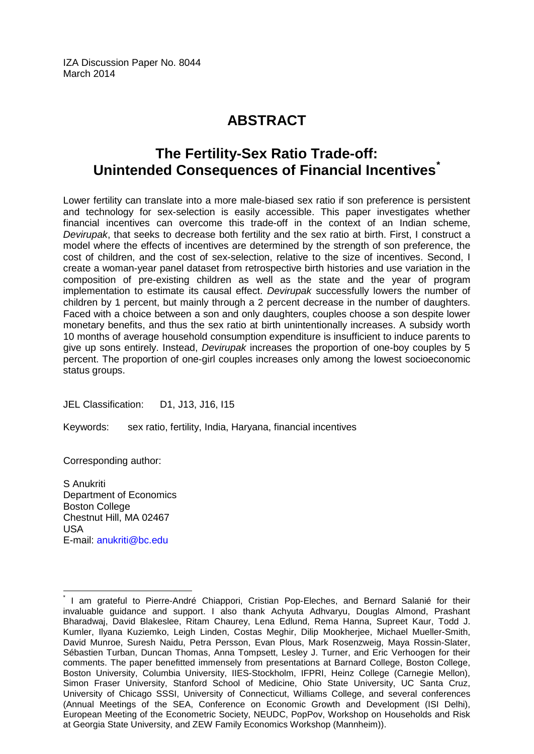IZA Discussion Paper No. 8044
March 2014

# ABSTRACT

## The Fertility-Sex Ratio Trade-off: Unintended Consequences of Financial Incentives[*]

Lower fertility can translate into a more male-biased sex ratio if son preference is persistent and technology for sex-selection is easily accessible. This paper investigates whether financial incentives can overcome this trade-off in the context of an Indian scheme, *Devirupak*, that seeks to decrease both fertility and the sex ratio at birth. First, I construct a model where the effects of incentives are determined by the strength of son preference, the cost of children, and the cost of sex-selection, relative to the size of incentives. Second, I create a woman-year panel dataset from retrospective birth histories and use variation in the composition of pre-existing children as well as the state and the year of program implementation to estimate its causal effect. *Devirupak* successfully lowers the number of children by 1 percent, but mainly through a 2 percent decrease in the number of daughters. Faced with a choice between a son and only daughters, couples choose a son despite lower monetary benefits, and thus the sex ratio at birth unintentionally increases. A subsidy worth 10 months of average household consumption expenditure is insufficient to induce parents to give up sons entirely. Instead, *Devirupak* increases the proportion of one-boy couples by 5 percent. The proportion of one-girl couples increases only among the lowest socioeconomic status groups.

JEL Classification: D1, J13, J16, I15

Keywords: sex ratio, fertility, India, Haryana, financial incentives

Corresponding author:

S Anukriti
Department of Economics
Boston College
Chestnut Hill, MA 02467
USA
E-mail: anukriti@bc.edu

---

[*] I am grateful to Pierre-André Chiappori, Cristian Pop-Eleches, and Bernard Salanié for their invaluable guidance and support. I also thank Achyuta Adhvaryu, Douglas Almond, Prashant Bharadwaj, David Blakeslee, Ritam Chaurey, Lena Edlund, Rema Hanna, Supreet Kaur, Todd J. Kumler, Ilyana Kuziemko, Leigh Linden, Costas Meghir, Dilip Mookherjee, Michael Mueller-Smith, David Munroe, Suresh Naidu, Petra Persson, Evan Plous, Mark Rosenzweig, Maya Rossin-Slater, Sébastien Turban, Duncan Thomas, Anna Tompsett, Lesley J. Turner, and Eric Verhoogen for their comments. The paper benefitted immensely from presentations at Barnard College, Boston College, Boston University, Columbia University, IIES-Stockholm, IFPRI, Heinz College (Carnegie Mellon), Simon Fraser University, Stanford School of Medicine, Ohio State University, UC Santa Cruz, University of Chicago SSSI, University of Connecticut, Williams College, and several conferences (Annual Meetings of the SEA, Conference on Economic Growth and Development (ISI Delhi), European Meeting of the Econometric Society, NEUDC, PopPov, Workshop on Households and Risk at Georgia State University, and ZEW Family Economics Workshop (Mannheim)).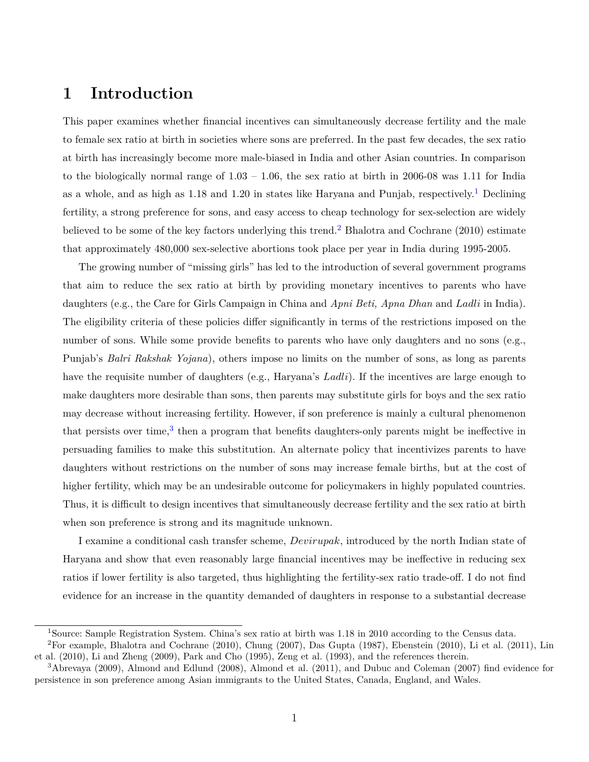# 1 Introduction

This paper examines whether financial incentives can simultaneously decrease fertility and the male to female sex ratio at birth in societies where sons are preferred. In the past few decades, the sex ratio at birth has increasingly become more male-biased in India and other Asian countries. In comparison to the biologically normal range of 1.03 – 1.06, the sex ratio at birth in 2006-08 was 1.11 for India as a whole, and as high as 1.18 and 1.20 in states like Haryana and Punjab, respectively.[1] Declining fertility, a strong preference for sons, and easy access to cheap technology for sex-selection are widely believed to be some of the key factors underlying this trend.[2] Bhalotra and Cochrane (2010) estimate that approximately 480,000 sex-selective abortions took place per year in India during 1995-2005.

The growing number of "missing girls" has led to the introduction of several government programs that aim to reduce the sex ratio at birth by providing monetary incentives to parents who have daughters (e.g., the Care for Girls Campaign in China and *Apni Beti, Apna Dhan* and *Ladli* in India). The eligibility criteria of these policies differ significantly in terms of the restrictions imposed on the number of sons. While some provide benefits to parents who have only daughters and no sons (e.g., Punjab's *Balri Rakshak Yojana*), others impose no limits on the number of sons, as long as parents have the requisite number of daughters (e.g., Haryana's *Ladli*). If the incentives are large enough to make daughters more desirable than sons, then parents may substitute girls for boys and the sex ratio may decrease without increasing fertility. However, if son preference is mainly a cultural phenomenon that persists over time,[3] then a program that benefits daughters-only parents might be ineffective in persuading families to make this substitution. An alternate policy that incentivizes parents to have daughters without restrictions on the number of sons may increase female births, but at the cost of higher fertility, which may be an undesirable outcome for policymakers in highly populated countries. Thus, it is difficult to design incentives that simultaneously decrease fertility and the sex ratio at birth when son preference is strong and its magnitude unknown.

I examine a conditional cash transfer scheme, *Devirupak*, introduced by the north Indian state of Haryana and show that even reasonably large financial incentives may be ineffective in reducing sex ratios if lower fertility is also targeted, thus highlighting the fertility-sex ratio trade-off. I do not find evidence for an increase in the quantity demanded of daughters in response to a substantial decrease

---

[1] Source: Sample Registration System. China's sex ratio at birth was 1.18 in 2010 according to the Census data.

[2] For example, Bhalotra and Cochrane (2010), Chung (2007), Das Gupta (1987), Ebenstein (2010), Li et al. (2011), Lin et al. (2010), Li and Zheng (2009), Park and Cho (1995), Zeng et al. (1993), and the references therein.

[3] Abrevaya (2009), Almond and Edlund (2008), Almond et al. (2011), and Dubuc and Coleman (2007) find evidence for persistence in son preference among Asian immigrants to the United States, Canada, England, and Wales.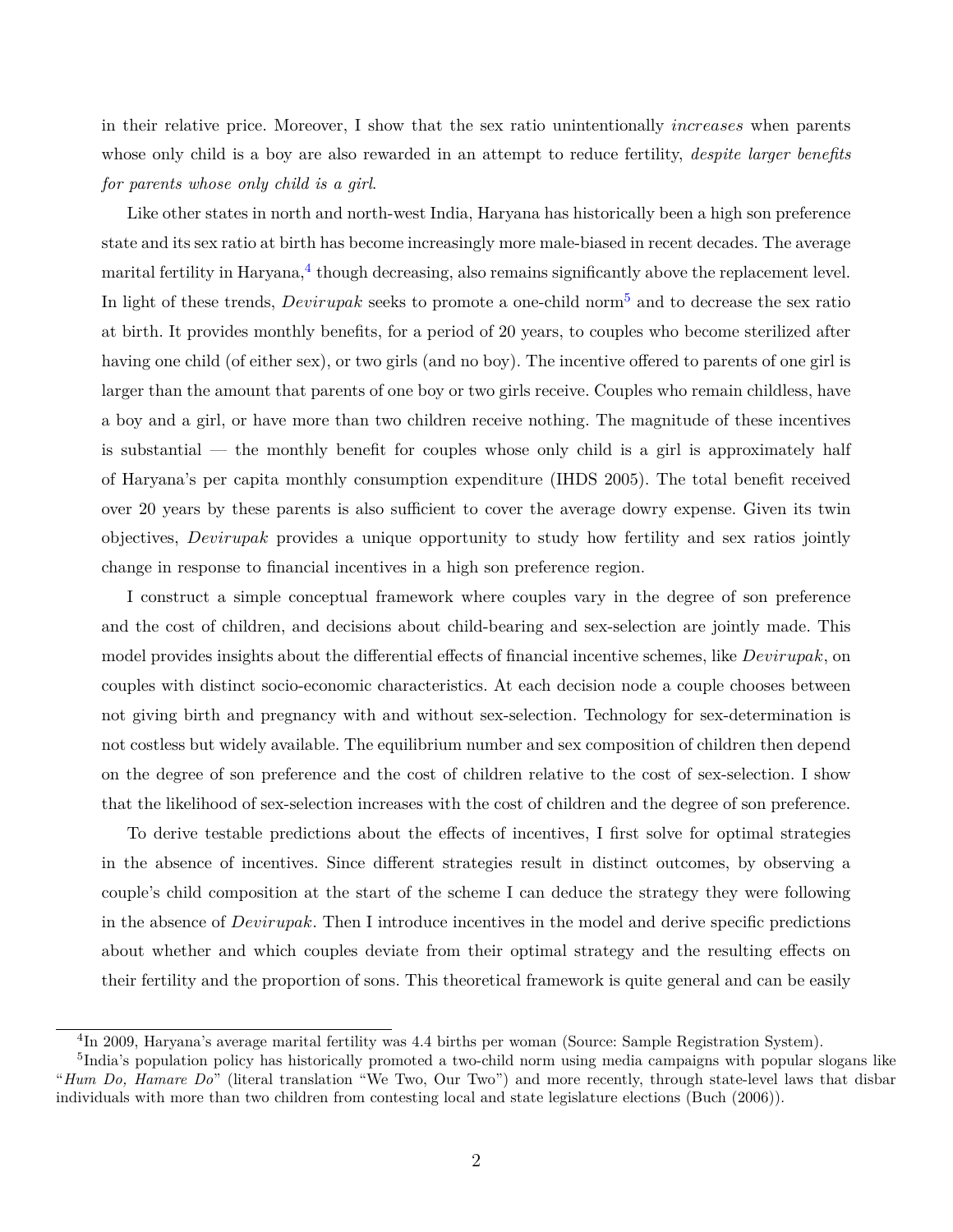in their relative price. Moreover, I show that the sex ratio unintentionally *increases* when parents whose only child is a boy are also rewarded in an attempt to reduce fertility, *despite larger benefits for parents whose only child is a girl*.

Like other states in north and north-west India, Haryana has historically been a high son preference state and its sex ratio at birth has become increasingly more male-biased in recent decades. The average marital fertility in Haryana,[4] though decreasing, also remains significantly above the replacement level. In light of these trends, *Devirupak* seeks to promote a one-child norm[5] and to decrease the sex ratio at birth. It provides monthly benefits, for a period of 20 years, to couples who become sterilized after having one child (of either sex), or two girls (and no boy). The incentive offered to parents of one girl is larger than the amount that parents of one boy or two girls receive. Couples who remain childless, have a boy and a girl, or have more than two children receive nothing. The magnitude of these incentives is substantial — the monthly benefit for couples whose only child is a girl is approximately half of Haryana's per capita monthly consumption expenditure (IHDS 2005). The total benefit received over 20 years by these parents is also sufficient to cover the average dowry expense. Given its twin objectives, *Devirupak* provides a unique opportunity to study how fertility and sex ratios jointly change in response to financial incentives in a high son preference region.

I construct a simple conceptual framework where couples vary in the degree of son preference and the cost of children, and decisions about child-bearing and sex-selection are jointly made. This model provides insights about the differential effects of financial incentive schemes, like *Devirupak*, on couples with distinct socio-economic characteristics. At each decision node a couple chooses between not giving birth and pregnancy with and without sex-selection. Technology for sex-determination is not costless but widely available. The equilibrium number and sex composition of children then depend on the degree of son preference and the cost of children relative to the cost of sex-selection. I show that the likelihood of sex-selection increases with the cost of children and the degree of son preference.

To derive testable predictions about the effects of incentives, I first solve for optimal strategies in the absence of incentives. Since different strategies result in distinct outcomes, by observing a couple's child composition at the start of the scheme I can deduce the strategy they were following in the absence of *Devirupak*. Then I introduce incentives in the model and derive specific predictions about whether and which couples deviate from their optimal strategy and the resulting effects on their fertility and the proportion of sons. This theoretical framework is quite general and can be easily

[4] In 2009, Haryana's average marital fertility was 4.4 births per woman (Source: Sample Registration System).

[5] India's population policy has historically promoted a two-child norm using media campaigns with popular slogans like "*Hum Do, Hamare Do*" (literal translation "We Two, Our Two") and more recently, through state-level laws that disbar individuals with more than two children from contesting local and state legislature elections (Buch (2006)).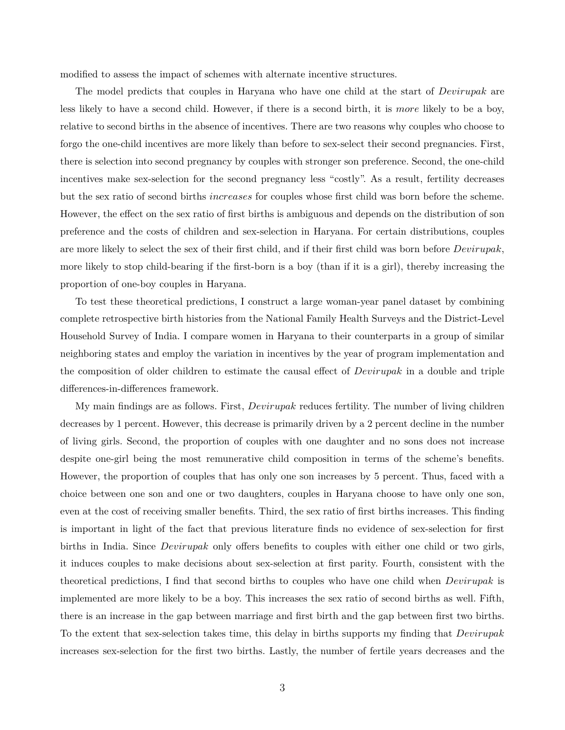modified to assess the impact of schemes with alternate incentive structures.

The model predicts that couples in Haryana who have one child at the start of *Devirupak* are less likely to have a second child. However, if there is a second birth, it is *more* likely to be a boy, relative to second births in the absence of incentives. There are two reasons why couples who choose to forgo the one-child incentives are more likely than before to sex-select their second pregnancies. First, there is selection into second pregnancy by couples with stronger son preference. Second, the one-child incentives make sex-selection for the second pregnancy less "costly". As a result, fertility decreases but the sex ratio of second births *increases* for couples whose first child was born before the scheme. However, the effect on the sex ratio of first births is ambiguous and depends on the distribution of son preference and the costs of children and sex-selection in Haryana. For certain distributions, couples are more likely to select the sex of their first child, and if their first child was born before *Devirupak*, more likely to stop child-bearing if the first-born is a boy (than if it is a girl), thereby increasing the proportion of one-boy couples in Haryana.

To test these theoretical predictions, I construct a large woman-year panel dataset by combining complete retrospective birth histories from the National Family Health Surveys and the District-Level Household Survey of India. I compare women in Haryana to their counterparts in a group of similar neighboring states and employ the variation in incentives by the year of program implementation and the composition of older children to estimate the causal effect of *Devirupak* in a double and triple differences-in-differences framework.

My main findings are as follows. First, *Devirupak* reduces fertility. The number of living children decreases by 1 percent. However, this decrease is primarily driven by a 2 percent decline in the number of living girls. Second, the proportion of couples with one daughter and no sons does not increase despite one-girl being the most remunerative child composition in terms of the scheme's benefits. However, the proportion of couples that has only one son increases by 5 percent. Thus, faced with a choice between one son and one or two daughters, couples in Haryana choose to have only one son, even at the cost of receiving smaller benefits. Third, the sex ratio of first births increases. This finding is important in light of the fact that previous literature finds no evidence of sex-selection for first births in India. Since *Devirupak* only offers benefits to couples with either one child or two girls, it induces couples to make decisions about sex-selection at first parity. Fourth, consistent with the theoretical predictions, I find that second births to couples who have one child when *Devirupak* is implemented are more likely to be a boy. This increases the sex ratio of second births as well. Fifth, there is an increase in the gap between marriage and first birth and the gap between first two births. To the extent that sex-selection takes time, this delay in births supports my finding that *Devirupak* increases sex-selection for the first two births. Lastly, the number of fertile years decreases and the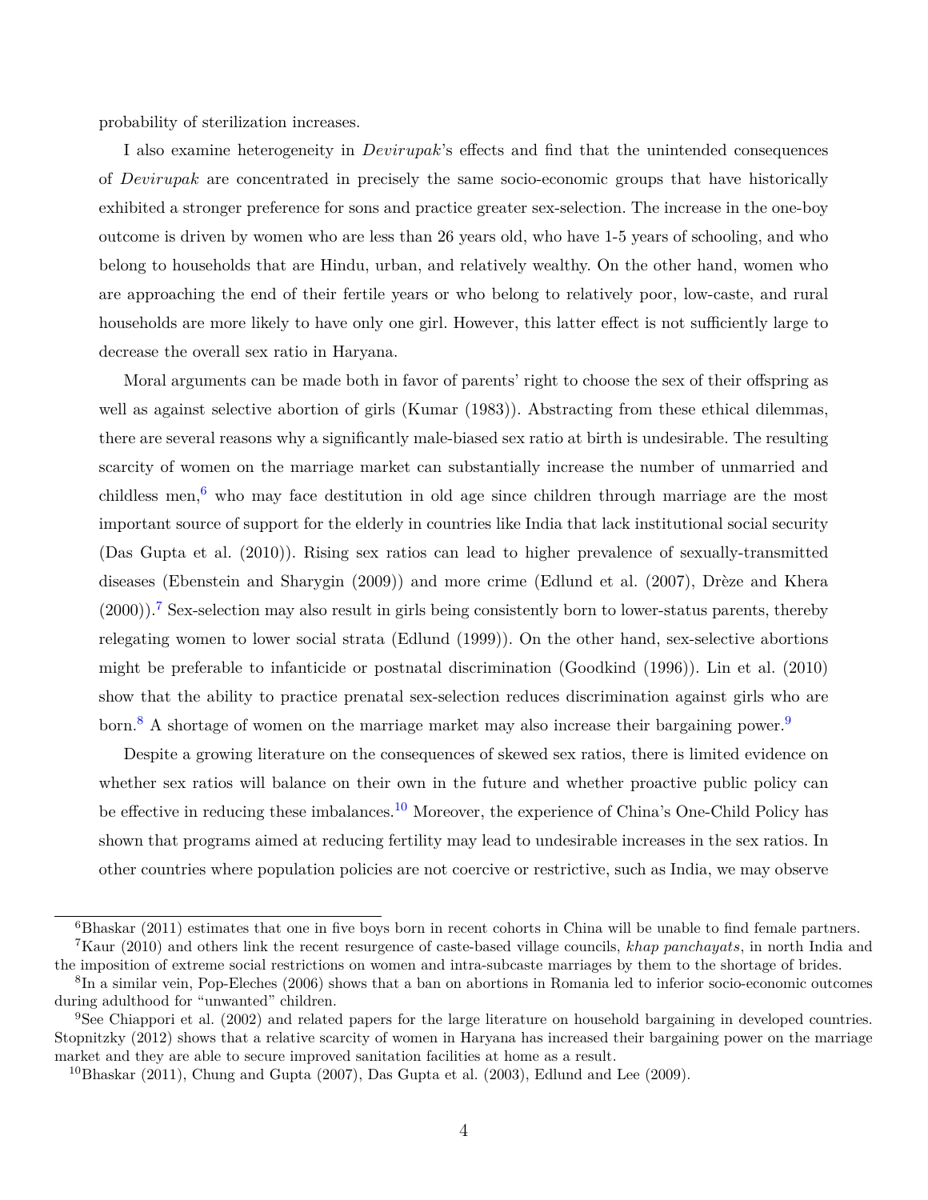probability of sterilization increases.

I also examine heterogeneity in *Devirupak*'s effects and find that the unintended consequences of *Devirupak* are concentrated in precisely the same socio-economic groups that have historically exhibited a stronger preference for sons and practice greater sex-selection. The increase in the one-boy outcome is driven by women who are less than 26 years old, who have 1-5 years of schooling, and who belong to households that are Hindu, urban, and relatively wealthy. On the other hand, women who are approaching the end of their fertile years or who belong to relatively poor, low-caste, and rural households are more likely to have only one girl. However, this latter effect is not sufficiently large to decrease the overall sex ratio in Haryana.

Moral arguments can be made both in favor of parents' right to choose the sex of their offspring as well as against selective abortion of girls (Kumar (1983)). Abstracting from these ethical dilemmas, there are several reasons why a significantly male-biased sex ratio at birth is undesirable. The resulting scarcity of women on the marriage market can substantially increase the number of unmarried and childless men,[6] who may face destitution in old age since children through marriage are the most important source of support for the elderly in countries like India that lack institutional social security (Das Gupta et al. (2010)). Rising sex ratios can lead to higher prevalence of sexually-transmitted diseases (Ebenstein and Sharygin (2009)) and more crime (Edlund et al. (2007), Drèze and Khera (2000)).[7] Sex-selection may also result in girls being consistently born to lower-status parents, thereby relegating women to lower social strata (Edlund (1999)). On the other hand, sex-selective abortions might be preferable to infanticide or postnatal discrimination (Goodkind (1996)). Lin et al. (2010) show that the ability to practice prenatal sex-selection reduces discrimination against girls who are born.[8] A shortage of women on the marriage market may also increase their bargaining power.[9]

Despite a growing literature on the consequences of skewed sex ratios, there is limited evidence on whether sex ratios will balance on their own in the future and whether proactive public policy can be effective in reducing these imbalances.[10] Moreover, the experience of China's One-Child Policy has shown that programs aimed at reducing fertility may lead to undesirable increases in the sex ratios. In other countries where population policies are not coercive or restrictive, such as India, we may observe

[6] Bhaskar (2011) estimates that one in five boys born in recent cohorts in China will be unable to find female partners.

[7] Kaur (2010) and others link the recent resurgence of caste-based village councils, *khap panchayats*, in north India and the imposition of extreme social restrictions on women and intra-subcaste marriages by them to the shortage of brides.

[8] In a similar vein, Pop-Eleches (2006) shows that a ban on abortions in Romania led to inferior socio-economic outcomes during adulthood for "unwanted" children.

[9] See Chiappori et al. (2002) and related papers for the large literature on household bargaining in developed countries. Stopnitzky (2012) shows that a relative scarcity of women in Haryana has increased their bargaining power on the marriage market and they are able to secure improved sanitation facilities at home as a result.

[10] Bhaskar (2011), Chung and Gupta (2007), Das Gupta et al. (2003), Edlund and Lee (2009).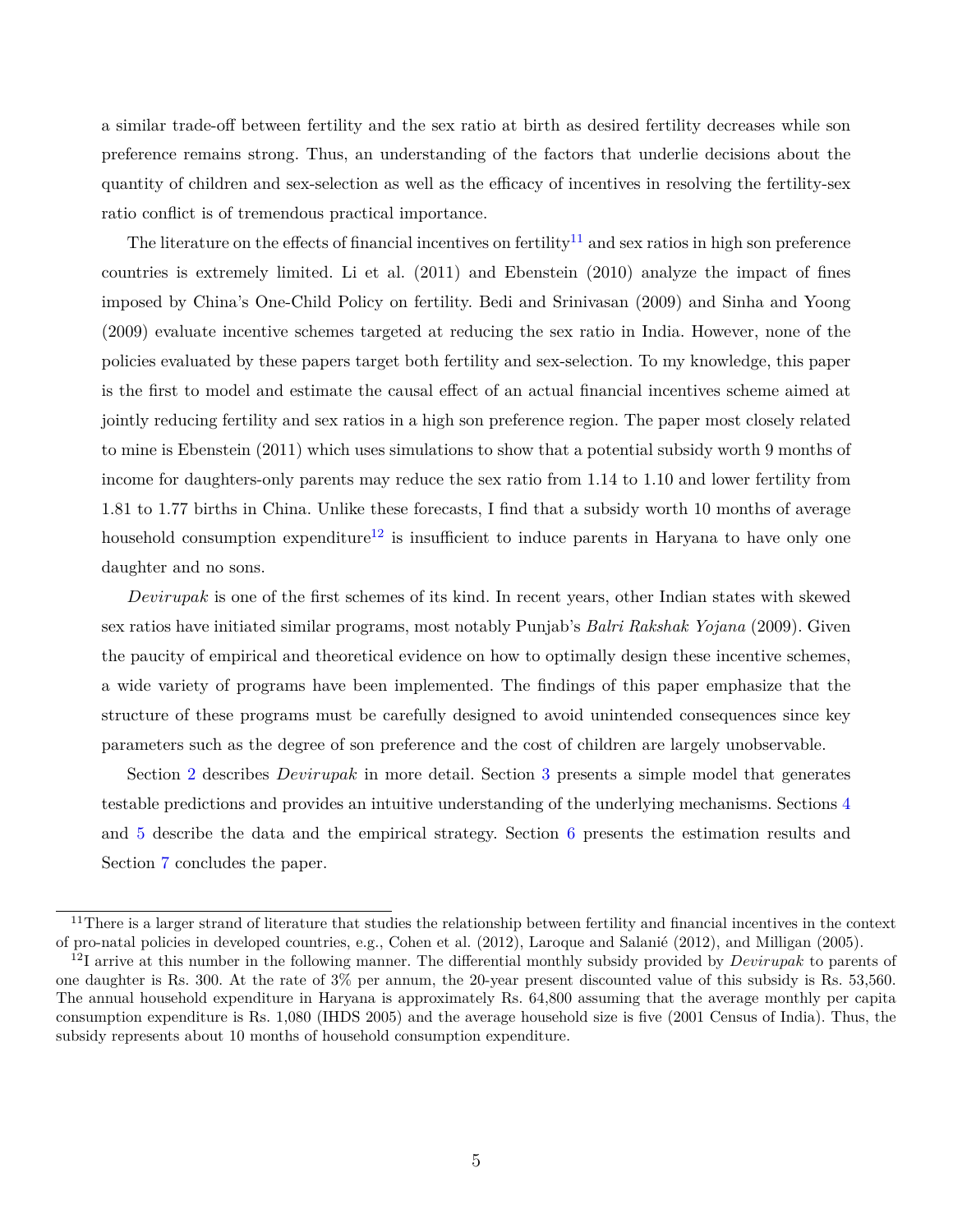a similar trade-off between fertility and the sex ratio at birth as desired fertility decreases while son preference remains strong. Thus, an understanding of the factors that underlie decisions about the quantity of children and sex-selection as well as the efficacy of incentives in resolving the fertility-sex ratio conflict is of tremendous practical importance.

The literature on the effects of financial incentives on fertility[11] and sex ratios in high son preference countries is extremely limited. Li et al. (2011) and Ebenstein (2010) analyze the impact of fines imposed by China's One-Child Policy on fertility. Bedi and Srinivasan (2009) and Sinha and Yoong (2009) evaluate incentive schemes targeted at reducing the sex ratio in India. However, none of the policies evaluated by these papers target both fertility and sex-selection. To my knowledge, this paper is the first to model and estimate the causal effect of an actual financial incentives scheme aimed at jointly reducing fertility and sex ratios in a high son preference region. The paper most closely related to mine is Ebenstein (2011) which uses simulations to show that a potential subsidy worth 9 months of income for daughters-only parents may reduce the sex ratio from 1.14 to 1.10 and lower fertility from 1.81 to 1.77 births in China. Unlike these forecasts, I find that a subsidy worth 10 months of average household consumption expenditure[12] is insufficient to induce parents in Haryana to have only one daughter and no sons.

*Devirupak* is one of the first schemes of its kind. In recent years, other Indian states with skewed sex ratios have initiated similar programs, most notably Punjab's *Balri Rakshak Yojana* (2009). Given the paucity of empirical and theoretical evidence on how to optimally design these incentive schemes, a wide variety of programs have been implemented. The findings of this paper emphasize that the structure of these programs must be carefully designed to avoid unintended consequences since key parameters such as the degree of son preference and the cost of children are largely unobservable.

Section 2 describes *Devirupak* in more detail. Section 3 presents a simple model that generates testable predictions and provides an intuitive understanding of the underlying mechanisms. Sections 4 and 5 describe the data and the empirical strategy. Section 6 presents the estimation results and Section 7 concludes the paper.

---

[11] There is a larger strand of literature that studies the relationship between fertility and financial incentives in the context of pro-natal policies in developed countries, e.g., Cohen et al. (2012), Laroque and Salanié (2012), and Milligan (2005).

[12] I arrive at this number in the following manner. The differential monthly subsidy provided by *Devirupak* to parents of one daughter is Rs. 300. At the rate of 3% per annum, the 20-year present discounted value of this subsidy is Rs. 53,560. The annual household expenditure in Haryana is approximately Rs. 64,800 assuming that the average monthly per capita consumption expenditure is Rs. 1,080 (IHDS 2005) and the average household size is five (2001 Census of India). Thus, the subsidy represents about 10 months of household consumption expenditure.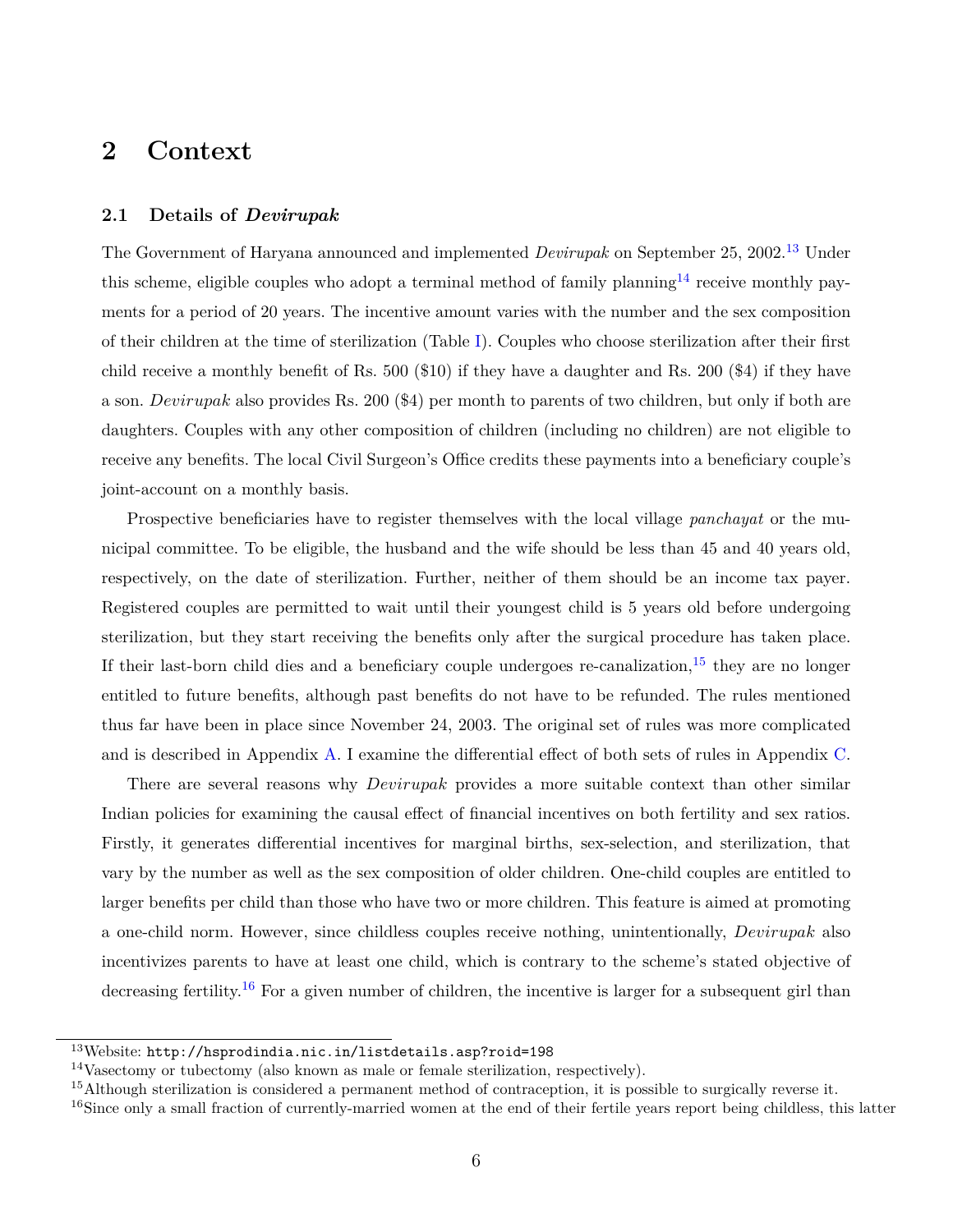# 2 Context

## 2.1 Details of *Devirupak*

The Government of Haryana announced and implemented *Devirupak* on September 25, 2002.[13] Under this scheme, eligible couples who adopt a terminal method of family planning[14] receive monthly payments for a period of 20 years. The incentive amount varies with the number and the sex composition of their children at the time of sterilization (Table I). Couples who choose sterilization after their first child receive a monthly benefit of Rs. 500 ($10) if they have a daughter and Rs. 200 ($4) if they have a son. *Devirupak* also provides Rs. 200 ($4) per month to parents of two children, but only if both are daughters. Couples with any other composition of children (including no children) are not eligible to receive any benefits. The local Civil Surgeon's Office credits these payments into a beneficiary couple's joint-account on a monthly basis.

Prospective beneficiaries have to register themselves with the local village *panchayat* or the municipal committee. To be eligible, the husband and the wife should be less than 45 and 40 years old, respectively, on the date of sterilization. Further, neither of them should be an income tax payer. Registered couples are permitted to wait until their youngest child is 5 years old before undergoing sterilization, but they start receiving the benefits only after the surgical procedure has taken place. If their last-born child dies and a beneficiary couple undergoes re-canalization,[15] they are no longer entitled to future benefits, although past benefits do not have to be refunded. The rules mentioned thus far have been in place since November 24, 2003. The original set of rules was more complicated and is described in Appendix A. I examine the differential effect of both sets of rules in Appendix C.

There are several reasons why *Devirupak* provides a more suitable context than other similar Indian policies for examining the causal effect of financial incentives on both fertility and sex ratios. Firstly, it generates differential incentives for marginal births, sex-selection, and sterilization, that vary by the number as well as the sex composition of older children. One-child couples are entitled to larger benefits per child than those who have two or more children. This feature is aimed at promoting a one-child norm. However, since childless couples receive nothing, unintentionally, *Devirupak* also incentivizes parents to have at least one child, which is contrary to the scheme's stated objective of decreasing fertility.[16] For a given number of children, the incentive is larger for a subsequent girl than

---

[13] Website: `http://hsprodindia.nic.in/listdetails.asp?roid=198`

[14] Vasectomy or tubectomy (also known as male or female sterilization, respectively).

[15] Although sterilization is considered a permanent method of contraception, it is possible to surgically reverse it.

[16] Since only a small fraction of currently-married women at the end of their fertile years report being childless, this latter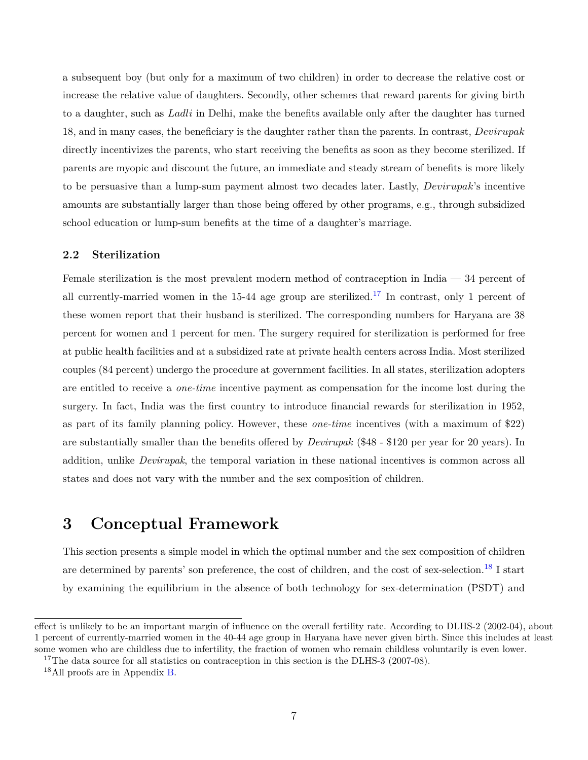a subsequent boy (but only for a maximum of two children) in order to decrease the relative cost or increase the relative value of daughters. Secondly, other schemes that reward parents for giving birth to a daughter, such as *Ladli* in Delhi, make the benefits available only after the daughter has turned 18, and in many cases, the beneficiary is the daughter rather than the parents. In contrast, *Devirupak* directly incentivizes the parents, who start receiving the benefits as soon as they become sterilized. If parents are myopic and discount the future, an immediate and steady stream of benefits is more likely to be persuasive than a lump-sum payment almost two decades later. Lastly, *Devirupak*'s incentive amounts are substantially larger than those being offered by other programs, e.g., through subsidized school education or lump-sum benefits at the time of a daughter's marriage.

### 2.2 Sterilization

Female sterilization is the most prevalent modern method of contraception in India — 34 percent of all currently-married women in the 15-44 age group are sterilized.[17] In contrast, only 1 percent of these women report that their husband is sterilized. The corresponding numbers for Haryana are 38 percent for women and 1 percent for men. The surgery required for sterilization is performed for free at public health facilities and at a subsidized rate at private health centers across India. Most sterilized couples (84 percent) undergo the procedure at government facilities. In all states, sterilization adopters are entitled to receive a *one-time* incentive payment as compensation for the income lost during the surgery. In fact, India was the first country to introduce financial rewards for sterilization in 1952, as part of its family planning policy. However, these *one-time* incentives (with a maximum of \$22) are substantially smaller than the benefits offered by *Devirupak* (\$48 - \$120 per year for 20 years). In addition, unlike *Devirupak*, the temporal variation in these national incentives is common across all states and does not vary with the number and the sex composition of children.

# 3 Conceptual Framework

This section presents a simple model in which the optimal number and the sex composition of children are determined by parents' son preference, the cost of children, and the cost of sex-selection.[18] I start by examining the equilibrium in the absence of both technology for sex-determination (PSDT) and

effect is unlikely to be an important margin of influence on the overall fertility rate. According to DLHS-2 (2002-04), about 1 percent of currently-married women in the 40-44 age group in Haryana have never given birth. Since this includes at least some women who are childless due to infertility, the fraction of women who remain childless voluntarily is even lower.

[17] The data source for all statistics on contraception in this section is the DLHS-3 (2007-08).

[18] All proofs are in Appendix B.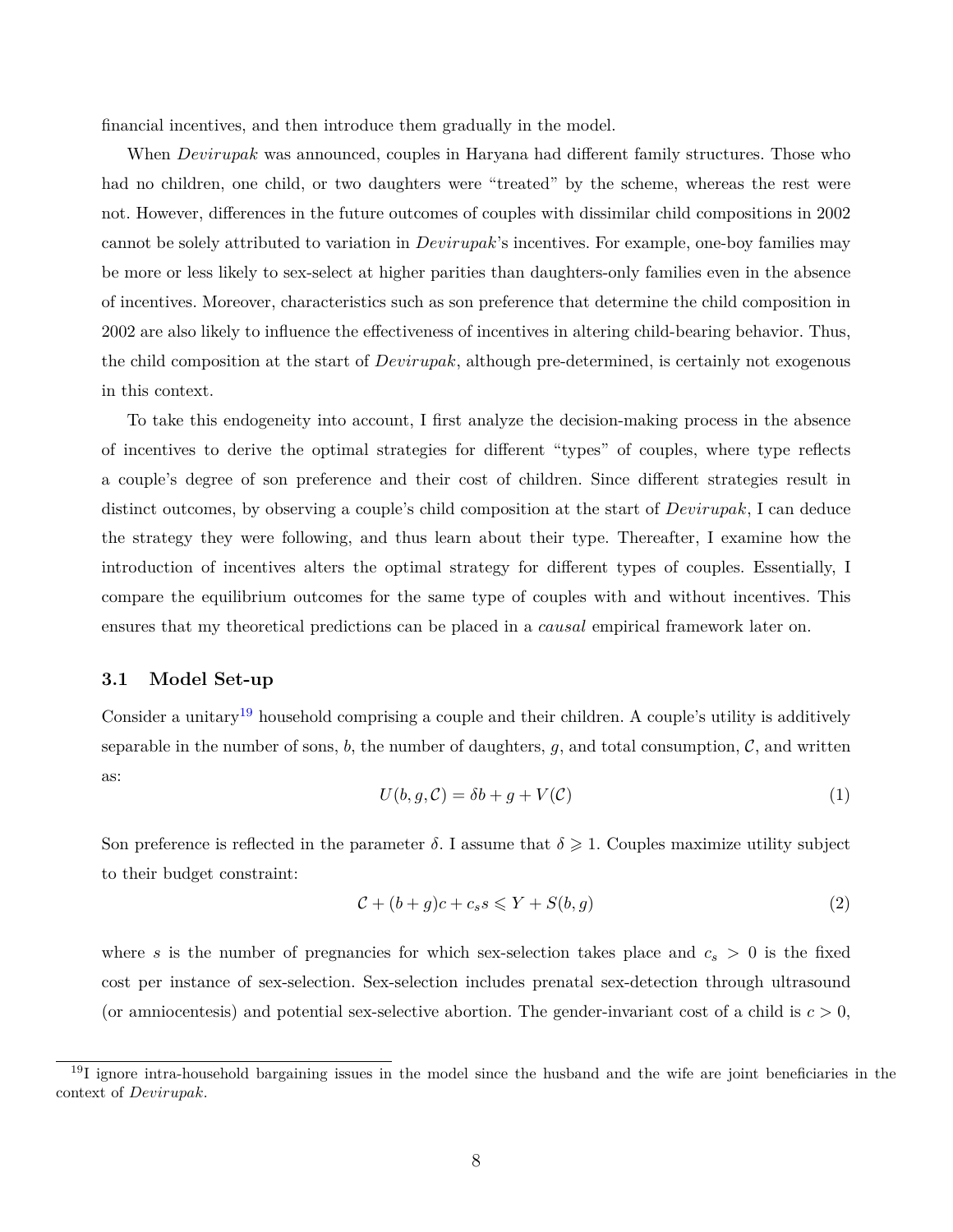financial incentives, and then introduce them gradually in the model.

When *Devirupak* was announced, couples in Haryana had different family structures. Those who had no children, one child, or two daughters were "treated" by the scheme, whereas the rest were not. However, differences in the future outcomes of couples with dissimilar child compositions in 2002 cannot be solely attributed to variation in *Devirupak*'s incentives. For example, one-boy families may be more or less likely to sex-select at higher parities than daughters-only families even in the absence of incentives. Moreover, characteristics such as son preference that determine the child composition in 2002 are also likely to influence the effectiveness of incentives in altering child-bearing behavior. Thus, the child composition at the start of *Devirupak*, although pre-determined, is certainly not exogenous in this context.

To take this endogeneity into account, I first analyze the decision-making process in the absence of incentives to derive the optimal strategies for different "types" of couples, where type reflects a couple's degree of son preference and their cost of children. Since different strategies result in distinct outcomes, by observing a couple's child composition at the start of *Devirupak*, I can deduce the strategy they were following, and thus learn about their type. Thereafter, I examine how the introduction of incentives alters the optimal strategy for different types of couples. Essentially, I compare the equilibrium outcomes for the same type of couples with and without incentives. This ensures that my theoretical predictions can be placed in a *causal* empirical framework later on.

### 3.1 Model Set-up

Consider a unitary[19] household comprising a couple and their children. A couple's utility is additively separable in the number of sons, $b$, the number of daughters, $g$, and total consumption, $\mathcal{C}$, and written as:

$$U(b, g, \mathcal{C}) = \delta b + g + V(\mathcal{C}) \tag{1}$$

Son preference is reflected in the parameter $\delta$. I assume that $\delta \geqslant 1$. Couples maximize utility subject to their budget constraint:

$$\mathcal{C} + (b+g)c + c_s s \leqslant Y + S(b, g) \tag{2}$$

where $s$ is the number of pregnancies for which sex-selection takes place and $c_s > 0$ is the fixed cost per instance of sex-selection. Sex-selection includes prenatal sex-detection through ultrasound (or amniocentesis) and potential sex-selective abortion. The gender-invariant cost of a child is $c > 0$,

[19] I ignore intra-household bargaining issues in the model since the husband and the wife are joint beneficiaries in the context of *Devirupak*.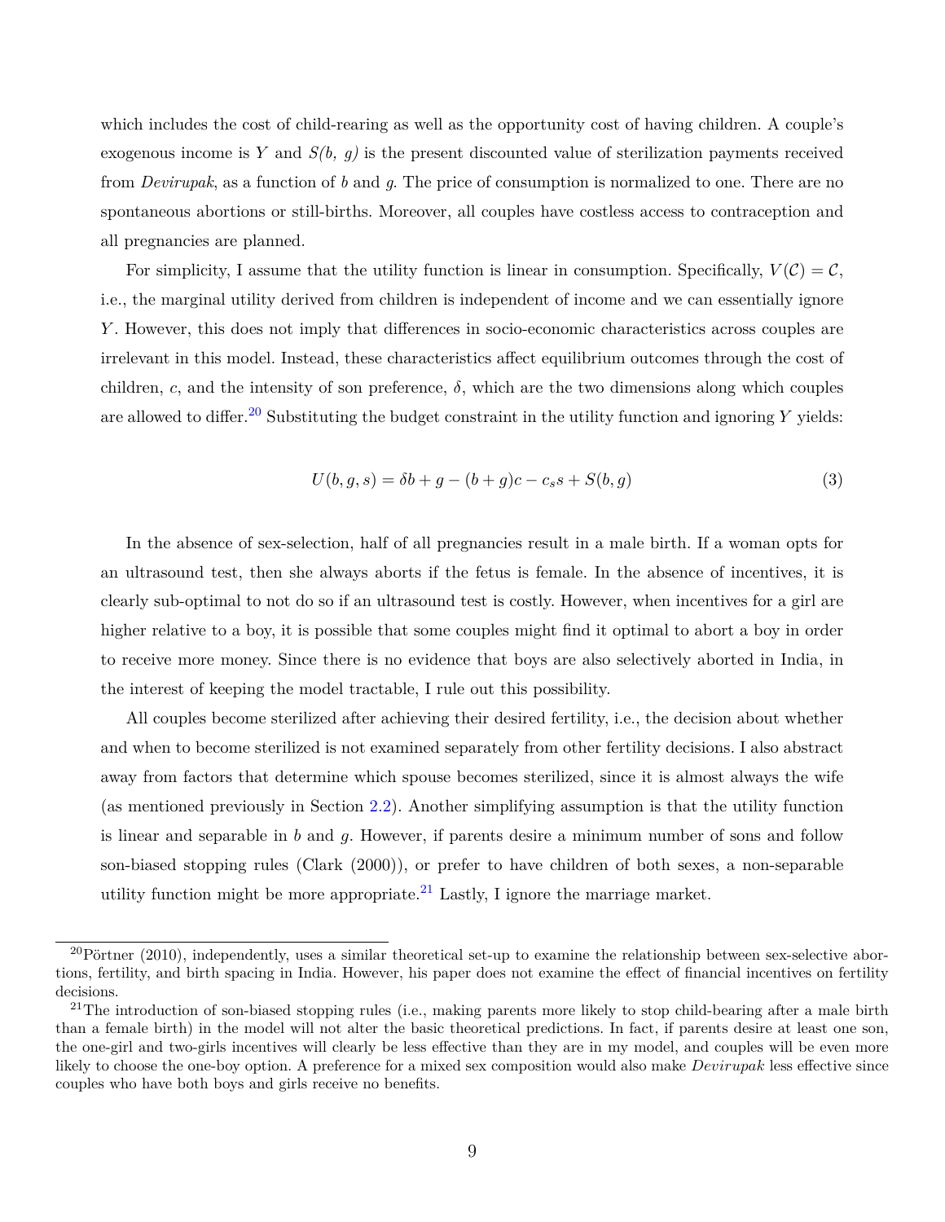which includes the cost of child-rearing as well as the opportunity cost of having children. A couple's exogenous income is $Y$ and *S(b, g)* is the present discounted value of sterilization payments received from *Devirupak*, as a function of *b* and *g*. The price of consumption is normalized to one. There are no spontaneous abortions or still-births. Moreover, all couples have costless access to contraception and all pregnancies are planned.

For simplicity, I assume that the utility function is linear in consumption. Specifically, $V(\mathcal{C}) = \mathcal{C}$, i.e., the marginal utility derived from children is independent of income and we can essentially ignore $Y$. However, this does not imply that differences in socio-economic characteristics across couples are irrelevant in this model. Instead, these characteristics affect equilibrium outcomes through the cost of children, $c$, and the intensity of son preference, $\delta$, which are the two dimensions along which couples are allowed to differ.[20] Substituting the budget constraint in the utility function and ignoring $Y$ yields:

$$U(b, g, s) = \delta b + g - (b + g)c - c_s s + S(b, g) \tag{3}$$

In the absence of sex-selection, half of all pregnancies result in a male birth. If a woman opts for an ultrasound test, then she always aborts if the fetus is female. In the absence of incentives, it is clearly sub-optimal to not do so if an ultrasound test is costly. However, when incentives for a girl are higher relative to a boy, it is possible that some couples might find it optimal to abort a boy in order to receive more money. Since there is no evidence that boys are also selectively aborted in India, in the interest of keeping the model tractable, I rule out this possibility.

All couples become sterilized after achieving their desired fertility, i.e., the decision about whether and when to become sterilized is not examined separately from other fertility decisions. I also abstract away from factors that determine which spouse becomes sterilized, since it is almost always the wife (as mentioned previously in Section 2.2). Another simplifying assumption is that the utility function is linear and separable in $b$ and $g$. However, if parents desire a minimum number of sons and follow son-biased stopping rules (Clark (2000)), or prefer to have children of both sexes, a non-separable utility function might be more appropriate.[21] Lastly, I ignore the marriage market.

[20] Pörtner (2010), independently, uses a similar theoretical set-up to examine the relationship between sex-selective abortions, fertility, and birth spacing in India. However, his paper does not examine the effect of financial incentives on fertility decisions.

[21] The introduction of son-biased stopping rules (i.e., making parents more likely to stop child-bearing after a male birth than a female birth) in the model will not alter the basic theoretical predictions. In fact, if parents desire at least one son, the one-girl and two-girls incentives will clearly be less effective than they are in my model, and couples will be even more likely to choose the one-boy option. A preference for a mixed sex composition would also make *Devirupak* less effective since couples who have both boys and girls receive no benefits.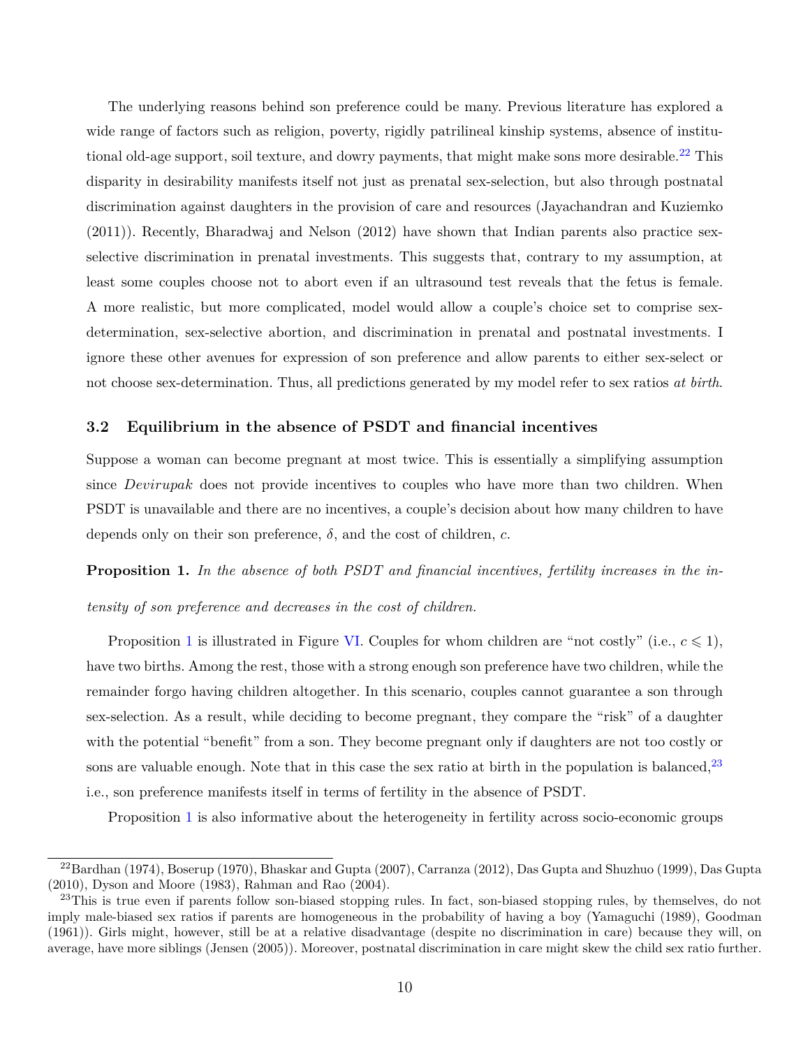The underlying reasons behind son preference could be many. Previous literature has explored a wide range of factors such as religion, poverty, rigidly patrilineal kinship systems, absence of institutional old-age support, soil texture, and dowry payments, that might make sons more desirable.[22] This disparity in desirability manifests itself not just as prenatal sex-selection, but also through postnatal discrimination against daughters in the provision of care and resources (Jayachandran and Kuziemko (2011)). Recently, Bharadwaj and Nelson (2012) have shown that Indian parents also practice sex-selective discrimination in prenatal investments. This suggests that, contrary to my assumption, at least some couples choose not to abort even if an ultrasound test reveals that the fetus is female. A more realistic, but more complicated, model would allow a couple's choice set to comprise sex-determination, sex-selective abortion, and discrimination in prenatal and postnatal investments. I ignore these other avenues for expression of son preference and allow parents to either sex-select or not choose sex-determination. Thus, all predictions generated by my model refer to sex ratios *at birth*.

### 3.2 Equilibrium in the absence of PSDT and financial incentives

Suppose a woman can become pregnant at most twice. This is essentially a simplifying assumption since *Devirupak* does not provide incentives to couples who have more than two children. When PSDT is unavailable and there are no incentives, a couple's decision about how many children to have depends only on their son preference, $\delta$, and the cost of children, $c$.

**Proposition 1.** *In the absence of both PSDT and financial incentives, fertility increases in the intensity of son preference and decreases in the cost of children.*

Proposition 1 is illustrated in Figure VI. Couples for whom children are "not costly" (i.e., $c \leqslant 1$), have two births. Among the rest, those with a strong enough son preference have two children, while the remainder forgo having children altogether. In this scenario, couples cannot guarantee a son through sex-selection. As a result, while deciding to become pregnant, they compare the "risk" of a daughter with the potential "benefit" from a son. They become pregnant only if daughters are not too costly or sons are valuable enough. Note that in this case the sex ratio at birth in the population is balanced,[23] i.e., son preference manifests itself in terms of fertility in the absence of PSDT.

Proposition 1 is also informative about the heterogeneity in fertility across socio-economic groups

---

[22] Bardhan (1974), Boserup (1970), Bhaskar and Gupta (2007), Carranza (2012), Das Gupta and Shuzhuo (1999), Das Gupta (2010), Dyson and Moore (1983), Rahman and Rao (2004).

[23] This is true even if parents follow son-biased stopping rules. In fact, son-biased stopping rules, by themselves, do not imply male-biased sex ratios if parents are homogeneous in the probability of having a boy (Yamaguchi (1989), Goodman (1961)). Girls might, however, still be at a relative disadvantage (despite no discrimination in care) because they will, on average, have more siblings (Jensen (2005)). Moreover, postnatal discrimination in care might skew the child sex ratio further.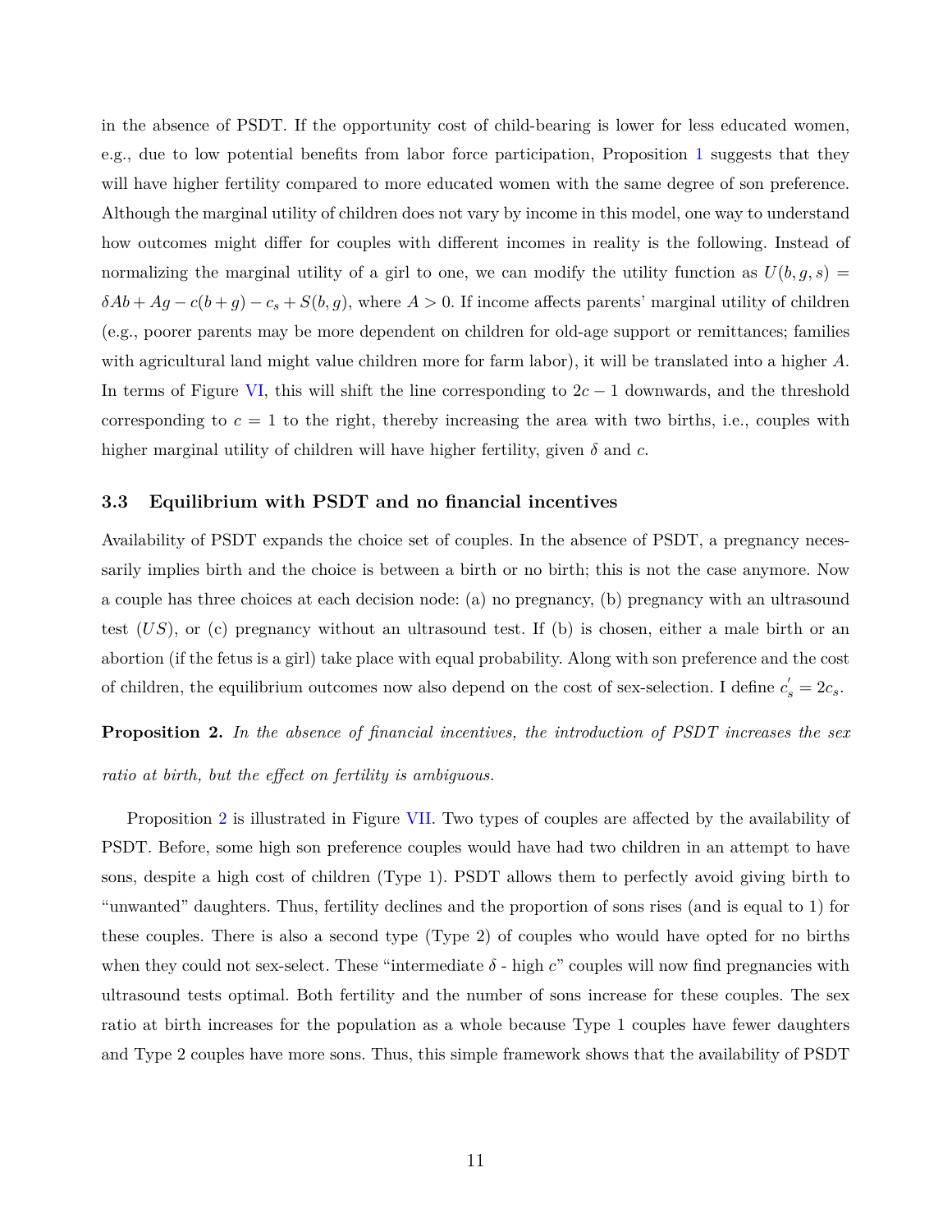in the absence of PSDT. If the opportunity cost of child-bearing is lower for less educated women, e.g., due to low potential benefits from labor force participation, Proposition 1 suggests that they will have higher fertility compared to more educated women with the same degree of son preference. Although the marginal utility of children does not vary by income in this model, one way to understand how outcomes might differ for couples with different incomes in reality is the following. Instead of normalizing the marginal utility of a girl to one, we can modify the utility function as $U(b, g, s) = \delta Ab + Ag - c(b + g) - c_s + S(b, g)$, where $A > 0$. If income affects parents' marginal utility of children (e.g., poorer parents may be more dependent on children for old-age support or remittances; families with agricultural land might value children more for farm labor), it will be translated into a higher $A$. In terms of Figure VI, this will shift the line corresponding to $2c - 1$ downwards, and the threshold corresponding to $c = 1$ to the right, thereby increasing the area with two births, i.e., couples with higher marginal utility of children will have higher fertility, given $\delta$ and $c$.

### 3.3 Equilibrium with PSDT and no financial incentives

Availability of PSDT expands the choice set of couples. In the absence of PSDT, a pregnancy necessarily implies birth and the choice is between a birth or no birth; this is not the case anymore. Now a couple has three choices at each decision node: (a) no pregnancy, (b) pregnancy with an ultrasound test ($US$), or (c) pregnancy without an ultrasound test. If (b) is chosen, either a male birth or an abortion (if the fetus is a girl) take place with equal probability. Along with son preference and the cost of children, the equilibrium outcomes now also depend on the cost of sex-selection. I define $c_s^{'} = 2c_s$.

**Proposition 2.** *In the absence of financial incentives, the introduction of PSDT increases the sex ratio at birth, but the effect on fertility is ambiguous.*

Proposition 2 is illustrated in Figure VII. Two types of couples are affected by the availability of PSDT. Before, some high son preference couples would have had two children in an attempt to have sons, despite a high cost of children (Type 1). PSDT allows them to perfectly avoid giving birth to "unwanted" daughters. Thus, fertility declines and the proportion of sons rises (and is equal to 1) for these couples. There is also a second type (Type 2) of couples who would have opted for no births when they could not sex-select. These "intermediate $\delta$ - high $c$" couples will now find pregnancies with ultrasound tests optimal. Both fertility and the number of sons increase for these couples. The sex ratio at birth increases for the population as a whole because Type 1 couples have fewer daughters and Type 2 couples have more sons. Thus, this simple framework shows that the availability of PSDT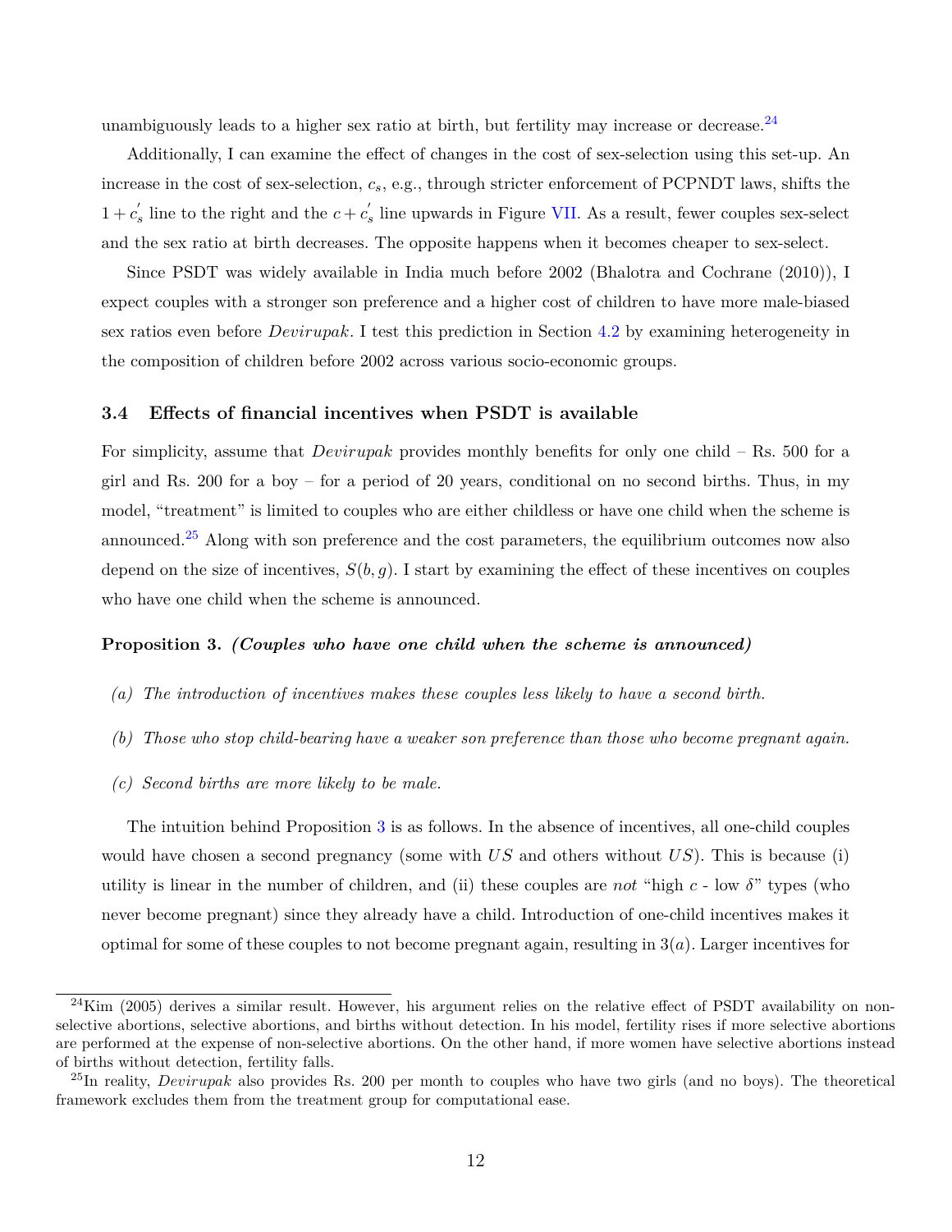unambiguously leads to a higher sex ratio at birth, but fertility may increase or decrease.[24]

Additionally, I can examine the effect of changes in the cost of sex-selection using this set-up. An increase in the cost of sex-selection, $c_s$, e.g., through stricter enforcement of PCPNDT laws, shifts the $1 + c_s^{'}$ line to the right and the $c + c_s^{'}$ line upwards in Figure VII. As a result, fewer couples sex-select and the sex ratio at birth decreases. The opposite happens when it becomes cheaper to sex-select.

Since PSDT was widely available in India much before 2002 (Bhalotra and Cochrane (2010)), I expect couples with a stronger son preference and a higher cost of children to have more male-biased sex ratios even before *Devirupak*. I test this prediction in Section 4.2 by examining heterogeneity in the composition of children before 2002 across various socio-economic groups.

### 3.4 Effects of financial incentives when PSDT is available

For simplicity, assume that *Devirupak* provides monthly benefits for only one child – Rs. 500 for a girl and Rs. 200 for a boy – for a period of 20 years, conditional on no second births. Thus, in my model, "treatment" is limited to couples who are either childless or have one child when the scheme is announced.[25] Along with son preference and the cost parameters, the equilibrium outcomes now also depend on the size of incentives, $S(b, g)$. I start by examining the effect of these incentives on couples who have one child when the scheme is announced.

**Proposition 3.** ***(Couples who have one child when the scheme is announced)***

*(a) The introduction of incentives makes these couples less likely to have a second birth.*

*(b) Those who stop child-bearing have a weaker son preference than those who become pregnant again.*

*(c) Second births are more likely to be male.*

The intuition behind Proposition 3 is as follows. In the absence of incentives, all one-child couples would have chosen a second pregnancy (some with $US$ and others without $US$). This is because (i) utility is linear in the number of children, and (ii) these couples are *not* "high $c$ - low $\delta$" types (who never become pregnant) since they already have a child. Introduction of one-child incentives makes it optimal for some of these couples to not become pregnant again, resulting in $3(a)$. Larger incentives for

---

[24] Kim (2005) derives a similar result. However, his argument relies on the relative effect of PSDT availability on non-selective abortions, selective abortions, and births without detection. In his model, fertility rises if more selective abortions are performed at the expense of non-selective abortions. On the other hand, if more women have selective abortions instead of births without detection, fertility falls.

[25] In reality, *Devirupak* also provides Rs. 200 per month to couples who have two girls (and no boys). The theoretical framework excludes them from the treatment group for computational ease.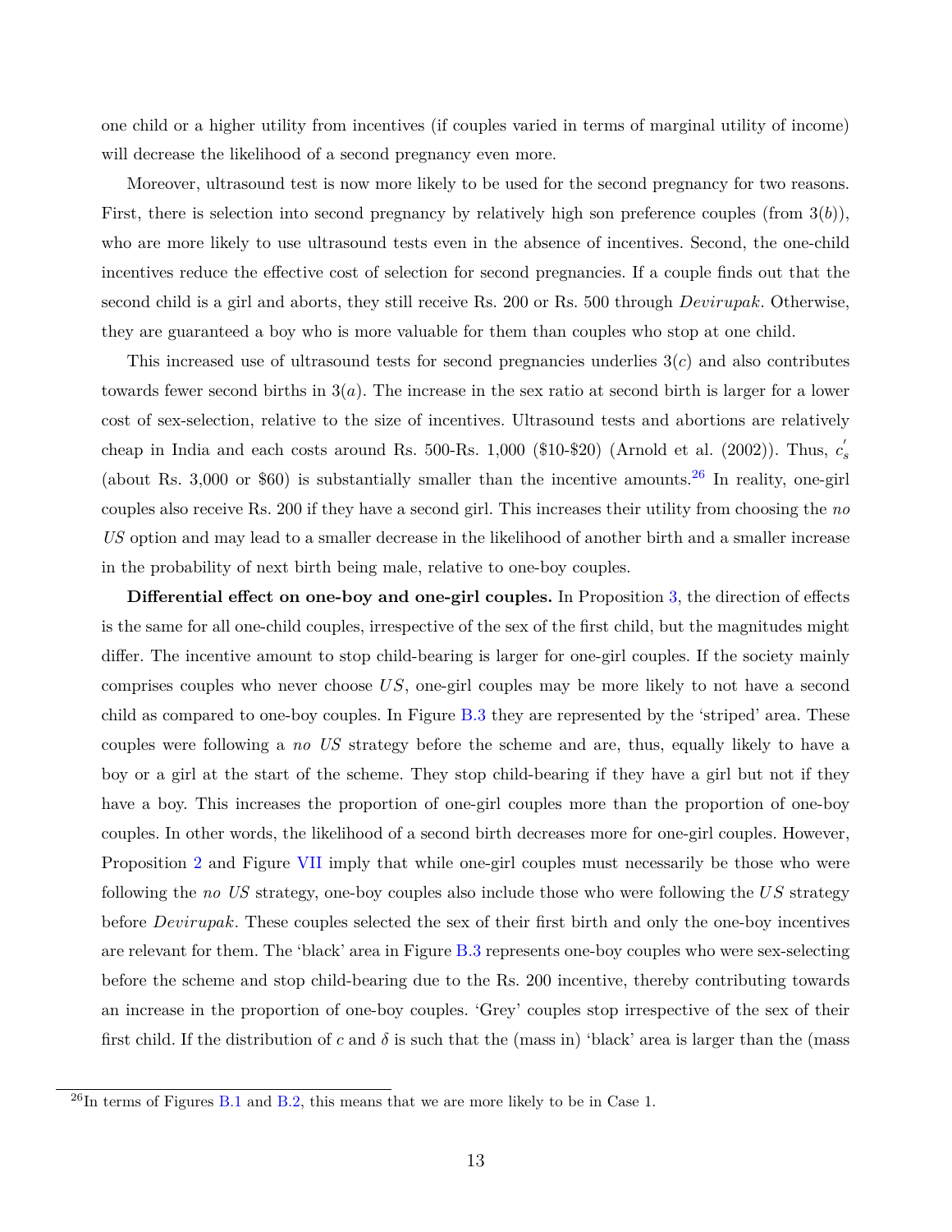one child or a higher utility from incentives (if couples varied in terms of marginal utility of income) will decrease the likelihood of a second pregnancy even more.

Moreover, ultrasound test is now more likely to be used for the second pregnancy for two reasons. First, there is selection into second pregnancy by relatively high son preference couples (from $3(b)$), who are more likely to use ultrasound tests even in the absence of incentives. Second, the one-child incentives reduce the effective cost of selection for second pregnancies. If a couple finds out that the second child is a girl and aborts, they still receive Rs. 200 or Rs. 500 through *Devirupak*. Otherwise, they are guaranteed a boy who is more valuable for them than couples who stop at one child.

This increased use of ultrasound tests for second pregnancies underlies $3(c)$ and also contributes towards fewer second births in $3(a)$. The increase in the sex ratio at second birth is larger for a lower cost of sex-selection, relative to the size of incentives. Ultrasound tests and abortions are relatively cheap in India and each costs around Rs. 500-Rs. 1,000 ($10-$20) (Arnold et al. (2002)). Thus, $c_s^{'}$ (about Rs. 3,000 or $60) is substantially smaller than the incentive amounts.[26] In reality, one-girl couples also receive Rs. 200 if they have a second girl. This increases their utility from choosing the *no US* option and may lead to a smaller decrease in the likelihood of another birth and a smaller increase in the probability of next birth being male, relative to one-boy couples.

**Differential effect on one-boy and one-girl couples.** In Proposition 3, the direction of effects is the same for all one-child couples, irrespective of the sex of the first child, but the magnitudes might differ. The incentive amount to stop child-bearing is larger for one-girl couples. If the society mainly comprises couples who never choose $US$, one-girl couples may be more likely to not have a second child as compared to one-boy couples. In Figure B.3 they are represented by the 'striped' area. These couples were following a *no US* strategy before the scheme and are, thus, equally likely to have a boy or a girl at the start of the scheme. They stop child-bearing if they have a girl but not if they have a boy. This increases the proportion of one-girl couples more than the proportion of one-boy couples. In other words, the likelihood of a second birth decreases more for one-girl couples. However, Proposition 2 and Figure VII imply that while one-girl couples must necessarily be those who were following the *no US* strategy, one-boy couples also include those who were following the $US$ strategy before *Devirupak*. These couples selected the sex of their first birth and only the one-boy incentives are relevant for them. The 'black' area in Figure B.3 represents one-boy couples who were sex-selecting before the scheme and stop child-bearing due to the Rs. 200 incentive, thereby contributing towards an increase in the proportion of one-boy couples. 'Grey' couples stop irrespective of the sex of their first child. If the distribution of $c$ and $\delta$ is such that the (mass in) 'black' area is larger than the (mass

[26] In terms of Figures B.1 and B.2, this means that we are more likely to be in Case 1.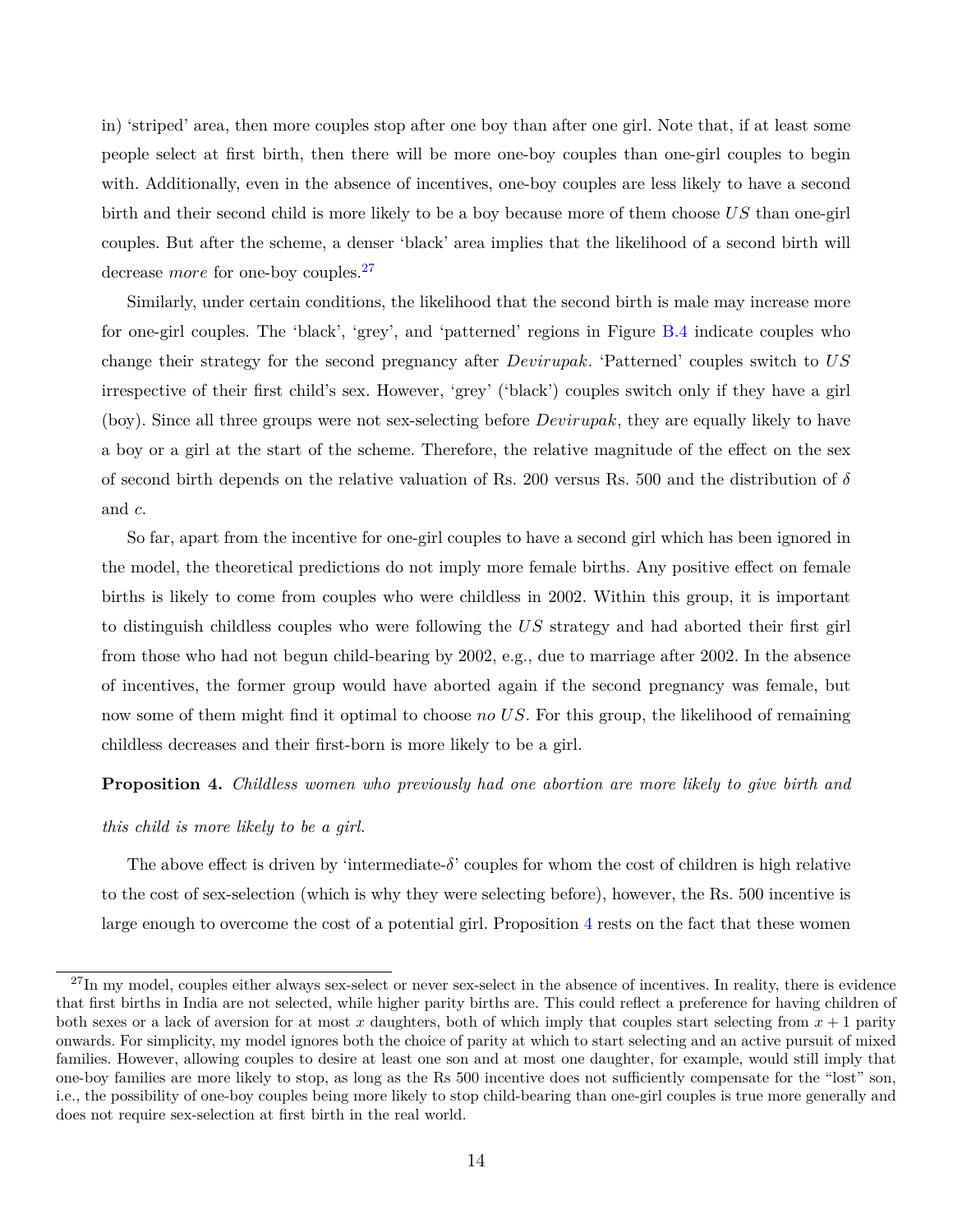in) 'striped' area, then more couples stop after one boy than after one girl. Note that, if at least some people select at first birth, then there will be more one-boy couples than one-girl couples to begin with. Additionally, even in the absence of incentives, one-boy couples are less likely to have a second birth and their second child is more likely to be a boy because more of them choose $US$ than one-girl couples. But after the scheme, a denser 'black' area implies that the likelihood of a second birth will decrease *more* for one-boy couples.[27]

Similarly, under certain conditions, the likelihood that the second birth is male may increase more for one-girl couples. The 'black', 'grey', and 'patterned' regions in Figure B.4 indicate couples who change their strategy for the second pregnancy after *Devirupak*. 'Patterned' couples switch to $US$ irrespective of their first child's sex. However, 'grey' ('black') couples switch only if they have a girl (boy). Since all three groups were not sex-selecting before *Devirupak*, they are equally likely to have a boy or a girl at the start of the scheme. Therefore, the relative magnitude of the effect on the sex of second birth depends on the relative valuation of Rs. 200 versus Rs. 500 and the distribution of $\delta$ and $c$.

So far, apart from the incentive for one-girl couples to have a second girl which has been ignored in the model, the theoretical predictions do not imply more female births. Any positive effect on female births is likely to come from couples who were childless in 2002. Within this group, it is important to distinguish childless couples who were following the $US$ strategy and had aborted their first girl from those who had not begun child-bearing by 2002, e.g., due to marriage after 2002. In the absence of incentives, the former group would have aborted again if the second pregnancy was female, but now some of them might find it optimal to choose *no* $US$. For this group, the likelihood of remaining childless decreases and their first-born is more likely to be a girl.

**Proposition 4.** *Childless women who previously had one abortion are more likely to give birth and this child is more likely to be a girl.*

The above effect is driven by 'intermediate-$\delta$' couples for whom the cost of children is high relative to the cost of sex-selection (which is why they were selecting before), however, the Rs. 500 incentive is large enough to overcome the cost of a potential girl. Proposition 4 rests on the fact that these women

[27] In my model, couples either always sex-select or never sex-select in the absence of incentives. In reality, there is evidence that first births in India are not selected, while higher parity births are. This could reflect a preference for having children of both sexes or a lack of aversion for at most $x$ daughters, both of which imply that couples start selecting from $x + 1$ parity onwards. For simplicity, my model ignores both the choice of parity at which to start selecting and an active pursuit of mixed families. However, allowing couples to desire at least one son and at most one daughter, for example, would still imply that one-boy families are more likely to stop, as long as the Rs 500 incentive does not sufficiently compensate for the "lost" son, i.e., the possibility of one-boy couples being more likely to stop child-bearing than one-girl couples is true more generally and does not require sex-selection at first birth in the real world.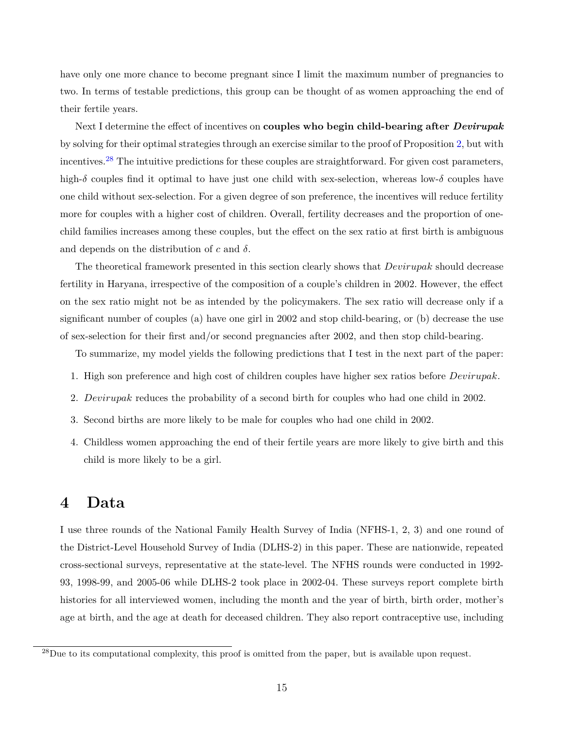have only one more chance to become pregnant since I limit the maximum number of pregnancies to two. In terms of testable predictions, this group can be thought of as women approaching the end of their fertile years.

Next I determine the effect of incentives on **couples who begin child-bearing after *Devirupak*** by solving for their optimal strategies through an exercise similar to the proof of Proposition 2, but with incentives.[28] The intuitive predictions for these couples are straightforward. For given cost parameters, high-$\delta$ couples find it optimal to have just one child with sex-selection, whereas low-$\delta$ couples have one child without sex-selection. For a given degree of son preference, the incentives will reduce fertility more for couples with a higher cost of children. Overall, fertility decreases and the proportion of one-child families increases among these couples, but the effect on the sex ratio at first birth is ambiguous and depends on the distribution of $c$ and $\delta$.

The theoretical framework presented in this section clearly shows that *Devirupak* should decrease fertility in Haryana, irrespective of the composition of a couple's children in 2002. However, the effect on the sex ratio might not be as intended by the policymakers. The sex ratio will decrease only if a significant number of couples (a) have one girl in 2002 and stop child-bearing, or (b) decrease the use of sex-selection for their first and/or second pregnancies after 2002, and then stop child-bearing.

To summarize, my model yields the following predictions that I test in the next part of the paper:

1. High son preference and high cost of children couples have higher sex ratios before *Devirupak*.
2. *Devirupak* reduces the probability of a second birth for couples who had one child in 2002.
3. Second births are more likely to be male for couples who had one child in 2002.
4. Childless women approaching the end of their fertile years are more likely to give birth and this child is more likely to be a girl.

# 4 Data

I use three rounds of the National Family Health Survey of India (NFHS-1, 2, 3) and one round of the District-Level Household Survey of India (DLHS-2) in this paper. These are nationwide, repeated cross-sectional surveys, representative at the state-level. The NFHS rounds were conducted in 1992-93, 1998-99, and 2005-06 while DLHS-2 took place in 2002-04. These surveys report complete birth histories for all interviewed women, including the month and the year of birth, birth order, mother's age at birth, and the age at death for deceased children. They also report contraceptive use, including

[28] Due to its computational complexity, this proof is omitted from the paper, but is available upon request.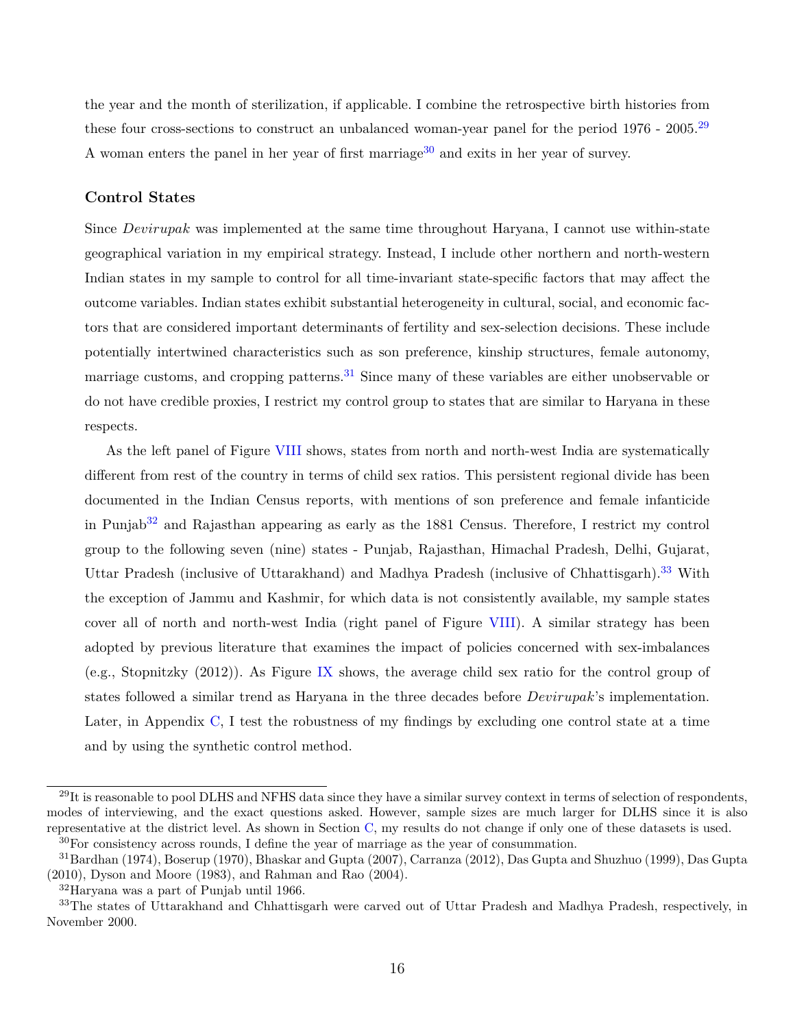the year and the month of sterilization, if applicable. I combine the retrospective birth histories from these four cross-sections to construct an unbalanced woman-year panel for the period 1976 - 2005.[29] A woman enters the panel in her year of first marriage[30] and exits in her year of survey.

### Control States

Since *Devirupak* was implemented at the same time throughout Haryana, I cannot use within-state geographical variation in my empirical strategy. Instead, I include other northern and north-western Indian states in my sample to control for all time-invariant state-specific factors that may affect the outcome variables. Indian states exhibit substantial heterogeneity in cultural, social, and economic factors that are considered important determinants of fertility and sex-selection decisions. These include potentially intertwined characteristics such as son preference, kinship structures, female autonomy, marriage customs, and cropping patterns.[31] Since many of these variables are either unobservable or do not have credible proxies, I restrict my control group to states that are similar to Haryana in these respects.

As the left panel of Figure VIII shows, states from north and north-west India are systematically different from rest of the country in terms of child sex ratios. This persistent regional divide has been documented in the Indian Census reports, with mentions of son preference and female infanticide in Punjab[32] and Rajasthan appearing as early as the 1881 Census. Therefore, I restrict my control group to the following seven (nine) states - Punjab, Rajasthan, Himachal Pradesh, Delhi, Gujarat, Uttar Pradesh (inclusive of Uttarakhand) and Madhya Pradesh (inclusive of Chhattisgarh).[33] With the exception of Jammu and Kashmir, for which data is not consistently available, my sample states cover all of north and north-west India (right panel of Figure VIII). A similar strategy has been adopted by previous literature that examines the impact of policies concerned with sex-imbalances (e.g., Stopnitzky (2012)). As Figure IX shows, the average child sex ratio for the control group of states followed a similar trend as Haryana in the three decades before *Devirupak*'s implementation. Later, in Appendix C, I test the robustness of my findings by excluding one control state at a time and by using the synthetic control method.

---

[29] It is reasonable to pool DLHS and NFHS data since they have a similar survey context in terms of selection of respondents, modes of interviewing, and the exact questions asked. However, sample sizes are much larger for DLHS since it is also representative at the district level. As shown in Section C, my results do not change if only one of these datasets is used.

[30] For consistency across rounds, I define the year of marriage as the year of consummation.

[31] Bardhan (1974), Boserup (1970), Bhaskar and Gupta (2007), Carranza (2012), Das Gupta and Shuzhuo (1999), Das Gupta (2010), Dyson and Moore (1983), and Rahman and Rao (2004).

[32] Haryana was a part of Punjab until 1966.

[33] The states of Uttarakhand and Chhattisgarh were carved out of Uttar Pradesh and Madhya Pradesh, respectively, in November 2000.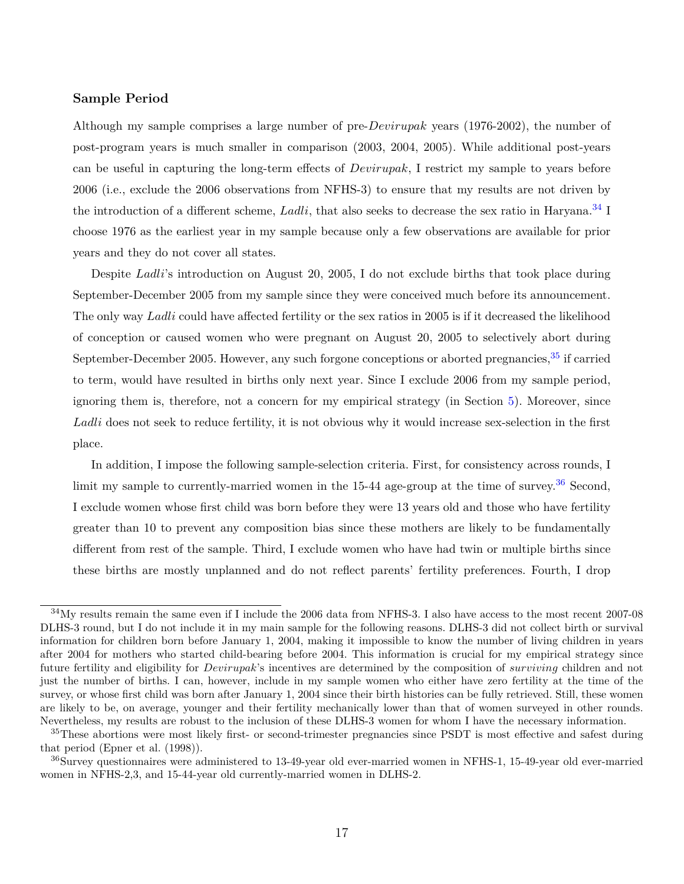**Sample Period**

Although my sample comprises a large number of pre-*Devirupak* years (1976-2002), the number of post-program years is much smaller in comparison (2003, 2004, 2005). While additional post-years can be useful in capturing the long-term effects of *Devirupak*, I restrict my sample to years before 2006 (i.e., exclude the 2006 observations from NFHS-3) to ensure that my results are not driven by the introduction of a different scheme, *Ladli*, that also seeks to decrease the sex ratio in Haryana.[34] I choose 1976 as the earliest year in my sample because only a few observations are available for prior years and they do not cover all states.

Despite *Ladli*'s introduction on August 20, 2005, I do not exclude births that took place during September-December 2005 from my sample since they were conceived much before its announcement. The only way *Ladli* could have affected fertility or the sex ratios in 2005 is if it decreased the likelihood of conception or caused women who were pregnant on August 20, 2005 to selectively abort during September-December 2005. However, any such forgone conceptions or aborted pregnancies,[35] if carried to term, would have resulted in births only next year. Since I exclude 2006 from my sample period, ignoring them is, therefore, not a concern for my empirical strategy (in Section 5). Moreover, since *Ladli* does not seek to reduce fertility, it is not obvious why it would increase sex-selection in the first place.

In addition, I impose the following sample-selection criteria. First, for consistency across rounds, I limit my sample to currently-married women in the 15-44 age-group at the time of survey.[36] Second, I exclude women whose first child was born before they were 13 years old and those who have fertility greater than 10 to prevent any composition bias since these mothers are likely to be fundamentally different from rest of the sample. Third, I exclude women who have had twin or multiple births since these births are mostly unplanned and do not reflect parents' fertility preferences. Fourth, I drop

[34] My results remain the same even if I include the 2006 data from NFHS-3. I also have access to the most recent 2007-08 DLHS-3 round, but I do not include it in my main sample for the following reasons. DLHS-3 did not collect birth or survival information for children born before January 1, 2004, making it impossible to know the number of living children in years after 2004 for mothers who started child-bearing before 2004. This information is crucial for my empirical strategy since future fertility and eligibility for *Devirupak*'s incentives are determined by the composition of *surviving* children and not just the number of births. I can, however, include in my sample women who either have zero fertility at the time of the survey, or whose first child was born after January 1, 2004 since their birth histories can be fully retrieved. Still, these women are likely to be, on average, younger and their fertility mechanically lower than that of women surveyed in other rounds. Nevertheless, my results are robust to the inclusion of these DLHS-3 women for whom I have the necessary information.

[35] These abortions were most likely first- or second-trimester pregnancies since PSDT is most effective and safest during that period (Epner et al. (1998)).

[36] Survey questionnaires were administered to 13-49-year old ever-married women in NFHS-1, 15-49-year old ever-married women in NFHS-2,3, and 15-44-year old currently-married women in DLHS-2.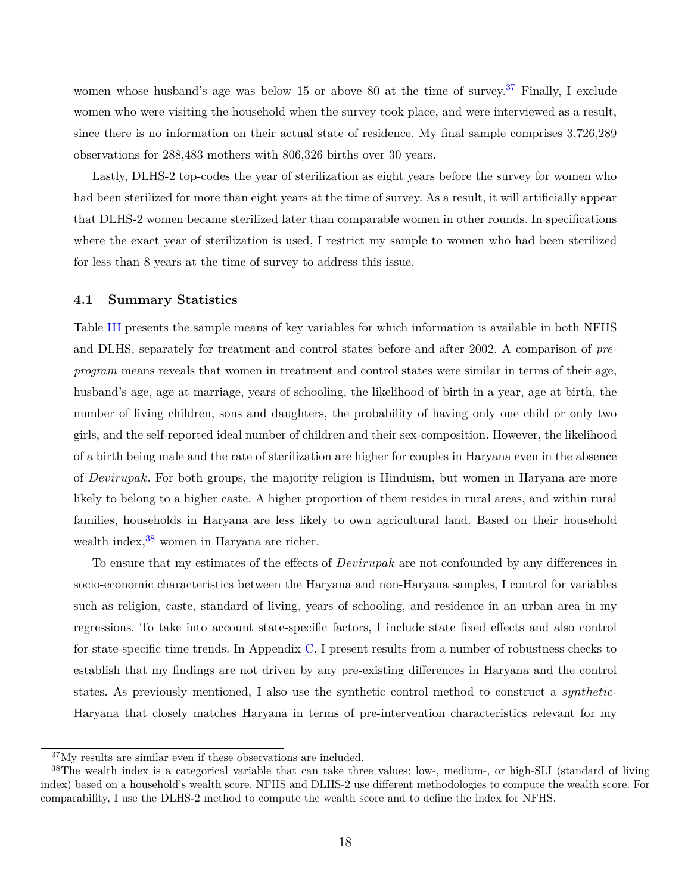women whose husband's age was below 15 or above 80 at the time of survey.[37] Finally, I exclude women who were visiting the household when the survey took place, and were interviewed as a result, since there is no information on their actual state of residence. My final sample comprises 3,726,289 observations for 288,483 mothers with 806,326 births over 30 years.

Lastly, DLHS-2 top-codes the year of sterilization as eight years before the survey for women who had been sterilized for more than eight years at the time of survey. As a result, it will artificially appear that DLHS-2 women became sterilized later than comparable women in other rounds. In specifications where the exact year of sterilization is used, I restrict my sample to women who had been sterilized for less than 8 years at the time of survey to address this issue.

### 4.1 Summary Statistics

Table III presents the sample means of key variables for which information is available in both NFHS and DLHS, separately for treatment and control states before and after 2002. A comparison of *pre-program* means reveals that women in treatment and control states were similar in terms of their age, husband's age, age at marriage, years of schooling, the likelihood of birth in a year, age at birth, the number of living children, sons and daughters, the probability of having only one child or only two girls, and the self-reported ideal number of children and their sex-composition. However, the likelihood of a birth being male and the rate of sterilization are higher for couples in Haryana even in the absence of *Devirupak*. For both groups, the majority religion is Hinduism, but women in Haryana are more likely to belong to a higher caste. A higher proportion of them resides in rural areas, and within rural families, households in Haryana are less likely to own agricultural land. Based on their household wealth index,[38] women in Haryana are richer.

To ensure that my estimates of the effects of *Devirupak* are not confounded by any differences in socio-economic characteristics between the Haryana and non-Haryana samples, I control for variables such as religion, caste, standard of living, years of schooling, and residence in an urban area in my regressions. To take into account state-specific factors, I include state fixed effects and also control for state-specific time trends. In Appendix C, I present results from a number of robustness checks to establish that my findings are not driven by any pre-existing differences in Haryana and the control states. As previously mentioned, I also use the synthetic control method to construct a *synthetic*-Haryana that closely matches Haryana in terms of pre-intervention characteristics relevant for my

[37] My results are similar even if these observations are included.

[38] The wealth index is a categorical variable that can take three values: low-, medium-, or high-SLI (standard of living index) based on a household's wealth score. NFHS and DLHS-2 use different methodologies to compute the wealth score. For comparability, I use the DLHS-2 method to compute the wealth score and to define the index for NFHS.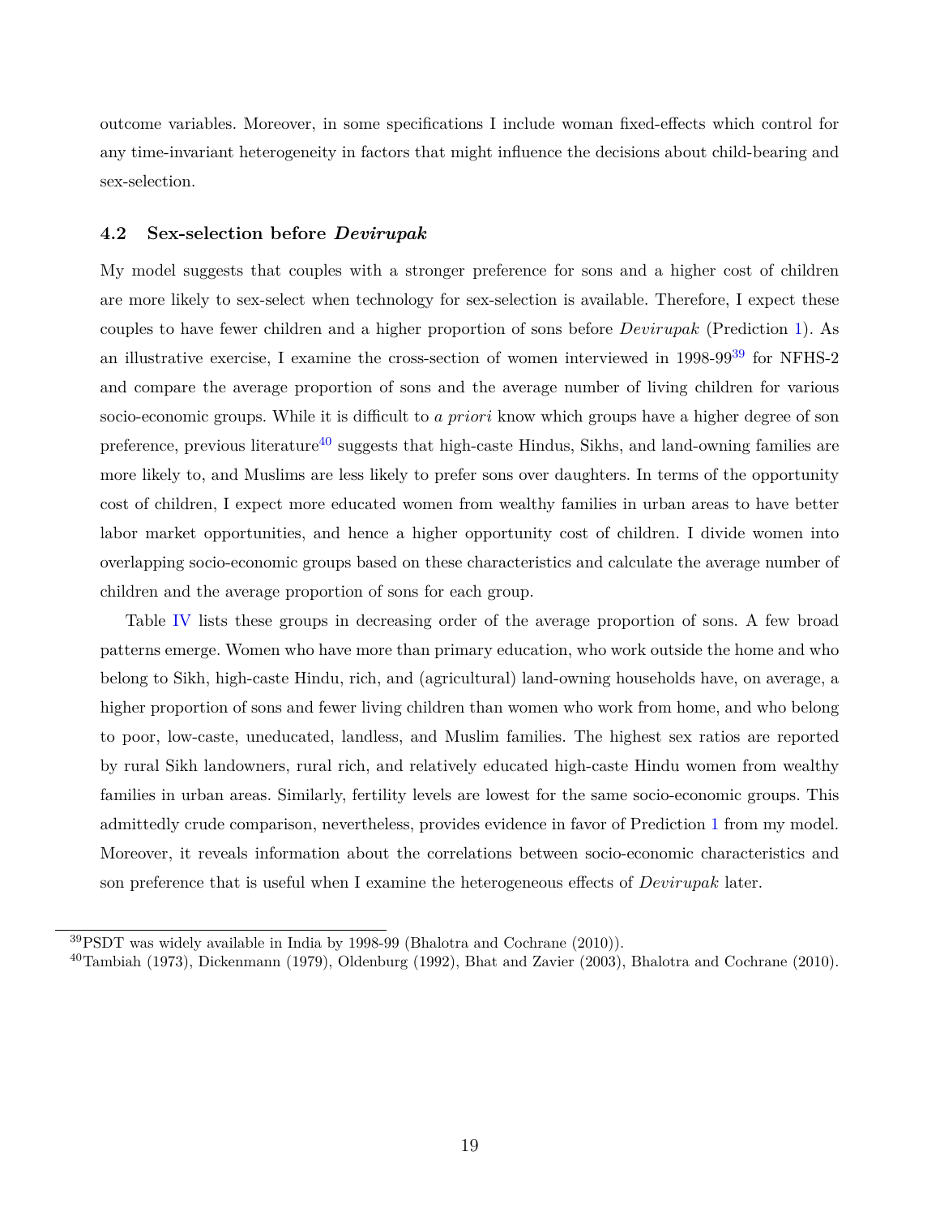outcome variables. Moreover, in some specifications I include woman fixed-effects which control for any time-invariant heterogeneity in factors that might influence the decisions about child-bearing and sex-selection.

### 4.2 Sex-selection before *Devirupak*

My model suggests that couples with a stronger preference for sons and a higher cost of children are more likely to sex-select when technology for sex-selection is available. Therefore, I expect these couples to have fewer children and a higher proportion of sons before *Devirupak* (Prediction 1). As an illustrative exercise, I examine the cross-section of women interviewed in 1998-99[39] for NFHS-2 and compare the average proportion of sons and the average number of living children for various socio-economic groups. While it is difficult to *a priori* know which groups have a higher degree of son preference, previous literature[40] suggests that high-caste Hindus, Sikhs, and land-owning families are more likely to, and Muslims are less likely to prefer sons over daughters. In terms of the opportunity cost of children, I expect more educated women from wealthy families in urban areas to have better labor market opportunities, and hence a higher opportunity cost of children. I divide women into overlapping socio-economic groups based on these characteristics and calculate the average number of children and the average proportion of sons for each group.

Table IV lists these groups in decreasing order of the average proportion of sons. A few broad patterns emerge. Women who have more than primary education, who work outside the home and who belong to Sikh, high-caste Hindu, rich, and (agricultural) land-owning households have, on average, a higher proportion of sons and fewer living children than women who work from home, and who belong to poor, low-caste, uneducated, landless, and Muslim families. The highest sex ratios are reported by rural Sikh landowners, rural rich, and relatively educated high-caste Hindu women from wealthy families in urban areas. Similarly, fertility levels are lowest for the same socio-economic groups. This admittedly crude comparison, nevertheless, provides evidence in favor of Prediction 1 from my model. Moreover, it reveals information about the correlations between socio-economic characteristics and son preference that is useful when I examine the heterogeneous effects of *Devirupak* later.

[39] PSDT was widely available in India by 1998-99 (Bhalotra and Cochrane (2010)).

[40] Tambiah (1973), Dickenmann (1979), Oldenburg (1992), Bhat and Zavier (2003), Bhalotra and Cochrane (2010).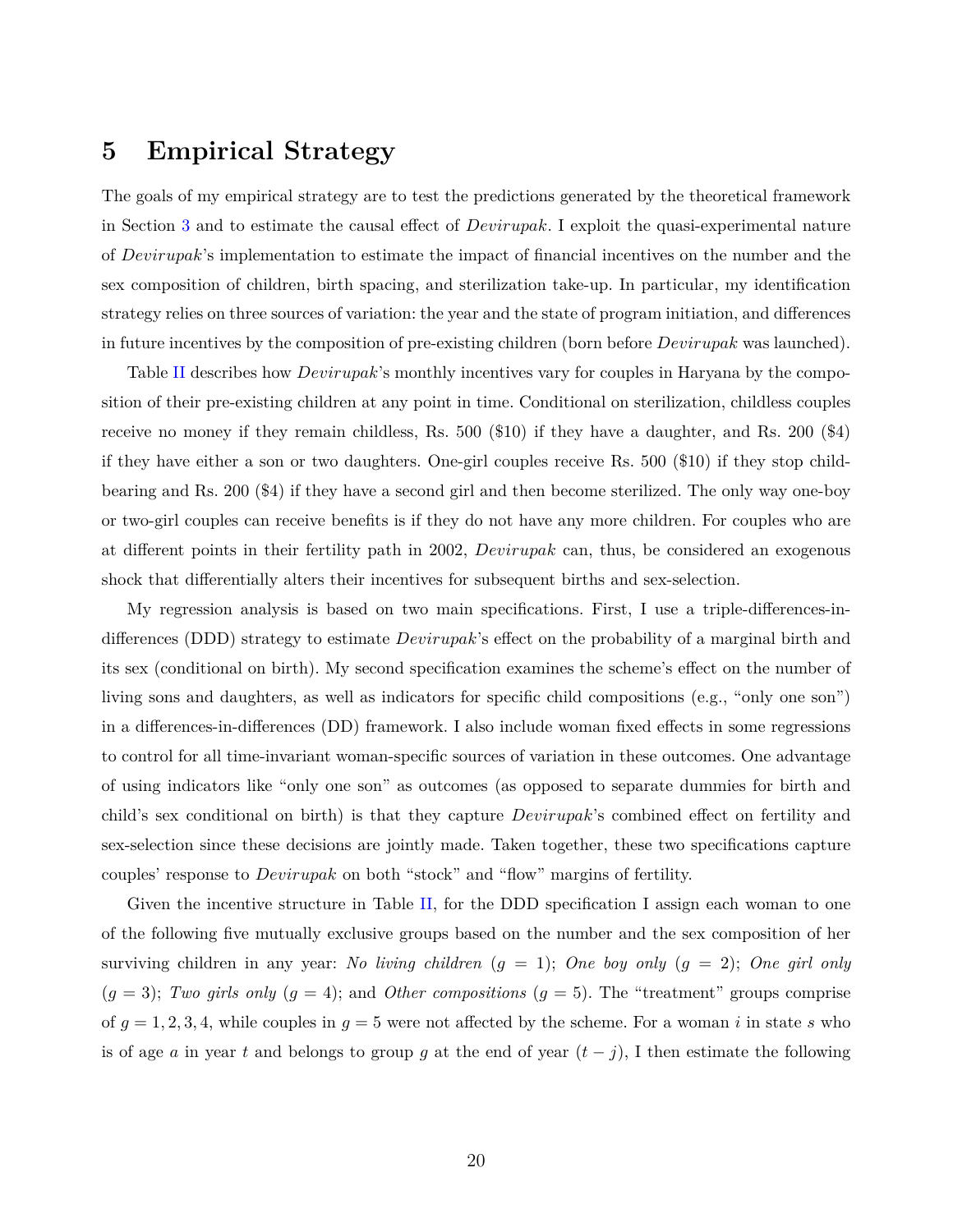# 5 Empirical Strategy

The goals of my empirical strategy are to test the predictions generated by the theoretical framework in Section 3 and to estimate the causal effect of *Devirupak*. I exploit the quasi-experimental nature of *Devirupak*'s implementation to estimate the impact of financial incentives on the number and the sex composition of children, birth spacing, and sterilization take-up. In particular, my identification strategy relies on three sources of variation: the year and the state of program initiation, and differences in future incentives by the composition of pre-existing children (born before *Devirupak* was launched).

Table II describes how *Devirupak*'s monthly incentives vary for couples in Haryana by the composition of their pre-existing children at any point in time. Conditional on sterilization, childless couples receive no money if they remain childless, Rs. 500 ($10) if they have a daughter, and Rs. 200 ($4) if they have either a son or two daughters. One-girl couples receive Rs. 500 ($10) if they stop childbearing and Rs. 200 ($4) if they have a second girl and then become sterilized. The only way one-boy or two-girl couples can receive benefits is if they do not have any more children. For couples who are at different points in their fertility path in 2002, *Devirupak* can, thus, be considered an exogenous shock that differentially alters their incentives for subsequent births and sex-selection.

My regression analysis is based on two main specifications. First, I use a triple-differences-in-differences (DDD) strategy to estimate *Devirupak*'s effect on the probability of a marginal birth and its sex (conditional on birth). My second specification examines the scheme's effect on the number of living sons and daughters, as well as indicators for specific child compositions (e.g., "only one son") in a differences-in-differences (DD) framework. I also include woman fixed effects in some regressions to control for all time-invariant woman-specific sources of variation in these outcomes. One advantage of using indicators like "only one son" as outcomes (as opposed to separate dummies for birth and child's sex conditional on birth) is that they capture *Devirupak*'s combined effect on fertility and sex-selection since these decisions are jointly made. Taken together, these two specifications capture couples' response to *Devirupak* on both "stock" and "flow" margins of fertility.

Given the incentive structure in Table II, for the DDD specification I assign each woman to one of the following five mutually exclusive groups based on the number and the sex composition of her surviving children in any year: *No living children* ($g = 1$); *One boy only* ($g = 2$); *One girl only* ($g = 3$); *Two girls only* ($g = 4$); and *Other compositions* ($g = 5$). The "treatment" groups comprise of $g = 1, 2, 3, 4$, while couples in $g = 5$ were not affected by the scheme. For a woman $i$ in state $s$ who is of age $a$ in year $t$ and belongs to group $g$ at the end of year $(t - j)$, I then estimate the following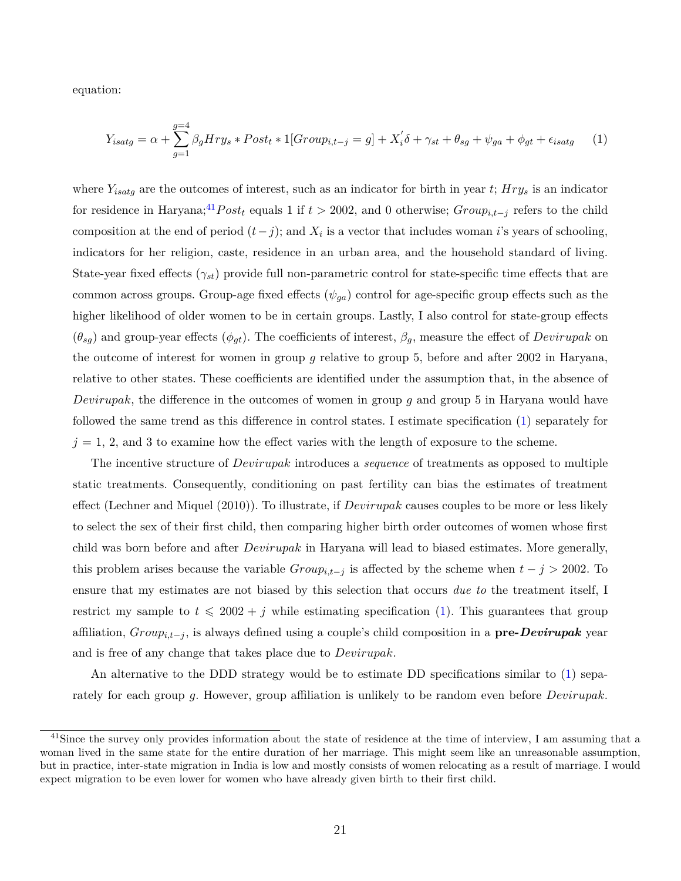equation:

$$Y_{isatg} = \alpha + \sum_{g=1}^{g=4} \beta_g Hry_s * Post_t * 1[Group_{i,t-j} = g] + X_i^{'}\delta + \gamma_{st} + \theta_{sg} + \psi_{ga} + \phi_{gt} + \epsilon_{isatg} \quad (1)$$

where $Y_{isatg}$ are the outcomes of interest, such as an indicator for birth in year $t$; $Hry_s$ is an indicator for residence in Haryana;[41] $Post_t$ equals 1 if $t > 2002$, and 0 otherwise; $Group_{i,t-j}$ refers to the child composition at the end of period $(t-j)$; and $X_i$ is a vector that includes woman $i$'s years of schooling, indicators for her religion, caste, residence in an urban area, and the household standard of living. State-year fixed effects ($\gamma_{st}$) provide full non-parametric control for state-specific time effects that are common across groups. Group-age fixed effects ($\psi_{ga}$) control for age-specific group effects such as the higher likelihood of older women to be in certain groups. Lastly, I also control for state-group effects ($\theta_{sg}$) and group-year effects ($\phi_{gt}$). The coefficients of interest, $\beta_g$, measure the effect of *Devirupak* on the outcome of interest for women in group $g$ relative to group 5, before and after 2002 in Haryana, relative to other states. These coefficients are identified under the assumption that, in the absence of *Devirupak*, the difference in the outcomes of women in group $g$ and group 5 in Haryana would have followed the same trend as this difference in control states. I estimate specification (1) separately for $j$ = 1, 2, and 3 to examine how the effect varies with the length of exposure to the scheme.

The incentive structure of *Devirupak* introduces a *sequence* of treatments as opposed to multiple static treatments. Consequently, conditioning on past fertility can bias the estimates of treatment effect (Lechner and Miquel (2010)). To illustrate, if *Devirupak* causes couples to be more or less likely to select the sex of their first child, then comparing higher birth order outcomes of women whose first child was born before and after *Devirupak* in Haryana will lead to biased estimates. More generally, this problem arises because the variable $Group_{i,t-j}$ is affected by the scheme when $t - j > 2002$. To ensure that my estimates are not biased by this selection that occurs *due to* the treatment itself, I restrict my sample to $t \leqslant 2002 + j$ while estimating specification (1). This guarantees that group affiliation, $Group_{i,t-j}$, is always defined using a couple's child composition in a **pre-*Devirupak*** year and is free of any change that takes place due to *Devirupak*.

An alternative to the DDD strategy would be to estimate DD specifications similar to (1) separately for each group $g$. However, group affiliation is unlikely to be random even before *Devirupak*.

[41] Since the survey only provides information about the state of residence at the time of interview, I am assuming that a woman lived in the same state for the entire duration of her marriage. This might seem like an unreasonable assumption, but in practice, inter-state migration in India is low and mostly consists of women relocating as a result of marriage. I would expect migration to be even lower for women who have already given birth to their first child.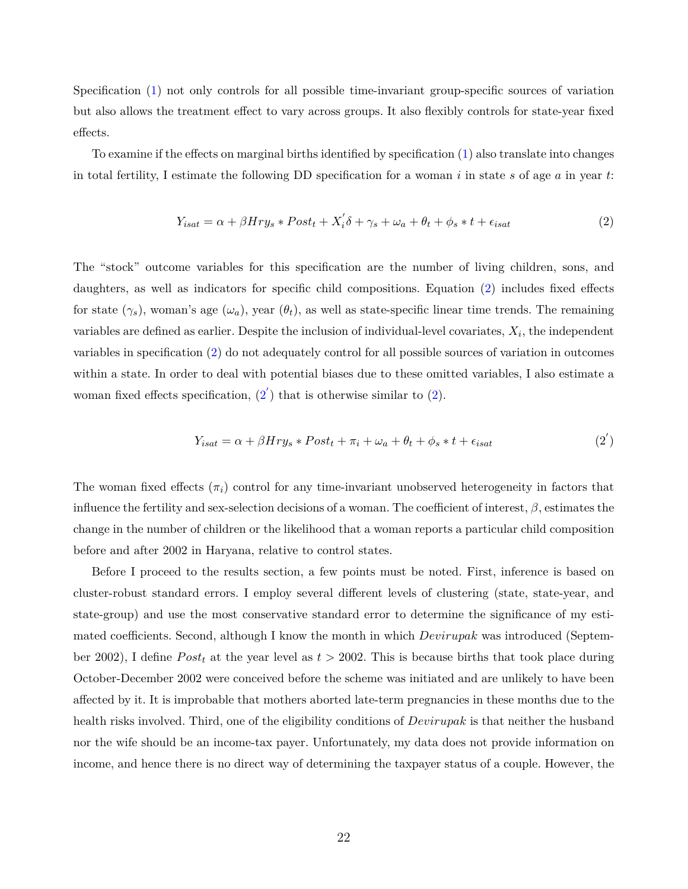Specification (1) not only controls for all possible time-invariant group-specific sources of variation but also allows the treatment effect to vary across groups. It also flexibly controls for state-year fixed effects.

To examine if the effects on marginal births identified by specification (1) also translate into changes in total fertility, I estimate the following DD specification for a woman $i$ in state $s$ of age $a$ in year $t$:

$$Y_{isat} = \alpha + \beta Hry_s * Post_t + X_i^{'}\delta + \gamma_s + \omega_a + \theta_t + \phi_s * t + \epsilon_{isat} \tag{2}$$

The "stock" outcome variables for this specification are the number of living children, sons, and daughters, as well as indicators for specific child compositions. Equation (2) includes fixed effects for state ($\gamma_s$), woman's age ($\omega_a$), year ($\theta_t$), as well as state-specific linear time trends. The remaining variables are defined as earlier. Despite the inclusion of individual-level covariates, $X_i$, the independent variables in specification (2) do not adequately control for all possible sources of variation in outcomes within a state. In order to deal with potential biases due to these omitted variables, I also estimate a woman fixed effects specification, ($2^{'}$) that is otherwise similar to (2).

$$Y_{isat} = \alpha + \beta Hry_s * Post_t + \pi_i + \omega_a + \theta_t + \phi_s * t + \epsilon_{isat} \tag{$2^{'}$}$$

The woman fixed effects ($\pi_i$) control for any time-invariant unobserved heterogeneity in factors that influence the fertility and sex-selection decisions of a woman. The coefficient of interest, $\beta$, estimates the change in the number of children or the likelihood that a woman reports a particular child composition before and after 2002 in Haryana, relative to control states.

Before I proceed to the results section, a few points must be noted. First, inference is based on cluster-robust standard errors. I employ several different levels of clustering (state, state-year, and state-group) and use the most conservative standard error to determine the significance of my estimated coefficients. Second, although I know the month in which *Devirupak* was introduced (September 2002), I define $Post_t$ at the year level as $t > 2002$. This is because births that took place during October-December 2002 were conceived before the scheme was initiated and are unlikely to have been affected by it. It is improbable that mothers aborted late-term pregnancies in these months due to the health risks involved. Third, one of the eligibility conditions of *Devirupak* is that neither the husband nor the wife should be an income-tax payer. Unfortunately, my data does not provide information on income, and hence there is no direct way of determining the taxpayer status of a couple. However, the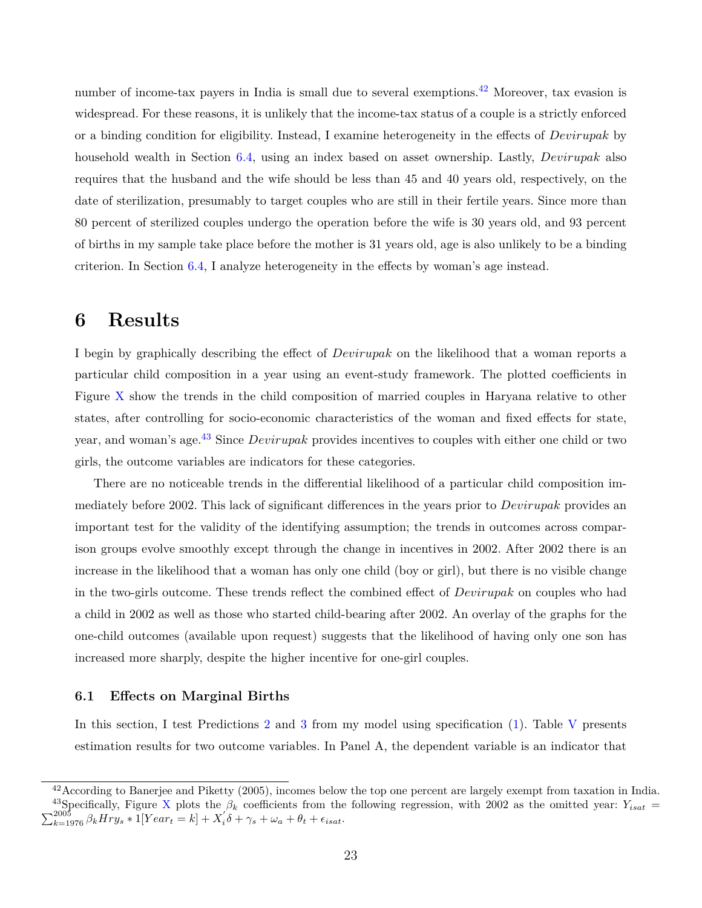number of income-tax payers in India is small due to several exemptions.[42] Moreover, tax evasion is widespread. For these reasons, it is unlikely that the income-tax status of a couple is a strictly enforced or a binding condition for eligibility. Instead, I examine heterogeneity in the effects of *Devirupak* by household wealth in Section 6.4, using an index based on asset ownership. Lastly, *Devirupak* also requires that the husband and the wife should be less than 45 and 40 years old, respectively, on the date of sterilization, presumably to target couples who are still in their fertile years. Since more than 80 percent of sterilized couples undergo the operation before the wife is 30 years old, and 93 percent of births in my sample take place before the mother is 31 years old, age is also unlikely to be a binding criterion. In Section 6.4, I analyze heterogeneity in the effects by woman's age instead.

# 6 Results

I begin by graphically describing the effect of *Devirupak* on the likelihood that a woman reports a particular child composition in a year using an event-study framework. The plotted coefficients in Figure X show the trends in the child composition of married couples in Haryana relative to other states, after controlling for socio-economic characteristics of the woman and fixed effects for state, year, and woman's age.[43] Since *Devirupak* provides incentives to couples with either one child or two girls, the outcome variables are indicators for these categories.

There are no noticeable trends in the differential likelihood of a particular child composition immediately before 2002. This lack of significant differences in the years prior to *Devirupak* provides an important test for the validity of the identifying assumption; the trends in outcomes across comparison groups evolve smoothly except through the change in incentives in 2002. After 2002 there is an increase in the likelihood that a woman has only one child (boy or girl), but there is no visible change in the two-girls outcome. These trends reflect the combined effect of *Devirupak* on couples who had a child in 2002 as well as those who started child-bearing after 2002. An overlay of the graphs for the one-child outcomes (available upon request) suggests that the likelihood of having only one son has increased more sharply, despite the higher incentive for one-girl couples.

## 6.1 Effects on Marginal Births

In this section, I test Predictions 2 and 3 from my model using specification (1). Table V presents estimation results for two outcome variables. In Panel A, the dependent variable is an indicator that

---

[42] According to Banerjee and Piketty (2005), incomes below the top one percent are largely exempt from taxation in India.

[43] Specifically, Figure X plots the $\beta_k$ coefficients from the following regression, with 2002 as the omitted year: $Y_{isat} = \sum_{k=1976}^{2005} \beta_k Hry_s * 1[Year_t = k] + X_i^{'}\delta + \gamma_s + \omega_a + \theta_t + \epsilon_{isat}$.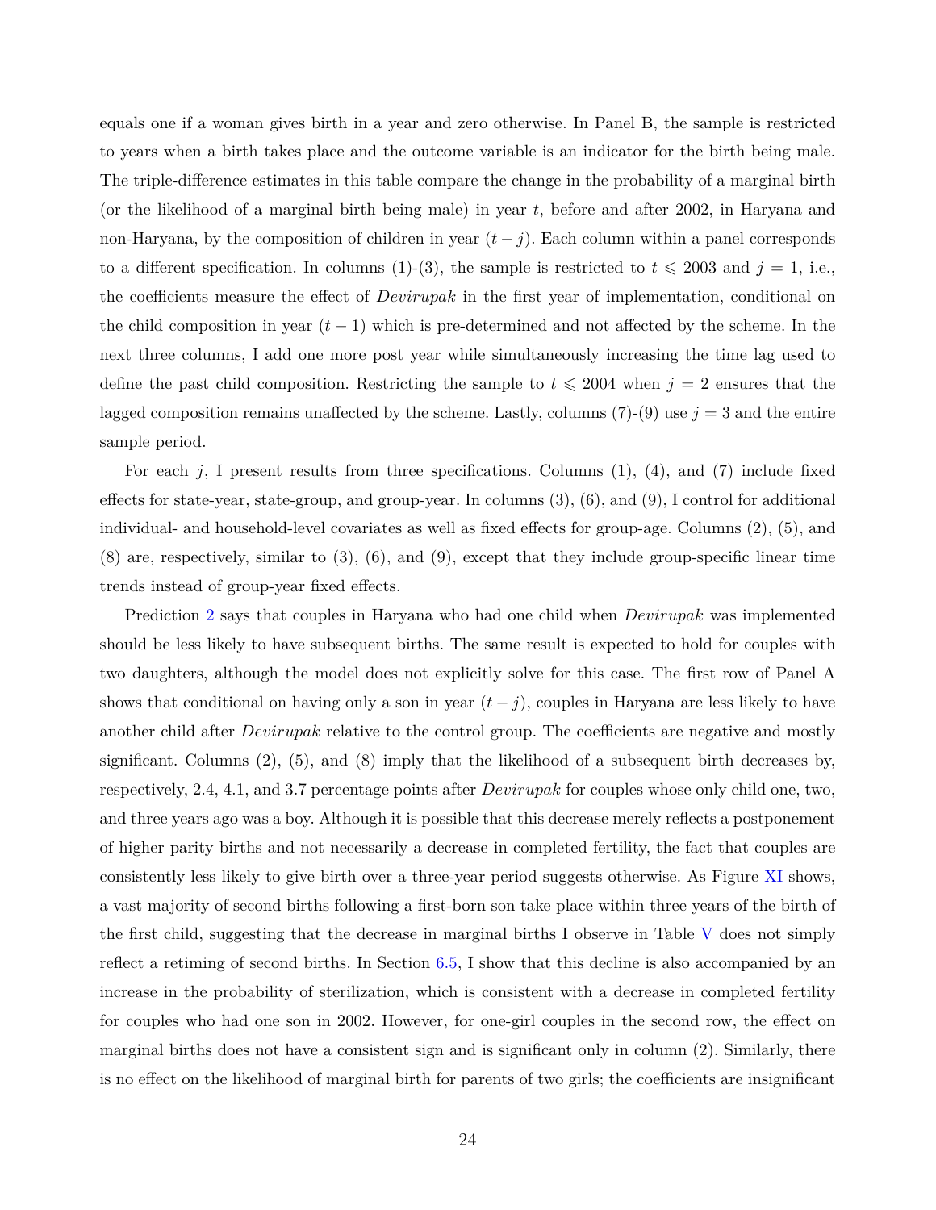equals one if a woman gives birth in a year and zero otherwise. In Panel B, the sample is restricted to years when a birth takes place and the outcome variable is an indicator for the birth being male. The triple-difference estimates in this table compare the change in the probability of a marginal birth (or the likelihood of a marginal birth being male) in year $t$, before and after 2002, in Haryana and non-Haryana, by the composition of children in year $(t-j)$. Each column within a panel corresponds to a different specification. In columns (1)-(3), the sample is restricted to $t \leqslant 2003$ and $j = 1$, i.e., the coefficients measure the effect of *Devirupak* in the first year of implementation, conditional on the child composition in year $(t-1)$ which is pre-determined and not affected by the scheme. In the next three columns, I add one more post year while simultaneously increasing the time lag used to define the past child composition. Restricting the sample to $t \leqslant 2004$ when $j = 2$ ensures that the lagged composition remains unaffected by the scheme. Lastly, columns (7)-(9) use $j = 3$ and the entire sample period.

For each $j$, I present results from three specifications. Columns (1), (4), and (7) include fixed effects for state-year, state-group, and group-year. In columns (3), (6), and (9), I control for additional individual- and household-level covariates as well as fixed effects for group-age. Columns (2), (5), and (8) are, respectively, similar to (3), (6), and (9), except that they include group-specific linear time trends instead of group-year fixed effects.

Prediction 2 says that couples in Haryana who had one child when *Devirupak* was implemented should be less likely to have subsequent births. The same result is expected to hold for couples with two daughters, although the model does not explicitly solve for this case. The first row of Panel A shows that conditional on having only a son in year $(t-j)$, couples in Haryana are less likely to have another child after *Devirupak* relative to the control group. The coefficients are negative and mostly significant. Columns (2), (5), and (8) imply that the likelihood of a subsequent birth decreases by, respectively, 2.4, 4.1, and 3.7 percentage points after *Devirupak* for couples whose only child one, two, and three years ago was a boy. Although it is possible that this decrease merely reflects a postponement of higher parity births and not necessarily a decrease in completed fertility, the fact that couples are consistently less likely to give birth over a three-year period suggests otherwise. As Figure XI shows, a vast majority of second births following a first-born son take place within three years of the birth of the first child, suggesting that the decrease in marginal births I observe in Table V does not simply reflect a retiming of second births. In Section 6.5, I show that this decline is also accompanied by an increase in the probability of sterilization, which is consistent with a decrease in completed fertility for couples who had one son in 2002. However, for one-girl couples in the second row, the effect on marginal births does not have a consistent sign and is significant only in column (2). Similarly, there is no effect on the likelihood of marginal birth for parents of two girls; the coefficients are insignificant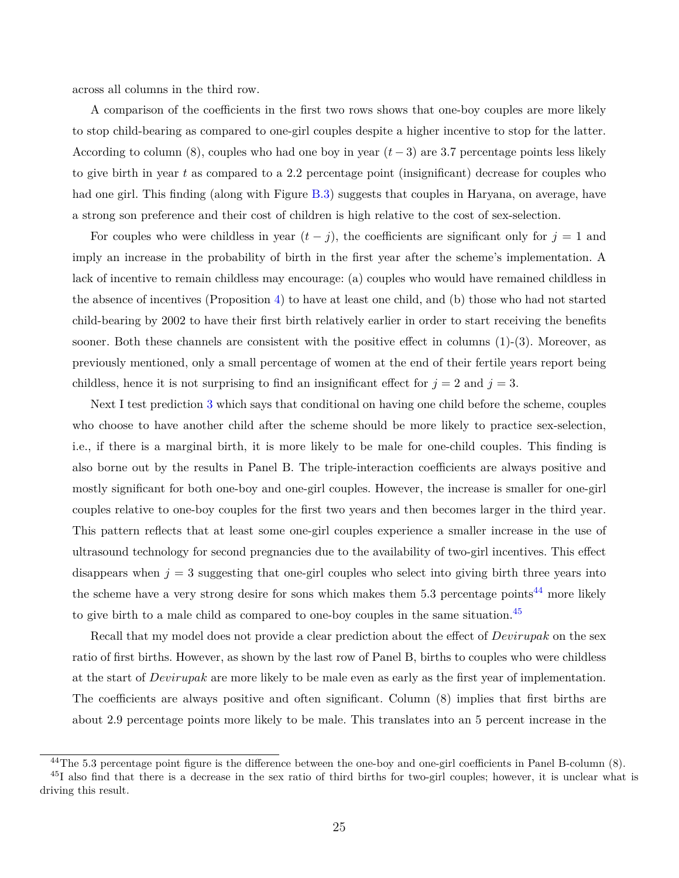across all columns in the third row.

A comparison of the coefficients in the first two rows shows that one-boy couples are more likely to stop child-bearing as compared to one-girl couples despite a higher incentive to stop for the latter. According to column (8), couples who had one boy in year $(t-3)$ are 3.7 percentage points less likely to give birth in year $t$ as compared to a 2.2 percentage point (insignificant) decrease for couples who had one girl. This finding (along with Figure B.3) suggests that couples in Haryana, on average, have a strong son preference and their cost of children is high relative to the cost of sex-selection.

For couples who were childless in year $(t-j)$, the coefficients are significant only for $j = 1$ and imply an increase in the probability of birth in the first year after the scheme's implementation. A lack of incentive to remain childless may encourage: (a) couples who would have remained childless in the absence of incentives (Proposition 4) to have at least one child, and (b) those who had not started child-bearing by 2002 to have their first birth relatively earlier in order to start receiving the benefits sooner. Both these channels are consistent with the positive effect in columns (1)-(3). Moreover, as previously mentioned, only a small percentage of women at the end of their fertile years report being childless, hence it is not surprising to find an insignificant effect for $j = 2$ and $j = 3$.

Next I test prediction 3 which says that conditional on having one child before the scheme, couples who choose to have another child after the scheme should be more likely to practice sex-selection, i.e., if there is a marginal birth, it is more likely to be male for one-child couples. This finding is also borne out by the results in Panel B. The triple-interaction coefficients are always positive and mostly significant for both one-boy and one-girl couples. However, the increase is smaller for one-girl couples relative to one-boy couples for the first two years and then becomes larger in the third year. This pattern reflects that at least some one-girl couples experience a smaller increase in the use of ultrasound technology for second pregnancies due to the availability of two-girl incentives. This effect disappears when $j = 3$ suggesting that one-girl couples who select into giving birth three years into the scheme have a very strong desire for sons which makes them 5.3 percentage points[44] more likely to give birth to a male child as compared to one-boy couples in the same situation.[45]

Recall that my model does not provide a clear prediction about the effect of *Devirupak* on the sex ratio of first births. However, as shown by the last row of Panel B, births to couples who were childless at the start of *Devirupak* are more likely to be male even as early as the first year of implementation. The coefficients are always positive and often significant. Column (8) implies that first births are about 2.9 percentage points more likely to be male. This translates into an 5 percent increase in the

[44] The 5.3 percentage point figure is the difference between the one-boy and one-girl coefficients in Panel B-column (8).

[45] I also find that there is a decrease in the sex ratio of third births for two-girl couples; however, it is unclear what is driving this result.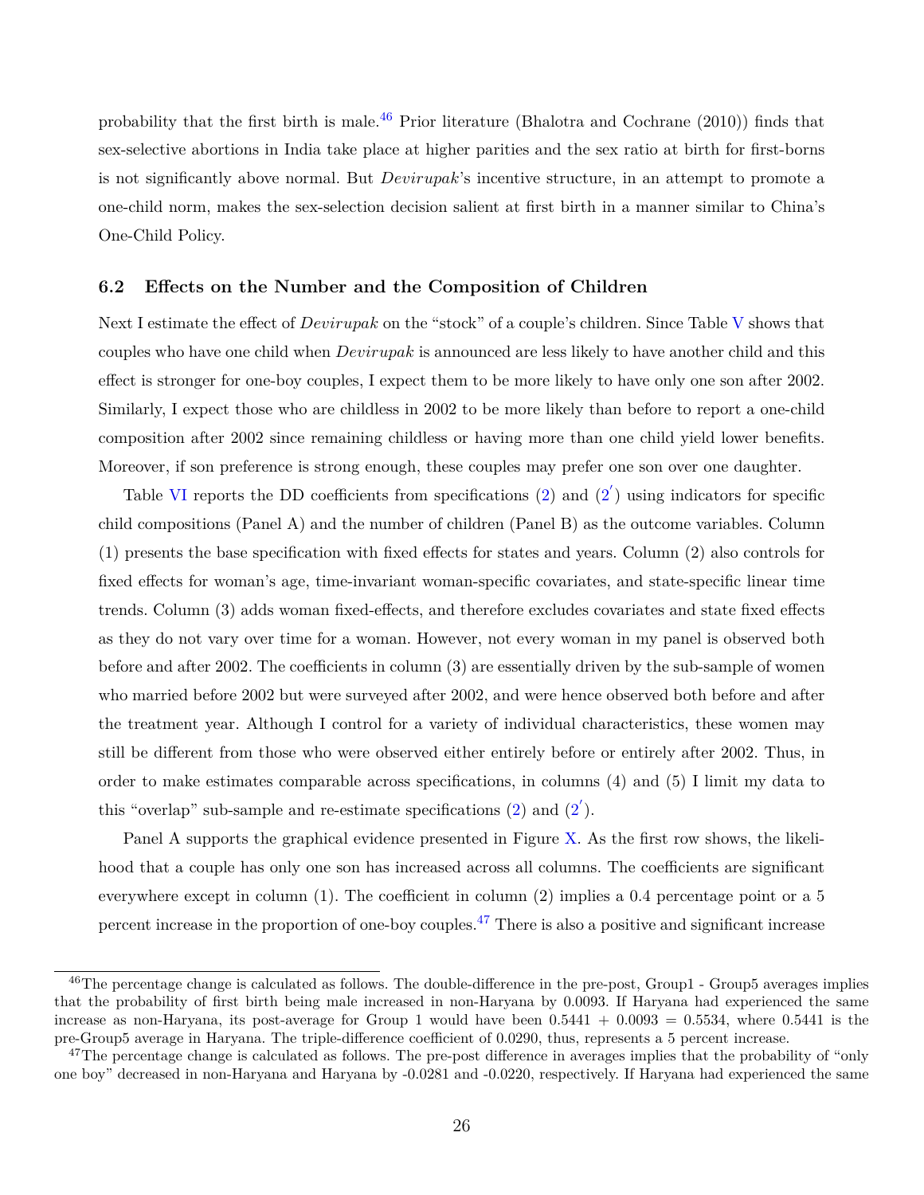probability that the first birth is male.[46] Prior literature (Bhalotra and Cochrane (2010)) finds that sex-selective abortions in India take place at higher parities and the sex ratio at birth for first-borns is not significantly above normal. But *Devirupak*'s incentive structure, in an attempt to promote a one-child norm, makes the sex-selection decision salient at first birth in a manner similar to China's One-Child Policy.

### 6.2 Effects on the Number and the Composition of Children

Next I estimate the effect of *Devirupak* on the "stock" of a couple's children. Since Table V shows that couples who have one child when *Devirupak* is announced are less likely to have another child and this effect is stronger for one-boy couples, I expect them to be more likely to have only one son after 2002. Similarly, I expect those who are childless in 2002 to be more likely than before to report a one-child composition after 2002 since remaining childless or having more than one child yield lower benefits. Moreover, if son preference is strong enough, these couples may prefer one son over one daughter.

Table VI reports the DD coefficients from specifications (2) and (2$'$) using indicators for specific child compositions (Panel A) and the number of children (Panel B) as the outcome variables. Column (1) presents the base specification with fixed effects for states and years. Column (2) also controls for fixed effects for woman's age, time-invariant woman-specific covariates, and state-specific linear time trends. Column (3) adds woman fixed-effects, and therefore excludes covariates and state fixed effects as they do not vary over time for a woman. However, not every woman in my panel is observed both before and after 2002. The coefficients in column (3) are essentially driven by the sub-sample of women who married before 2002 but were surveyed after 2002, and were hence observed both before and after the treatment year. Although I control for a variety of individual characteristics, these women may still be different from those who were observed either entirely before or entirely after 2002. Thus, in order to make estimates comparable across specifications, in columns (4) and (5) I limit my data to this "overlap" sub-sample and re-estimate specifications (2) and (2$'$).

Panel A supports the graphical evidence presented in Figure X. As the first row shows, the likelihood that a couple has only one son has increased across all columns. The coefficients are significant everywhere except in column (1). The coefficient in column (2) implies a 0.4 percentage point or a 5 percent increase in the proportion of one-boy couples.[47] There is also a positive and significant increase

---

[46] The percentage change is calculated as follows. The double-difference in the pre-post, Group1 - Group5 averages implies that the probability of first birth being male increased in non-Haryana by 0.0093. If Haryana had experienced the same increase as non-Haryana, its post-average for Group 1 would have been 0.5441 + 0.0093 = 0.5534, where 0.5441 is the pre-Group5 average in Haryana. The triple-difference coefficient of 0.0290, thus, represents a 5 percent increase.

[47] The percentage change is calculated as follows. The pre-post difference in averages implies that the probability of "only one boy" decreased in non-Haryana and Haryana by -0.0281 and -0.0220, respectively. If Haryana had experienced the same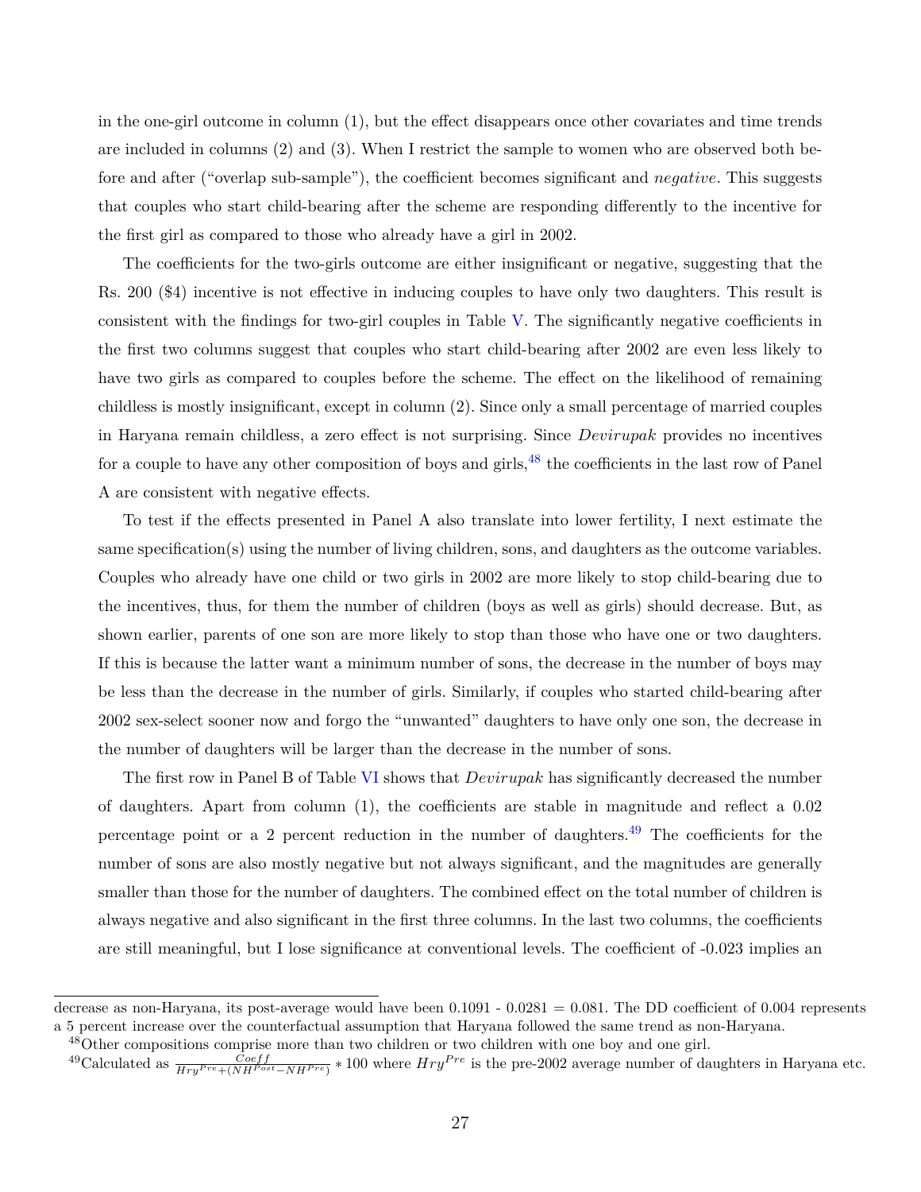in the one-girl outcome in column (1), but the effect disappears once other covariates and time trends are included in columns (2) and (3). When I restrict the sample to women who are observed both before and after ("overlap sub-sample"), the coefficient becomes significant and *negative*. This suggests that couples who start child-bearing after the scheme are responding differently to the incentive for the first girl as compared to those who already have a girl in 2002.

The coefficients for the two-girls outcome are either insignificant or negative, suggesting that the Rs. 200 ($4) incentive is not effective in inducing couples to have only two daughters. This result is consistent with the findings for two-girl couples in Table V. The significantly negative coefficients in the first two columns suggest that couples who start child-bearing after 2002 are even less likely to have two girls as compared to couples before the scheme. The effect on the likelihood of remaining childless is mostly insignificant, except in column (2). Since only a small percentage of married couples in Haryana remain childless, a zero effect is not surprising. Since *Devirupak* provides no incentives for a couple to have any other composition of boys and girls,[48] the coefficients in the last row of Panel A are consistent with negative effects.

To test if the effects presented in Panel A also translate into lower fertility, I next estimate the same specification(s) using the number of living children, sons, and daughters as the outcome variables. Couples who already have one child or two girls in 2002 are more likely to stop child-bearing due to the incentives, thus, for them the number of children (boys as well as girls) should decrease. But, as shown earlier, parents of one son are more likely to stop than those who have one or two daughters. If this is because the latter want a minimum number of sons, the decrease in the number of boys may be less than the decrease in the number of girls. Similarly, if couples who started child-bearing after 2002 sex-select sooner now and forgo the "unwanted" daughters to have only one son, the decrease in the number of daughters will be larger than the decrease in the number of sons.

The first row in Panel B of Table VI shows that *Devirupak* has significantly decreased the number of daughters. Apart from column (1), the coefficients are stable in magnitude and reflect a 0.02 percentage point or a 2 percent reduction in the number of daughters.[49] The coefficients for the number of sons are also mostly negative but not always significant, and the magnitudes are generally smaller than those for the number of daughters. The combined effect on the total number of children is always negative and also significant in the first three columns. In the last two columns, the coefficients are still meaningful, but I lose significance at conventional levels. The coefficient of -0.023 implies an

---

decrease as non-Haryana, its post-average would have been 0.1091 - 0.0281 = 0.081. The DD coefficient of 0.004 represents a 5 percent increase over the counterfactual assumption that Haryana followed the same trend as non-Haryana.

[48] Other compositions comprise more than two children or two children with one boy and one girl.

[49] Calculated as $\frac{Coeff}{Hry^{Pre}+(NH^{Post}-NH^{Pre})} * 100$ where $Hry^{Pre}$ is the pre-2002 average number of daughters in Haryana etc.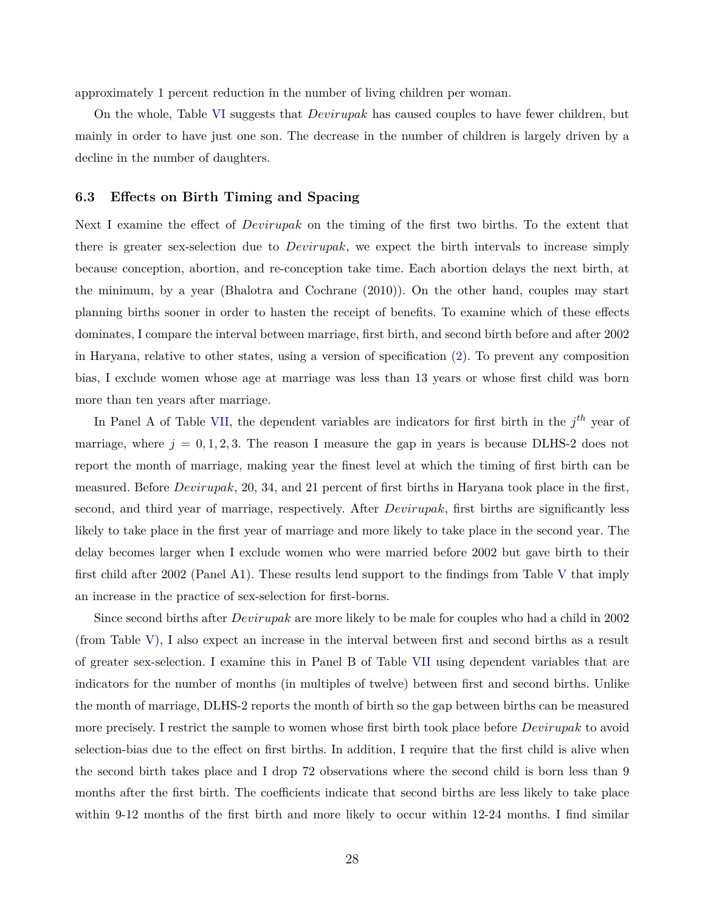approximately 1 percent reduction in the number of living children per woman.

On the whole, Table VI suggests that *Devirupak* has caused couples to have fewer children, but mainly in order to have just one son. The decrease in the number of children is largely driven by a decline in the number of daughters.

### 6.3 Effects on Birth Timing and Spacing

Next I examine the effect of *Devirupak* on the timing of the first two births. To the extent that there is greater sex-selection due to *Devirupak*, we expect the birth intervals to increase simply because conception, abortion, and re-conception take time. Each abortion delays the next birth, at the minimum, by a year (Bhalotra and Cochrane (2010)). On the other hand, couples may start planning births sooner in order to hasten the receipt of benefits. To examine which of these effects dominates, I compare the interval between marriage, first birth, and second birth before and after 2002 in Haryana, relative to other states, using a version of specification (2). To prevent any composition bias, I exclude women whose age at marriage was less than 13 years or whose first child was born more than ten years after marriage.

In Panel A of Table VII, the dependent variables are indicators for first birth in the $j^{th}$ year of marriage, where $j = 0, 1, 2, 3$. The reason I measure the gap in years is because DLHS-2 does not report the month of marriage, making year the finest level at which the timing of first birth can be measured. Before *Devirupak*, 20, 34, and 21 percent of first births in Haryana took place in the first, second, and third year of marriage, respectively. After *Devirupak*, first births are significantly less likely to take place in the first year of marriage and more likely to take place in the second year. The delay becomes larger when I exclude women who were married before 2002 but gave birth to their first child after 2002 (Panel A1). These results lend support to the findings from Table V that imply an increase in the practice of sex-selection for first-borns.

Since second births after *Devirupak* are more likely to be male for couples who had a child in 2002 (from Table V), I also expect an increase in the interval between first and second births as a result of greater sex-selection. I examine this in Panel B of Table VII using dependent variables that are indicators for the number of months (in multiples of twelve) between first and second births. Unlike the month of marriage, DLHS-2 reports the month of birth so the gap between births can be measured more precisely. I restrict the sample to women whose first birth took place before *Devirupak* to avoid selection-bias due to the effect on first births. In addition, I require that the first child is alive when the second birth takes place and I drop 72 observations where the second child is born less than 9 months after the first birth. The coefficients indicate that second births are less likely to take place within 9-12 months of the first birth and more likely to occur within 12-24 months. I find similar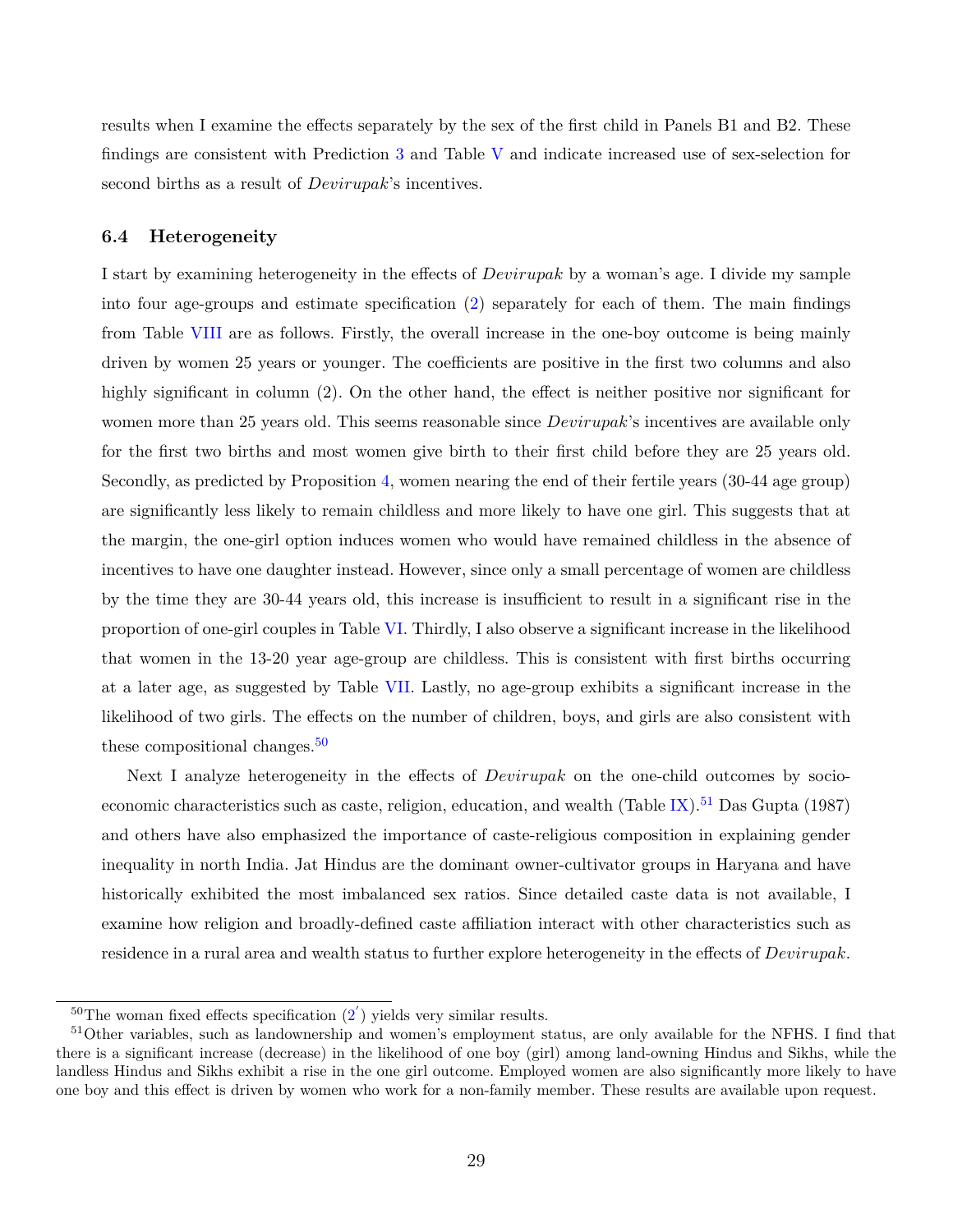results when I examine the effects separately by the sex of the first child in Panels B1 and B2. These findings are consistent with Prediction 3 and Table V and indicate increased use of sex-selection for second births as a result of *Devirupak*'s incentives.

### 6.4 Heterogeneity

I start by examining heterogeneity in the effects of *Devirupak* by a woman's age. I divide my sample into four age-groups and estimate specification (2) separately for each of them. The main findings from Table VIII are as follows. Firstly, the overall increase in the one-boy outcome is being mainly driven by women 25 years or younger. The coefficients are positive in the first two columns and also highly significant in column (2). On the other hand, the effect is neither positive nor significant for women more than 25 years old. This seems reasonable since *Devirupak*'s incentives are available only for the first two births and most women give birth to their first child before they are 25 years old. Secondly, as predicted by Proposition 4, women nearing the end of their fertile years (30-44 age group) are significantly less likely to remain childless and more likely to have one girl. This suggests that at the margin, the one-girl option induces women who would have remained childless in the absence of incentives to have one daughter instead. However, since only a small percentage of women are childless by the time they are 30-44 years old, this increase is insufficient to result in a significant rise in the proportion of one-girl couples in Table VI. Thirdly, I also observe a significant increase in the likelihood that women in the 13-20 year age-group are childless. This is consistent with first births occurring at a later age, as suggested by Table VII. Lastly, no age-group exhibits a significant increase in the likelihood of two girls. The effects on the number of children, boys, and girls are also consistent with these compositional changes.[50]

Next I analyze heterogeneity in the effects of *Devirupak* on the one-child outcomes by socio-economic characteristics such as caste, religion, education, and wealth (Table IX).[51] Das Gupta (1987) and others have also emphasized the importance of caste-religious composition in explaining gender inequality in north India. Jat Hindus are the dominant owner-cultivator groups in Haryana and have historically exhibited the most imbalanced sex ratios. Since detailed caste data is not available, I examine how religion and broadly-defined caste affiliation interact with other characteristics such as residence in a rural area and wealth status to further explore heterogeneity in the effects of *Devirupak*.

[50] The woman fixed effects specification ($2'$) yields very similar results.

[51] Other variables, such as landownership and women's employment status, are only available for the NFHS. I find that there is a significant increase (decrease) in the likelihood of one boy (girl) among land-owning Hindus and Sikhs, while the landless Hindus and Sikhs exhibit a rise in the one girl outcome. Employed women are also significantly more likely to have one boy and this effect is driven by women who work for a non-family member. These results are available upon request.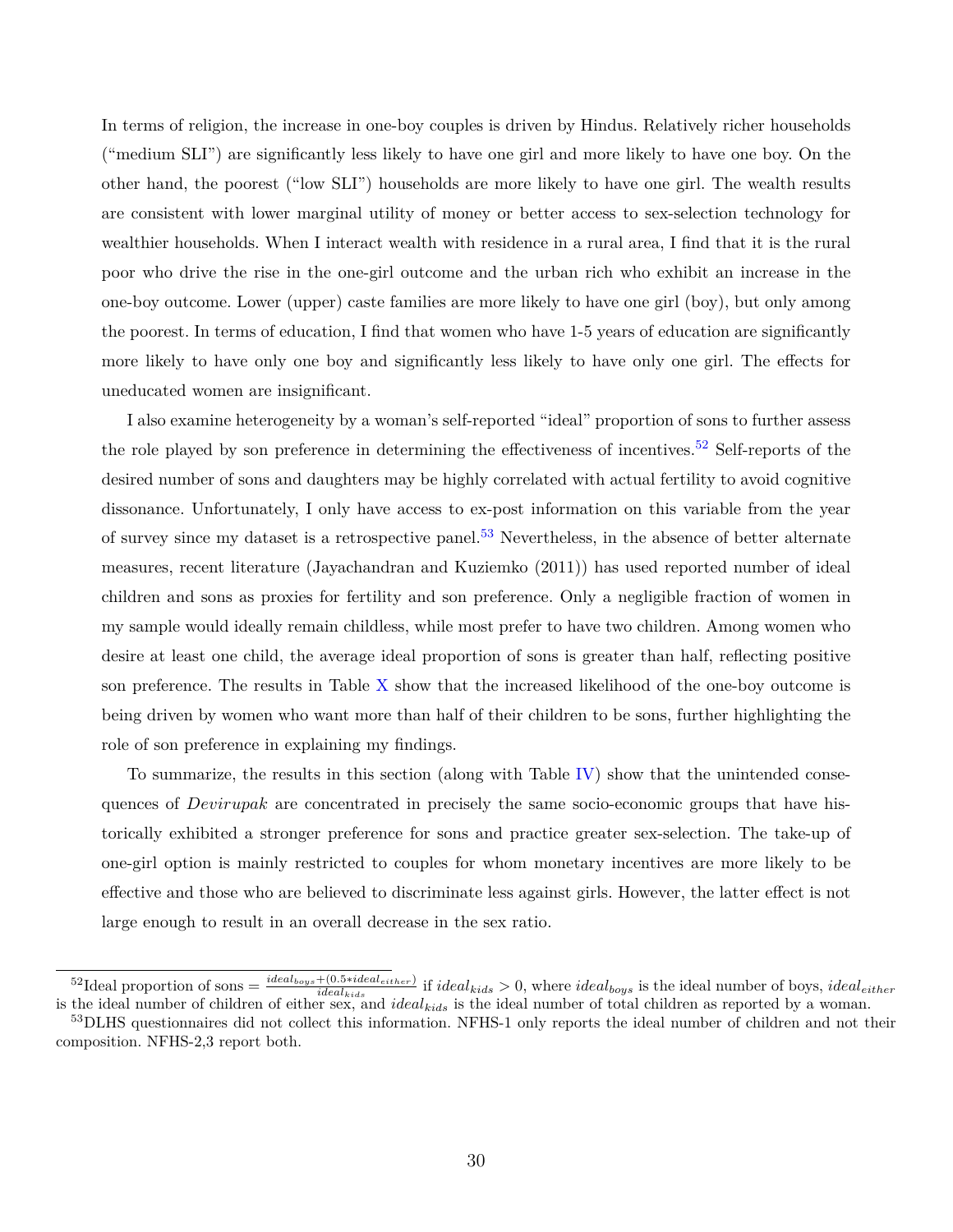In terms of religion, the increase in one-boy couples is driven by Hindus. Relatively richer households ("medium SLI") are significantly less likely to have one girl and more likely to have one boy. On the other hand, the poorest ("low SLI") households are more likely to have one girl. The wealth results are consistent with lower marginal utility of money or better access to sex-selection technology for wealthier households. When I interact wealth with residence in a rural area, I find that it is the rural poor who drive the rise in the one-girl outcome and the urban rich who exhibit an increase in the one-boy outcome. Lower (upper) caste families are more likely to have one girl (boy), but only among the poorest. In terms of education, I find that women who have 1-5 years of education are significantly more likely to have only one boy and significantly less likely to have only one girl. The effects for uneducated women are insignificant.

I also examine heterogeneity by a woman's self-reported "ideal" proportion of sons to further assess the role played by son preference in determining the effectiveness of incentives.[52] Self-reports of the desired number of sons and daughters may be highly correlated with actual fertility to avoid cognitive dissonance. Unfortunately, I only have access to ex-post information on this variable from the year of survey since my dataset is a retrospective panel.[53] Nevertheless, in the absence of better alternate measures, recent literature (Jayachandran and Kuziemko (2011)) has used reported number of ideal children and sons as proxies for fertility and son preference. Only a negligible fraction of women in my sample would ideally remain childless, while most prefer to have two children. Among women who desire at least one child, the average ideal proportion of sons is greater than half, reflecting positive son preference. The results in Table X show that the increased likelihood of the one-boy outcome is being driven by women who want more than half of their children to be sons, further highlighting the role of son preference in explaining my findings.

To summarize, the results in this section (along with Table IV) show that the unintended consequences of *Devirupak* are concentrated in precisely the same socio-economic groups that have historically exhibited a stronger preference for sons and practice greater sex-selection. The take-up of one-girl option is mainly restricted to couples for whom monetary incentives are more likely to be effective and those who are believed to discriminate less against girls. However, the latter effect is not large enough to result in an overall decrease in the sex ratio.

---

[52] Ideal proportion of sons $= \frac{ideal_{boys} + (0.5 * ideal_{either})}{ideal_{kids}}$ if $ideal_{kids} > 0$, where $ideal_{boys}$ is the ideal number of boys, $ideal_{either}$ is the ideal number of children of either sex, and $ideal_{kids}$ is the ideal number of total children as reported by a woman.

[53] DLHS questionnaires did not collect this information. NFHS-1 only reports the ideal number of children and not their composition. NFHS-2,3 report both.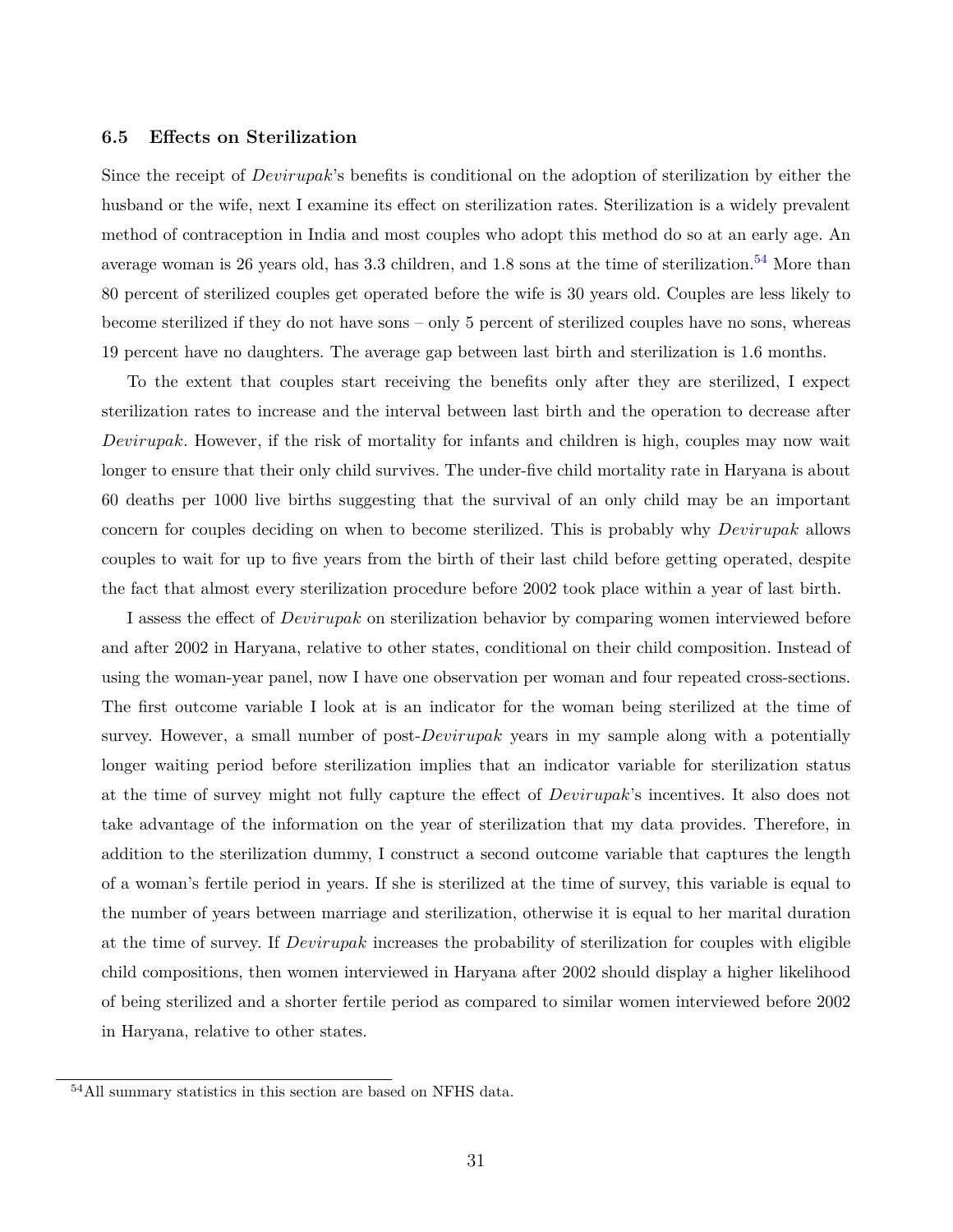### 6.5 Effects on Sterilization

Since the receipt of *Devirupak*'s benefits is conditional on the adoption of sterilization by either the husband or the wife, next I examine its effect on sterilization rates. Sterilization is a widely prevalent method of contraception in India and most couples who adopt this method do so at an early age. An average woman is 26 years old, has 3.3 children, and 1.8 sons at the time of sterilization.[54] More than 80 percent of sterilized couples get operated before the wife is 30 years old. Couples are less likely to become sterilized if they do not have sons – only 5 percent of sterilized couples have no sons, whereas 19 percent have no daughters. The average gap between last birth and sterilization is 1.6 months.

To the extent that couples start receiving the benefits only after they are sterilized, I expect sterilization rates to increase and the interval between last birth and the operation to decrease after *Devirupak*. However, if the risk of mortality for infants and children is high, couples may now wait longer to ensure that their only child survives. The under-five child mortality rate in Haryana is about 60 deaths per 1000 live births suggesting that the survival of an only child may be an important concern for couples deciding on when to become sterilized. This is probably why *Devirupak* allows couples to wait for up to five years from the birth of their last child before getting operated, despite the fact that almost every sterilization procedure before 2002 took place within a year of last birth.

I assess the effect of *Devirupak* on sterilization behavior by comparing women interviewed before and after 2002 in Haryana, relative to other states, conditional on their child composition. Instead of using the woman-year panel, now I have one observation per woman and four repeated cross-sections. The first outcome variable I look at is an indicator for the woman being sterilized at the time of survey. However, a small number of post-*Devirupak* years in my sample along with a potentially longer waiting period before sterilization implies that an indicator variable for sterilization status at the time of survey might not fully capture the effect of *Devirupak*'s incentives. It also does not take advantage of the information on the year of sterilization that my data provides. Therefore, in addition to the sterilization dummy, I construct a second outcome variable that captures the length of a woman's fertile period in years. If she is sterilized at the time of survey, this variable is equal to the number of years between marriage and sterilization, otherwise it is equal to her marital duration at the time of survey. If *Devirupak* increases the probability of sterilization for couples with eligible child compositions, then women interviewed in Haryana after 2002 should display a higher likelihood of being sterilized and a shorter fertile period as compared to similar women interviewed before 2002 in Haryana, relative to other states.

[54] All summary statistics in this section are based on NFHS data.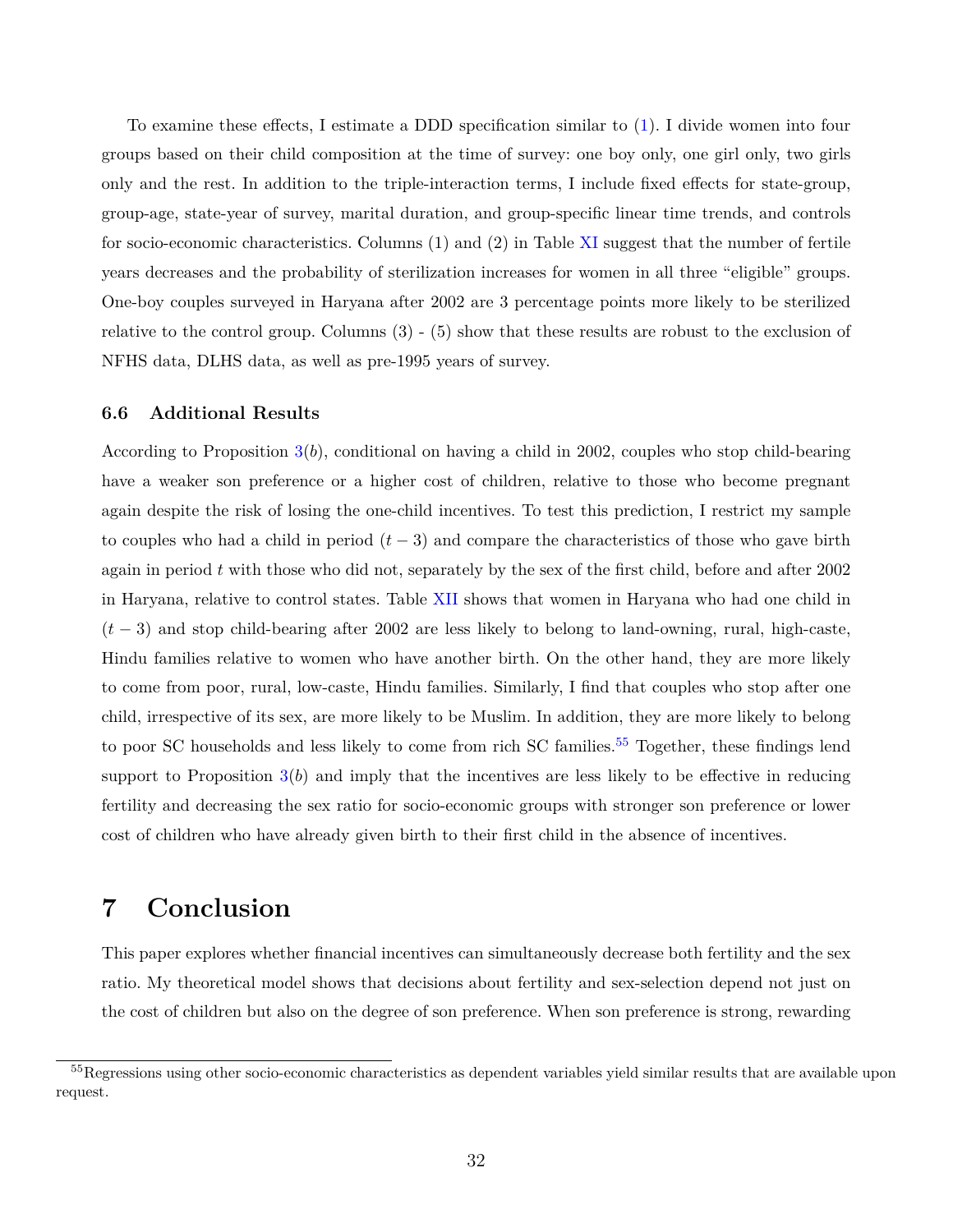To examine these effects, I estimate a DDD specification similar to (1). I divide women into four groups based on their child composition at the time of survey: one boy only, one girl only, two girls only and the rest. In addition to the triple-interaction terms, I include fixed effects for state-group, group-age, state-year of survey, marital duration, and group-specific linear time trends, and controls for socio-economic characteristics. Columns (1) and (2) in Table XI suggest that the number of fertile years decreases and the probability of sterilization increases for women in all three "eligible" groups. One-boy couples surveyed in Haryana after 2002 are 3 percentage points more likely to be sterilized relative to the control group. Columns (3) - (5) show that these results are robust to the exclusion of NFHS data, DLHS data, as well as pre-1995 years of survey.

### 6.6 Additional Results

According to Proposition 3($b$), conditional on having a child in 2002, couples who stop child-bearing have a weaker son preference or a higher cost of children, relative to those who become pregnant again despite the risk of losing the one-child incentives. To test this prediction, I restrict my sample to couples who had a child in period $(t-3)$ and compare the characteristics of those who gave birth again in period $t$ with those who did not, separately by the sex of the first child, before and after 2002 in Haryana, relative to control states. Table XII shows that women in Haryana who had one child in $(t-3)$ and stop child-bearing after 2002 are less likely to belong to land-owning, rural, high-caste, Hindu families relative to women who have another birth. On the other hand, they are more likely to come from poor, rural, low-caste, Hindu families. Similarly, I find that couples who stop after one child, irrespective of its sex, are more likely to be Muslim. In addition, they are more likely to belong to poor SC households and less likely to come from rich SC families.[55] Together, these findings lend support to Proposition 3($b$) and imply that the incentives are less likely to be effective in reducing fertility and decreasing the sex ratio for socio-economic groups with stronger son preference or lower cost of children who have already given birth to their first child in the absence of incentives.

## 7 Conclusion

This paper explores whether financial incentives can simultaneously decrease both fertility and the sex ratio. My theoretical model shows that decisions about fertility and sex-selection depend not just on the cost of children but also on the degree of son preference. When son preference is strong, rewarding

[55] Regressions using other socio-economic characteristics as dependent variables yield similar results that are available upon request.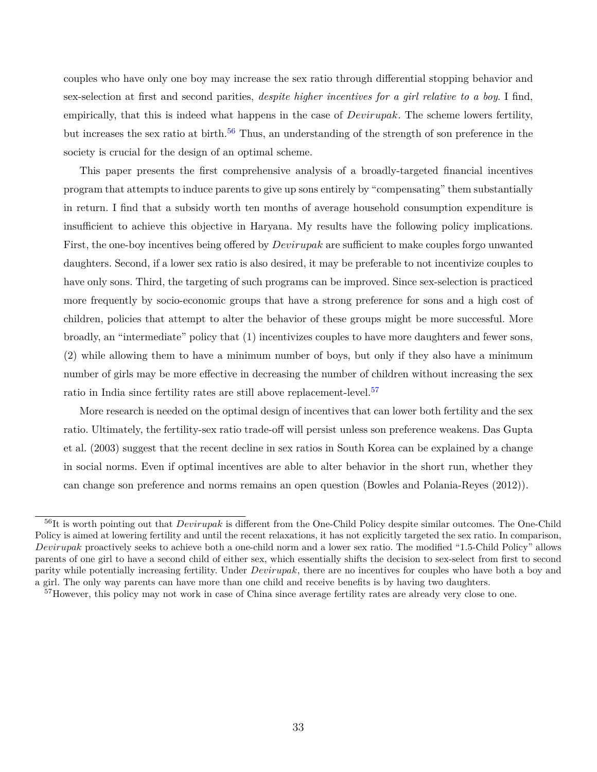couples who have only one boy may increase the sex ratio through differential stopping behavior and sex-selection at first and second parities, *despite higher incentives for a girl relative to a boy*. I find, empirically, that this is indeed what happens in the case of *Devirupak*. The scheme lowers fertility, but increases the sex ratio at birth.[56] Thus, an understanding of the strength of son preference in the society is crucial for the design of an optimal scheme.

This paper presents the first comprehensive analysis of a broadly-targeted financial incentives program that attempts to induce parents to give up sons entirely by "compensating" them substantially in return. I find that a subsidy worth ten months of average household consumption expenditure is insufficient to achieve this objective in Haryana. My results have the following policy implications. First, the one-boy incentives being offered by *Devirupak* are sufficient to make couples forgo unwanted daughters. Second, if a lower sex ratio is also desired, it may be preferable to not incentivize couples to have only sons. Third, the targeting of such programs can be improved. Since sex-selection is practiced more frequently by socio-economic groups that have a strong preference for sons and a high cost of children, policies that attempt to alter the behavior of these groups might be more successful. More broadly, an "intermediate" policy that (1) incentivizes couples to have more daughters and fewer sons, (2) while allowing them to have a minimum number of boys, but only if they also have a minimum number of girls may be more effective in decreasing the number of children without increasing the sex ratio in India since fertility rates are still above replacement-level.[57]

More research is needed on the optimal design of incentives that can lower both fertility and the sex ratio. Ultimately, the fertility-sex ratio trade-off will persist unless son preference weakens. Das Gupta et al. (2003) suggest that the recent decline in sex ratios in South Korea can be explained by a change in social norms. Even if optimal incentives are able to alter behavior in the short run, whether they can change son preference and norms remains an open question (Bowles and Polania-Reyes (2012)).

[56] It is worth pointing out that *Devirupak* is different from the One-Child Policy despite similar outcomes. The One-Child Policy is aimed at lowering fertility and until the recent relaxations, it has not explicitly targeted the sex ratio. In comparison, *Devirupak* proactively seeks to achieve both a one-child norm and a lower sex ratio. The modified "1.5-Child Policy" allows parents of one girl to have a second child of either sex, which essentially shifts the decision to sex-select from first to second parity while potentially increasing fertility. Under *Devirupak*, there are no incentives for couples who have both a boy and a girl. The only way parents can have more than one child and receive benefits is by having two daughters.

[57] However, this policy may not work in case of China since average fertility rates are already very close to one.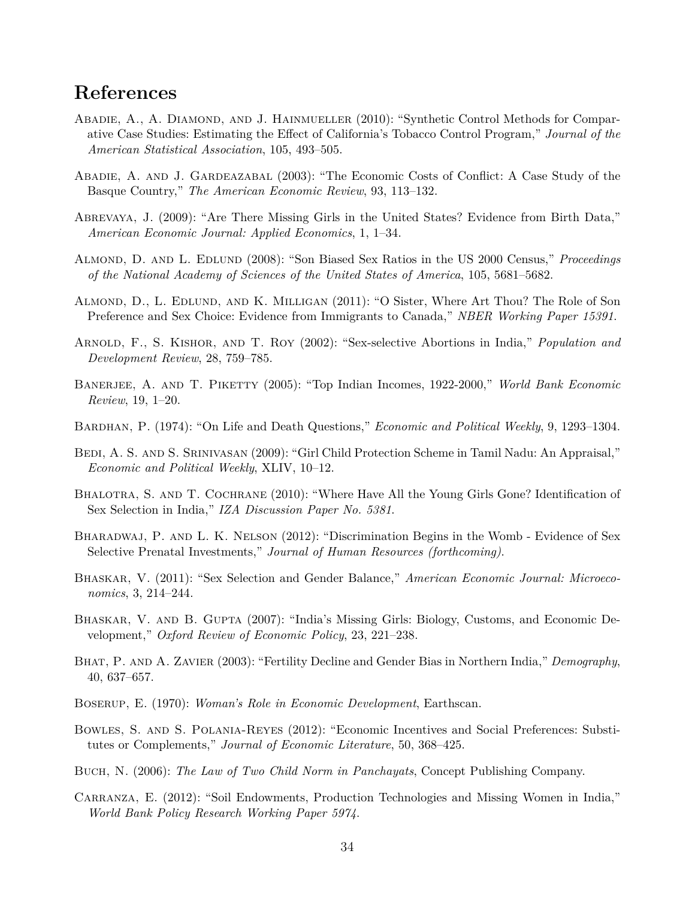# References

Abadie, A., A. Diamond, and J. Hainmueller (2010): "Synthetic Control Methods for Comparative Case Studies: Estimating the Effect of California's Tobacco Control Program," *Journal of the American Statistical Association*, 105, 493–505.

Abadie, A. and J. Gardeazabal (2003): "The Economic Costs of Conflict: A Case Study of the Basque Country," *The American Economic Review*, 93, 113–132.

Abrevaya, J. (2009): "Are There Missing Girls in the United States? Evidence from Birth Data," *American Economic Journal: Applied Economics*, 1, 1–34.

Almond, D. and L. Edlund (2008): "Son Biased Sex Ratios in the US 2000 Census," *Proceedings of the National Academy of Sciences of the United States of America*, 105, 5681–5682.

Almond, D., L. Edlund, and K. Milligan (2011): "O Sister, Where Art Thou? The Role of Son Preference and Sex Choice: Evidence from Immigrants to Canada," *NBER Working Paper 15391.*

Arnold, F., S. Kishor, and T. Roy (2002): "Sex-selective Abortions in India," *Population and Development Review*, 28, 759–785.

Banerjee, A. and T. Piketty (2005): "Top Indian Incomes, 1922-2000," *World Bank Economic Review*, 19, 1–20.

Bardhan, P. (1974): "On Life and Death Questions," *Economic and Political Weekly*, 9, 1293–1304.

Bedi, A. S. and S. Srinivasan (2009): "Girl Child Protection Scheme in Tamil Nadu: An Appraisal," *Economic and Political Weekly*, XLIV, 10–12.

Bhalotra, S. and T. Cochrane (2010): "Where Have All the Young Girls Gone? Identification of Sex Selection in India," *IZA Discussion Paper No. 5381.*

Bharadwaj, P. and L. K. Nelson (2012): "Discrimination Begins in the Womb - Evidence of Sex Selective Prenatal Investments," *Journal of Human Resources (forthcoming).*

Bhaskar, V. (2011): "Sex Selection and Gender Balance," *American Economic Journal: Microeconomics*, 3, 214–244.

Bhaskar, V. and B. Gupta (2007): "India's Missing Girls: Biology, Customs, and Economic Development," *Oxford Review of Economic Policy*, 23, 221–238.

Bhat, P. and A. Zavier (2003): "Fertility Decline and Gender Bias in Northern India," *Demography*, 40, 637–657.

Boserup, E. (1970): *Woman's Role in Economic Development*, Earthscan.

Bowles, S. and S. Polania-Reyes (2012): "Economic Incentives and Social Preferences: Substitutes or Complements," *Journal of Economic Literature*, 50, 368–425.

Buch, N. (2006): *The Law of Two Child Norm in Panchayats*, Concept Publishing Company.

Carranza, E. (2012): "Soil Endowments, Production Technologies and Missing Women in India," *World Bank Policy Research Working Paper 5974.*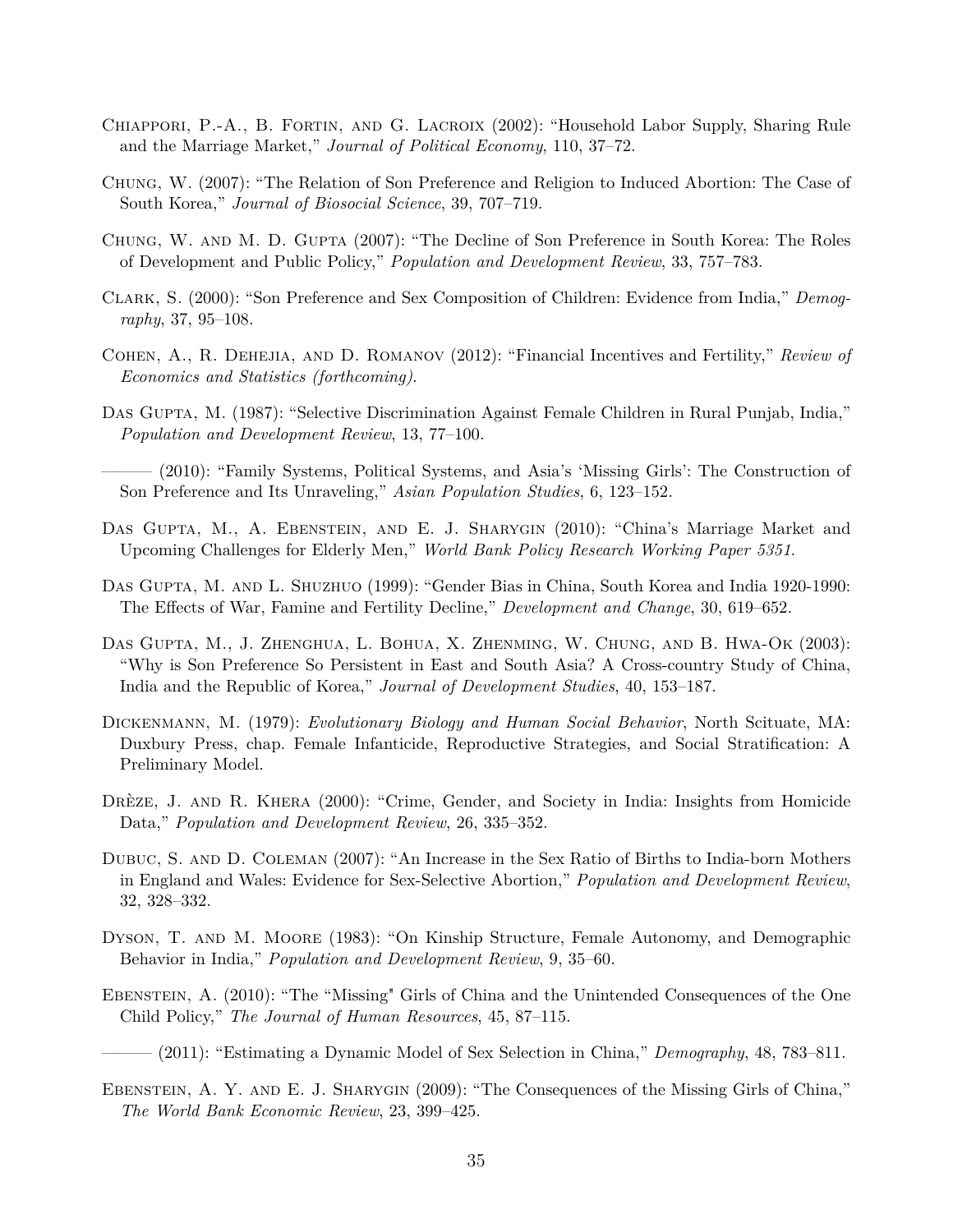Chiappori, P.-A., B. Fortin, and G. Lacroix (2002): "Household Labor Supply, Sharing Rule and the Marriage Market," *Journal of Political Economy*, 110, 37–72.

Chung, W. (2007): "The Relation of Son Preference and Religion to Induced Abortion: The Case of South Korea," *Journal of Biosocial Science*, 39, 707–719.

Chung, W. and M. D. Gupta (2007): "The Decline of Son Preference in South Korea: The Roles of Development and Public Policy," *Population and Development Review*, 33, 757–783.

Clark, S. (2000): "Son Preference and Sex Composition of Children: Evidence from India," *Demography*, 37, 95–108.

Cohen, A., R. Dehejia, and D. Romanov (2012): "Financial Incentives and Fertility," *Review of Economics and Statistics (forthcoming)*.

Das Gupta, M. (1987): "Selective Discrimination Against Female Children in Rural Punjab, India," *Population and Development Review*, 13, 77–100.

——— (2010): "Family Systems, Political Systems, and Asia's 'Missing Girls': The Construction of Son Preference and Its Unraveling," *Asian Population Studies*, 6, 123–152.

Das Gupta, M., A. Ebenstein, and E. J. Sharygin (2010): "China's Marriage Market and Upcoming Challenges for Elderly Men," *World Bank Policy Research Working Paper 5351*.

Das Gupta, M. and L. Shuzhuo (1999): "Gender Bias in China, South Korea and India 1920-1990: The Effects of War, Famine and Fertility Decline," *Development and Change*, 30, 619–652.

Das Gupta, M., J. Zhenghua, L. Bohua, X. Zhenming, W. Chung, and B. Hwa-Ok (2003): "Why is Son Preference So Persistent in East and South Asia? A Cross-country Study of China, India and the Republic of Korea," *Journal of Development Studies*, 40, 153–187.

Dickenmann, M. (1979): *Evolutionary Biology and Human Social Behavior*, North Scituate, MA: Duxbury Press, chap. Female Infanticide, Reproductive Strategies, and Social Stratification: A Preliminary Model.

Drèze, J. and R. Khera (2000): "Crime, Gender, and Society in India: Insights from Homicide Data," *Population and Development Review*, 26, 335–352.

Dubuc, S. and D. Coleman (2007): "An Increase in the Sex Ratio of Births to India-born Mothers in England and Wales: Evidence for Sex-Selective Abortion," *Population and Development Review*, 32, 328–332.

Dyson, T. and M. Moore (1983): "On Kinship Structure, Female Autonomy, and Demographic Behavior in India," *Population and Development Review*, 9, 35–60.

Ebenstein, A. (2010): "The "Missing" Girls of China and the Unintended Consequences of the One Child Policy," *The Journal of Human Resources*, 45, 87–115.

——— (2011): "Estimating a Dynamic Model of Sex Selection in China," *Demography*, 48, 783–811.

Ebenstein, A. Y. and E. J. Sharygin (2009): "The Consequences of the Missing Girls of China," *The World Bank Economic Review*, 23, 399–425.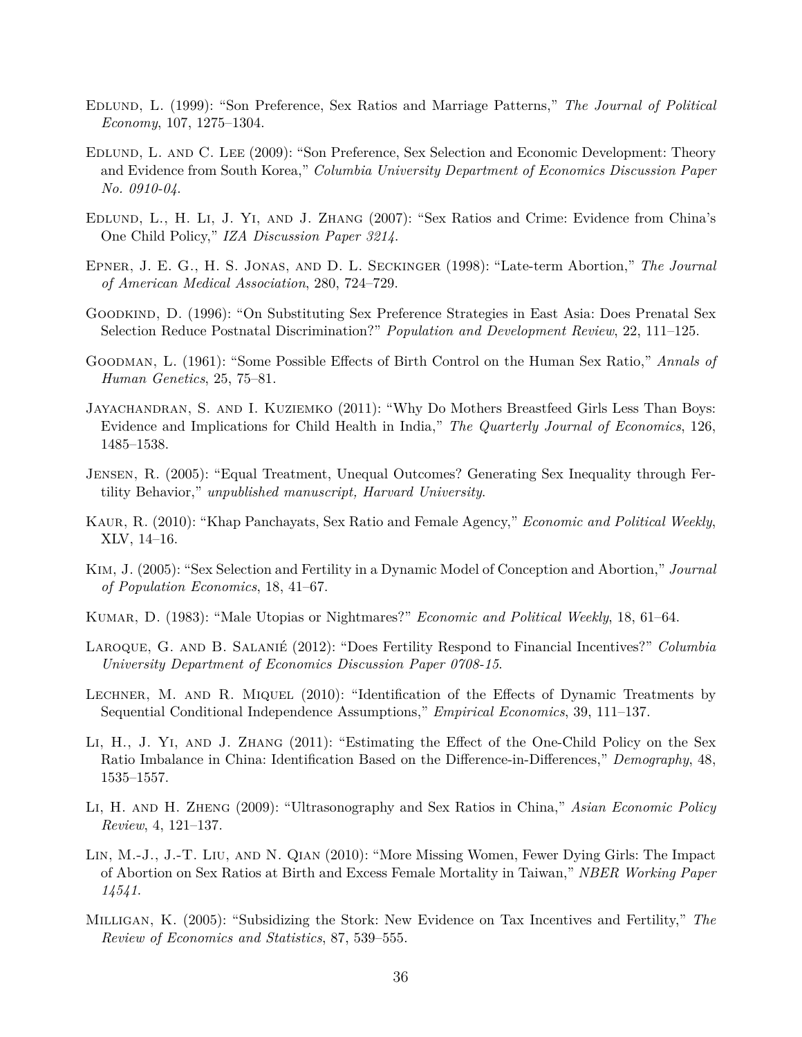Edlund, L. (1999): "Son Preference, Sex Ratios and Marriage Patterns," *The Journal of Political Economy*, 107, 1275–1304.

Edlund, L. and C. Lee (2009): "Son Preference, Sex Selection and Economic Development: Theory and Evidence from South Korea," *Columbia University Department of Economics Discussion Paper No. 0910-04*.

Edlund, L., H. Li, J. Yi, and J. Zhang (2007): "Sex Ratios and Crime: Evidence from China's One Child Policy," *IZA Discussion Paper 3214*.

Epner, J. E. G., H. S. Jonas, and D. L. Seckinger (1998): "Late-term Abortion," *The Journal of American Medical Association*, 280, 724–729.

Goodkind, D. (1996): "On Substituting Sex Preference Strategies in East Asia: Does Prenatal Sex Selection Reduce Postnatal Discrimination?" *Population and Development Review*, 22, 111–125.

Goodman, L. (1961): "Some Possible Effects of Birth Control on the Human Sex Ratio," *Annals of Human Genetics*, 25, 75–81.

Jayachandran, S. and I. Kuziemko (2011): "Why Do Mothers Breastfeed Girls Less Than Boys: Evidence and Implications for Child Health in India," *The Quarterly Journal of Economics*, 126, 1485–1538.

Jensen, R. (2005): "Equal Treatment, Unequal Outcomes? Generating Sex Inequality through Fertility Behavior," *unpublished manuscript, Harvard University*.

Kaur, R. (2010): "Khap Panchayats, Sex Ratio and Female Agency," *Economic and Political Weekly*, XLV, 14–16.

Kim, J. (2005): "Sex Selection and Fertility in a Dynamic Model of Conception and Abortion," *Journal of Population Economics*, 18, 41–67.

Kumar, D. (1983): "Male Utopias or Nightmares?" *Economic and Political Weekly*, 18, 61–64.

Laroque, G. and B. Salanié (2012): "Does Fertility Respond to Financial Incentives?" *Columbia University Department of Economics Discussion Paper 0708-15*.

Lechner, M. and R. Miquel (2010): "Identification of the Effects of Dynamic Treatments by Sequential Conditional Independence Assumptions," *Empirical Economics*, 39, 111–137.

Li, H., J. Yi, and J. Zhang (2011): "Estimating the Effect of the One-Child Policy on the Sex Ratio Imbalance in China: Identification Based on the Difference-in-Differences," *Demography*, 48, 1535–1557.

Li, H. and H. Zheng (2009): "Ultrasonography and Sex Ratios in China," *Asian Economic Policy Review*, 4, 121–137.

Lin, M.-J., J.-T. Liu, and N. Qian (2010): "More Missing Women, Fewer Dying Girls: The Impact of Abortion on Sex Ratios at Birth and Excess Female Mortality in Taiwan," *NBER Working Paper 14541*.

Milligan, K. (2005): "Subsidizing the Stork: New Evidence on Tax Incentives and Fertility," *The Review of Economics and Statistics*, 87, 539–555.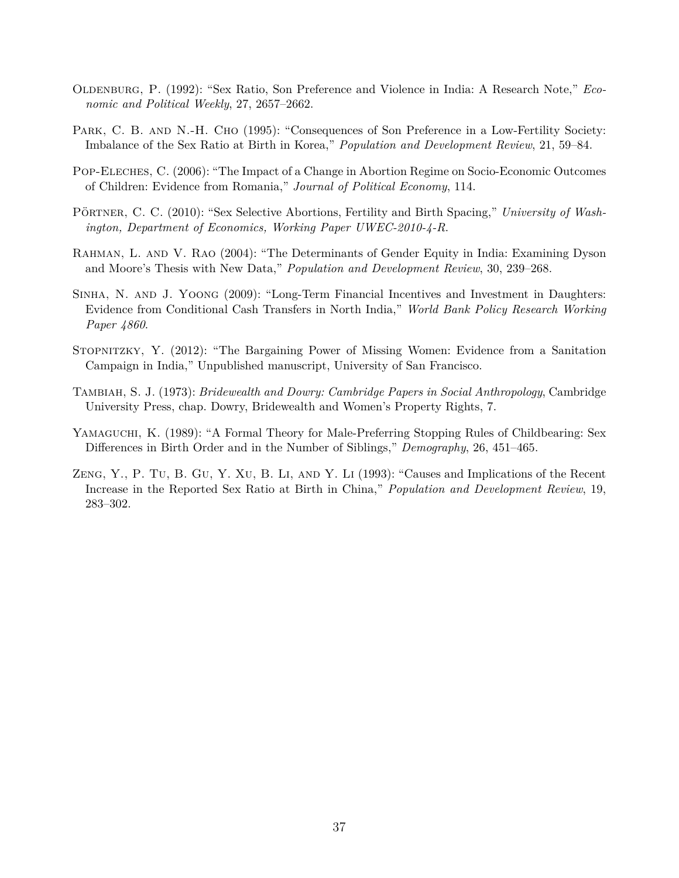Oldenburg, P. (1992): "Sex Ratio, Son Preference and Violence in India: A Research Note," *Economic and Political Weekly*, 27, 2657–2662.

Park, C. B. and N.-H. Cho (1995): "Consequences of Son Preference in a Low-Fertility Society: Imbalance of the Sex Ratio at Birth in Korea," *Population and Development Review*, 21, 59–84.

Pop-Eleches, C. (2006): "The Impact of a Change in Abortion Regime on Socio-Economic Outcomes of Children: Evidence from Romania," *Journal of Political Economy*, 114.

Pörtner, C. C. (2010): "Sex Selective Abortions, Fertility and Birth Spacing," *University of Washington, Department of Economics, Working Paper UWEC-2010-4-R*.

Rahman, L. and V. Rao (2004): "The Determinants of Gender Equity in India: Examining Dyson and Moore's Thesis with New Data," *Population and Development Review*, 30, 239–268.

Sinha, N. and J. Yoong (2009): "Long-Term Financial Incentives and Investment in Daughters: Evidence from Conditional Cash Transfers in North India," *World Bank Policy Research Working Paper 4860*.

Stopnitzky, Y. (2012): "The Bargaining Power of Missing Women: Evidence from a Sanitation Campaign in India," Unpublished manuscript, University of San Francisco.

Tambiah, S. J. (1973): *Bridewealth and Dowry: Cambridge Papers in Social Anthropology*, Cambridge University Press, chap. Dowry, Bridewealth and Women's Property Rights, 7.

Yamaguchi, K. (1989): "A Formal Theory for Male-Preferring Stopping Rules of Childbearing: Sex Differences in Birth Order and in the Number of Siblings," *Demography*, 26, 451–465.

Zeng, Y., P. Tu, B. Gu, Y. Xu, B. Li, and Y. Li (1993): "Causes and Implications of the Recent Increase in the Reported Sex Ratio at Birth in China," *Population and Development Review*, 19, 283–302.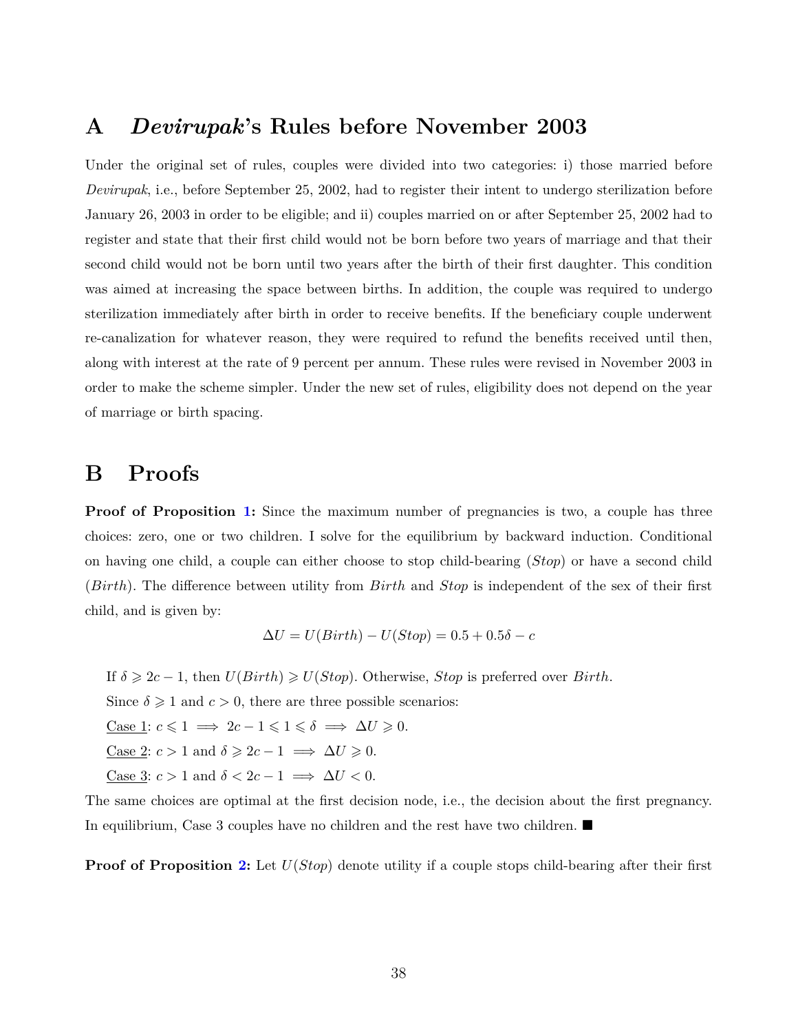# A *Devirupak*'s Rules before November 2003

Under the original set of rules, couples were divided into two categories: i) those married before *Devirupak*, i.e., before September 25, 2002, had to register their intent to undergo sterilization before January 26, 2003 in order to be eligible; and ii) couples married on or after September 25, 2002 had to register and state that their first child would not be born before two years of marriage and that their second child would not be born until two years after the birth of their first daughter. This condition was aimed at increasing the space between births. In addition, the couple was required to undergo sterilization immediately after birth in order to receive benefits. If the beneficiary couple underwent re-canalization for whatever reason, they were required to refund the benefits received until then, along with interest at the rate of 9 percent per annum. These rules were revised in November 2003 in order to make the scheme simpler. Under the new set of rules, eligibility does not depend on the year of marriage or birth spacing.

# B Proofs

**Proof of Proposition 1:** Since the maximum number of pregnancies is two, a couple has three choices: zero, one or two children. I solve for the equilibrium by backward induction. Conditional on having one child, a couple can either choose to stop child-bearing (*Stop*) or have a second child (*Birth*). The difference between utility from *Birth* and *Stop* is independent of the sex of their first child, and is given by:

$$\Delta U = U(Birth) - U(Stop) = 0.5 + 0.5\delta - c$$

If $\delta \geqslant 2c - 1$, then $U(Birth) \geqslant U(Stop)$. Otherwise, *Stop* is preferred over *Birth*.

Since $\delta \geqslant 1$ and $c > 0$, there are three possible scenarios:

Case 1: $c \leqslant 1 \implies 2c - 1 \leqslant 1 \leqslant \delta \implies \Delta U \geqslant 0$.

Case 2: $c > 1$ and $\delta \geqslant 2c - 1 \implies \Delta U \geqslant 0$.

Case 3: $c > 1$ and $\delta < 2c - 1 \implies \Delta U < 0$.

The same choices are optimal at the first decision node, i.e., the decision about the first pregnancy. In equilibrium, Case 3 couples have no children and the rest have two children. ■

**Proof of Proposition 2:** Let $U(Stop)$ denote utility if a couple stops child-bearing after their first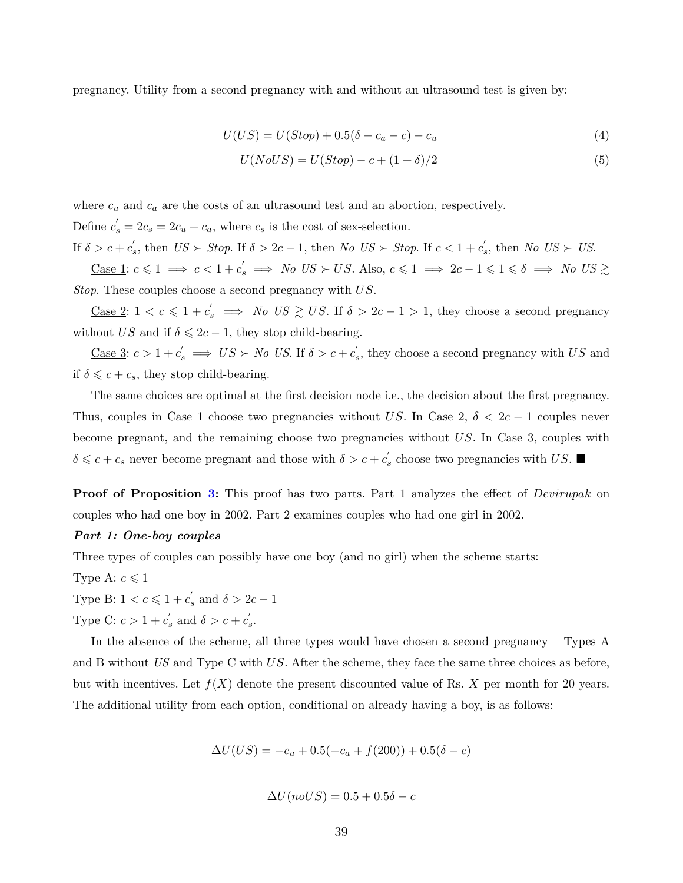pregnancy. Utility from a second pregnancy with and without an ultrasound test is given by:

$$U(US) = U(Stop) + 0.5(\delta - c_a - c) - c_u \tag{4}$$

$$U(NoUS) = U(Stop) - c + (1+\delta)/2 \tag{5}$$

where $c_u$ and $c_a$ are the costs of an ultrasound test and an abortion, respectively.

Define $c_s^{'} = 2c_s = 2c_u + c_a$, where $c_s$ is the cost of sex-selection.

If $\delta > c + c_s^{'}$, then $US \succ$ *Stop*. If $\delta > 2c - 1$, then *No US* $\succ$ *Stop*. If $c < 1 + c_s^{'}$, then *No US* $\succ US$.

Case 1: $c \leqslant 1 \implies c < 1 + c_s^{'} \implies$ *No US* $\succ US$. Also, $c \leqslant 1 \implies 2c - 1 \leqslant 1 \leqslant \delta \implies$ *No US* $\gtrsim$ *Stop*. These couples choose a second pregnancy with $US$.

Case 2: $1 < c \leqslant 1 + c_s^{'} \implies$ *No US* $\gtrsim US$. If $\delta > 2c - 1 > 1$, they choose a second pregnancy without $US$ and if $\delta \leqslant 2c - 1$, they stop child-bearing.

Case 3: $c > 1 + c_s^{'} \implies US \succ$ *No US*. If $\delta > c + c_s^{'}$, they choose a second pregnancy with $US$ and if $\delta \leqslant c + c_s$, they stop child-bearing.

The same choices are optimal at the first decision node i.e., the decision about the first pregnancy. Thus, couples in Case 1 choose two pregnancies without $US$. In Case 2, $\delta < 2c - 1$ couples never become pregnant, and the remaining choose two pregnancies without $US$. In Case 3, couples with $\delta \leqslant c + c_s$ never become pregnant and those with $\delta > c + c_s^{'}$ choose two pregnancies with $US$. ■

**Proof of Proposition 3:** This proof has two parts. Part 1 analyzes the effect of *Devirupak* on couples who had one boy in 2002. Part 2 examines couples who had one girl in 2002.

***Part 1: One-boy couples***

Three types of couples can possibly have one boy (and no girl) when the scheme starts:

Type A: $c \leqslant 1$

Type B: $1 < c \leqslant 1 + c_s^{'}$ and $\delta > 2c - 1$

Type C: $c > 1 + c_s^{'}$ and $\delta > c + c_s^{'}$.

In the absence of the scheme, all three types would have chosen a second pregnancy – Types A and B without $US$ and Type C with $US$. After the scheme, they face the same three choices as before, but with incentives. Let $f(X)$ denote the present discounted value of Rs. $X$ per month for 20 years. The additional utility from each option, conditional on already having a boy, is as follows:

$$\Delta U(US) = -c_u + 0.5(-c_a + f(200)) + 0.5(\delta - c)$$

$$\Delta U(noUS) = 0.5 + 0.5\delta - c$$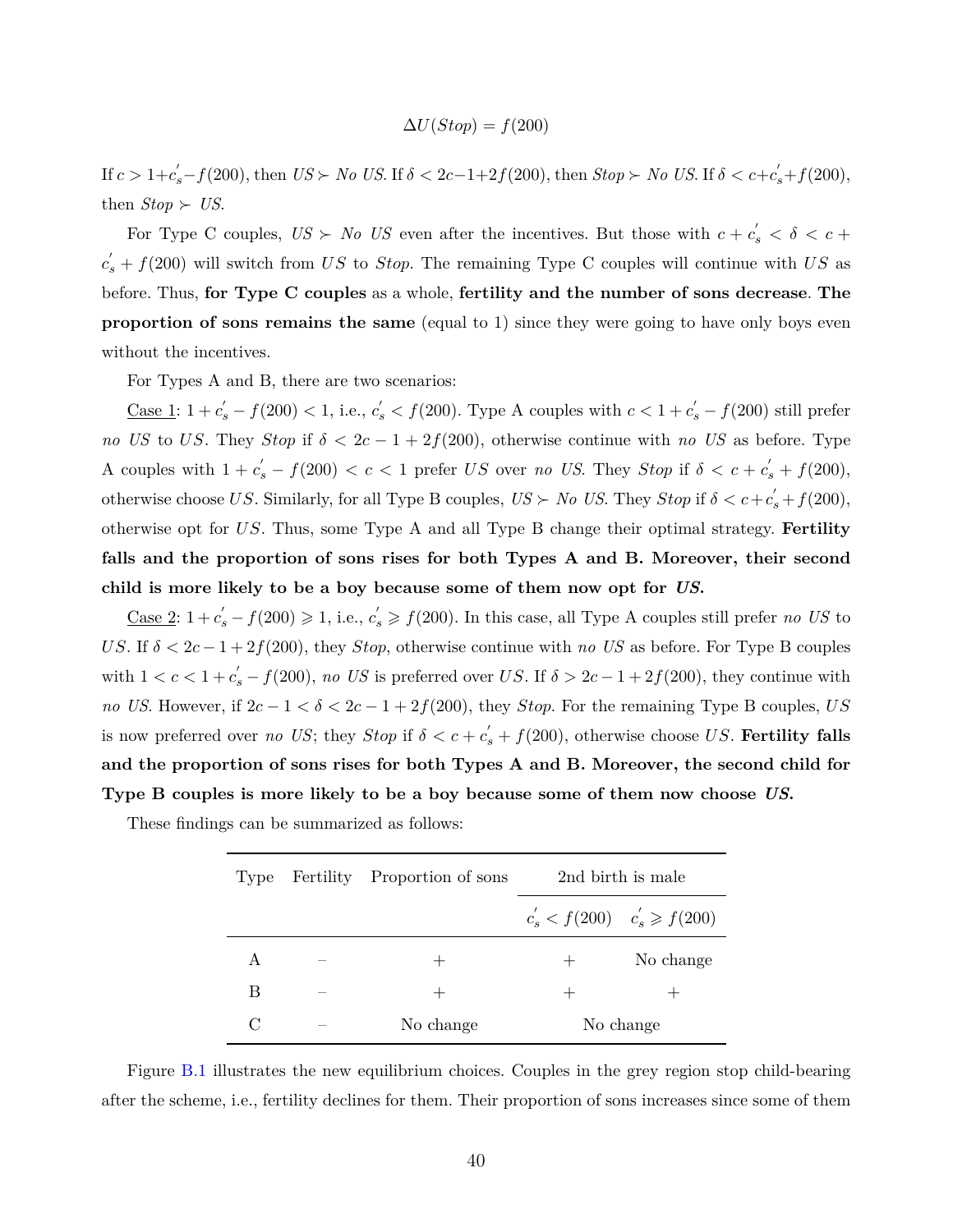$$\Delta U(Stop) = f(200)$$

If $c > 1+c_s^{'}-f(200)$, then $US \succ$ *No US*. If $\delta < 2c-1+2f(200)$, then $Stop \succ$ *No US*. If $\delta < c+c_s^{'}+f(200)$, then $Stop \succ US$.

For Type C couples, $US \succ$ *No US* even after the incentives. But those with $c + c_s^{'} < \delta < c + c_s^{'} + f(200)$ will switch from $US$ to *Stop*. The remaining Type C couples will continue with $US$ as before. Thus, **for Type C couples** as a whole, **fertility and the number of sons decrease**. **The proportion of sons remains the same** (equal to 1) since they were going to have only boys even without the incentives.

For Types A and B, there are two scenarios:

Case 1: $1 + c_s^{'} - f(200) < 1$, i.e., $c_s^{'} < f(200)$. Type A couples with $c < 1 + c_s^{'} - f(200)$ still prefer *no US* to $US$. They *Stop* if $\delta < 2c - 1 + 2f(200)$, otherwise continue with *no US* as before. Type A couples with $1 + c_s^{'} - f(200) < c < 1$ prefer $US$ over *no US*. They *Stop* if $\delta < c + c_s^{'} + f(200)$, otherwise choose $US$. Similarly, for all Type B couples, $US \succ$ *No US*. They *Stop* if $\delta < c+c_s^{'}+f(200)$, otherwise opt for $US$. Thus, some Type A and all Type B change their optimal strategy. **Fertility falls and the proportion of sons rises for both Types A and B. Moreover, their second child is more likely to be a boy because some of them now opt for *US*.**

Case 2: $1 + c_s^{'} - f(200) \geqslant 1$, i.e., $c_s^{'} \geqslant f(200)$. In this case, all Type A couples still prefer *no US* to $US$. If $\delta < 2c - 1 + 2f(200)$, they *Stop*, otherwise continue with *no US* as before. For Type B couples with $1 < c < 1 + c_s^{'} - f(200)$, *no US* is preferred over $US$. If $\delta > 2c - 1 + 2f(200)$, they continue with *no US*. However, if $2c - 1 < \delta < 2c - 1 + 2f(200)$, they *Stop*. For the remaining Type B couples, $US$ is now preferred over *no US*; they *Stop* if $\delta < c + c_s^{'} + f(200)$, otherwise choose $US$. **Fertility falls and the proportion of sons rises for both Types A and B. Moreover, the second child for Type B couples is more likely to be a boy because some of them now choose *US*.**

These findings can be summarized as follows:

| Type | Fertility | Proportion of sons | 2nd birth is male | |
|---|---|---|---|---|
| | | | $c_s^{'} < f(200)$ | $c_s^{'} \geqslant f(200)$ |
| A | – | + | + | No change |
| B | – | + | + | + |
| C | – | No change | No change | |

Figure B.1 illustrates the new equilibrium choices. Couples in the grey region stop child-bearing after the scheme, i.e., fertility declines for them. Their proportion of sons increases since some of them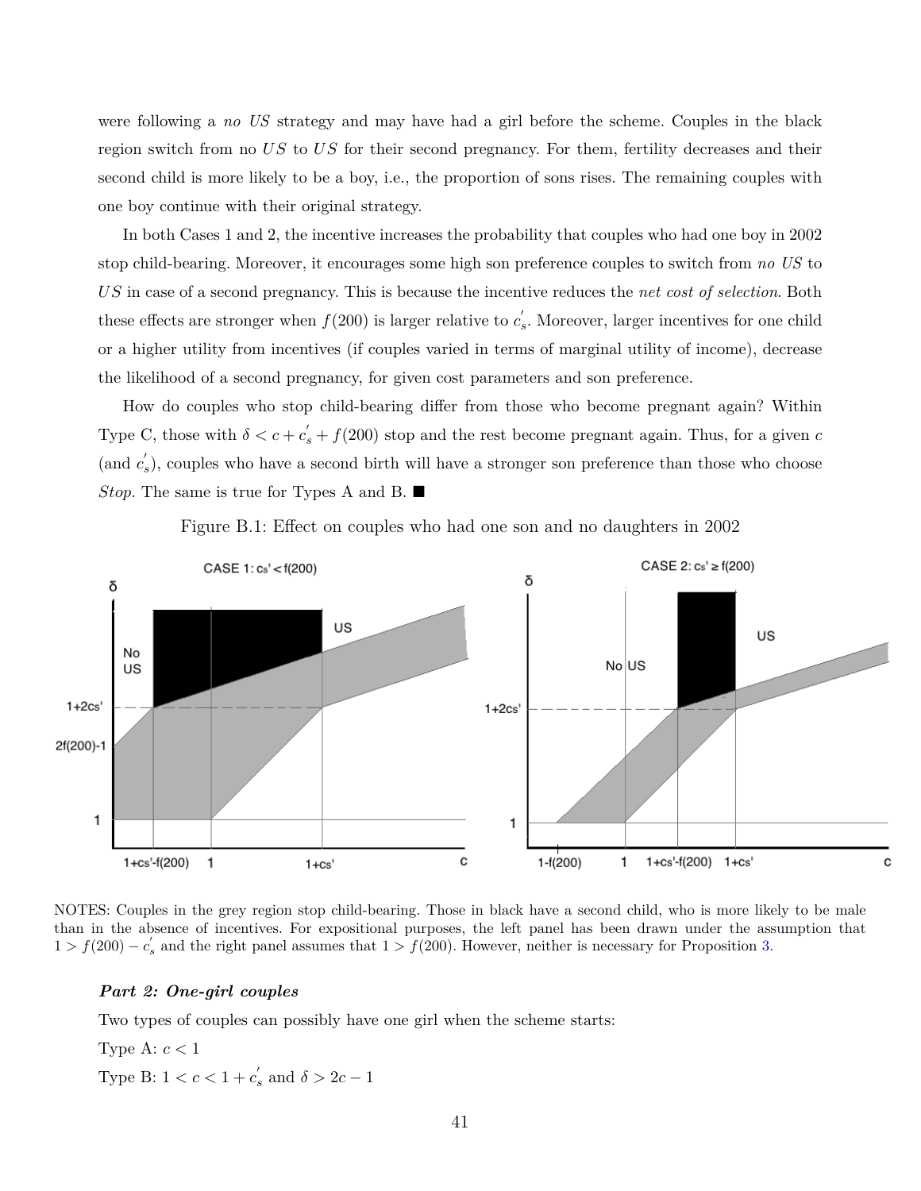were following a *no US* strategy and may have had a girl before the scheme. Couples in the black region switch from no *US* to *US* for their second pregnancy. For them, fertility decreases and their second child is more likely to be a boy, i.e., the proportion of sons rises. The remaining couples with one boy continue with their original strategy.

In both Cases 1 and 2, the incentive increases the probability that couples who had one boy in 2002 stop child-bearing. Moreover, it encourages some high son preference couples to switch from *no US* to *US* in case of a second pregnancy. This is because the incentive reduces the *net cost of selection*. Both these effects are stronger when $f(200)$ is larger relative to $c_s^{'}$. Moreover, larger incentives for one child or a higher utility from incentives (if couples varied in terms of marginal utility of income), decrease the likelihood of a second pregnancy, for given cost parameters and son preference.

How do couples who stop child-bearing differ from those who become pregnant again? Within Type C, those with $\delta < c + c_s^{'} + f(200)$ stop and the rest become pregnant again. Thus, for a given $c$ (and $c_s^{'}$), couples who have a second birth will have a stronger son preference than those who choose *Stop*. The same is true for Types A and B. ■

Figure B.1: Effect on couples who had one son and no daughters in 2002

NOTES: Couples in the grey region stop child-bearing. Those in black have a second child, who is more likely to be male than in the absence of incentives. For expositional purposes, the left panel has been drawn under the assumption that $1 > f(200) - c_s^{'}$ and the right panel assumes that $1 > f(200)$. However, neither is necessary for Proposition 3.

***Part 2: One-girl couples***

Two types of couples can possibly have one girl when the scheme starts:

Type A: $c < 1$

Type B: $1 < c < 1 + c_s^{'}$ and $\delta > 2c - 1$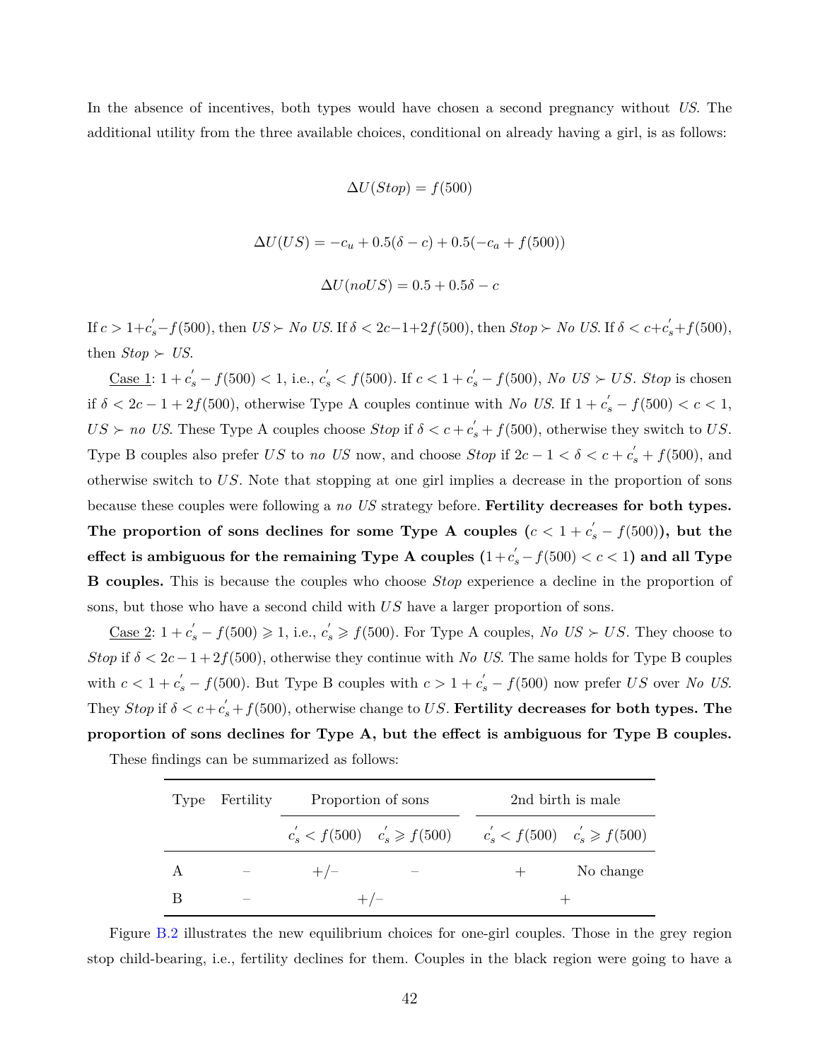In the absence of incentives, both types would have chosen a second pregnancy without *US*. The additional utility from the three available choices, conditional on already having a girl, is as follows:

$$\Delta U(Stop) = f(500)$$

$$\Delta U(US) = -c_u + 0.5(\delta - c) + 0.5(-c_a + f(500))$$

$$\Delta U(noUS) = 0.5 + 0.5\delta - c$$

If $c > 1 + c_s^{'} - f(500)$, then $US \succ$ *No US*. If $\delta < 2c - 1 + 2f(500)$, then $Stop \succ$ *No US*. If $\delta < c + c_s^{'} + f(500)$, then $Stop \succ US$.

Case 1: $1 + c_s^{'} - f(500) < 1$, i.e., $c_s^{'} < f(500)$. If $c < 1 + c_s^{'} - f(500)$, *No US* $\succ US$. *Stop* is chosen if $\delta < 2c - 1 + 2f(500)$, otherwise Type A couples continue with *No US*. If $1 + c_s^{'} - f(500) < c < 1$, $US \succ$ *no US*. These Type A couples choose *Stop* if $\delta < c + c_s^{'} + f(500)$, otherwise they switch to *US*. Type B couples also prefer *US* to *no US* now, and choose *Stop* if $2c - 1 < \delta < c + c_s^{'} + f(500)$, and otherwise switch to *US*. Note that stopping at one girl implies a decrease in the proportion of sons because these couples were following a *no US* strategy before. **Fertility decreases for both types. The proportion of sons declines for some Type A couples ($c < 1 + c_s^{'} - f(500)$), but the effect is ambiguous for the remaining Type A couples ($1 + c_s^{'} - f(500) < c < 1$) and all Type B couples.** This is because the couples who choose *Stop* experience a decline in the proportion of sons, but those who have a second child with *US* have a larger proportion of sons.

Case 2: $1 + c_s^{'} - f(500) \geqslant 1$, i.e., $c_s^{'} \geqslant f(500)$. For Type A couples, *No US* $\succ US$. They choose to *Stop* if $\delta < 2c - 1 + 2f(500)$, otherwise they continue with *No US*. The same holds for Type B couples with $c < 1 + c_s^{'} - f(500)$. But Type B couples with $c > 1 + c_s^{'} - f(500)$ now prefer *US* over *No US*. They *Stop* if $\delta < c + c_s^{'} + f(500)$, otherwise change to *US*. **Fertility decreases for both types. The proportion of sons declines for Type A, but the effect is ambiguous for Type B couples.**

These findings can be summarized as follows:

| Type | Fertility | Proportion of sons | | 2nd birth is male | |
|---|---|---|---|---|---|
| | | $c_s^{'} < f(500)$ | $c_s^{'} \geqslant f(500)$ | $c_s^{'} < f(500)$ | $c_s^{'} \geqslant f(500)$ |
| A | – | +/– | – | + | No change |
| B | – | +/– | | + | |

Figure B.2 illustrates the new equilibrium choices for one-girl couples. Those in the grey region stop child-bearing, i.e., fertility declines for them. Couples in the black region were going to have a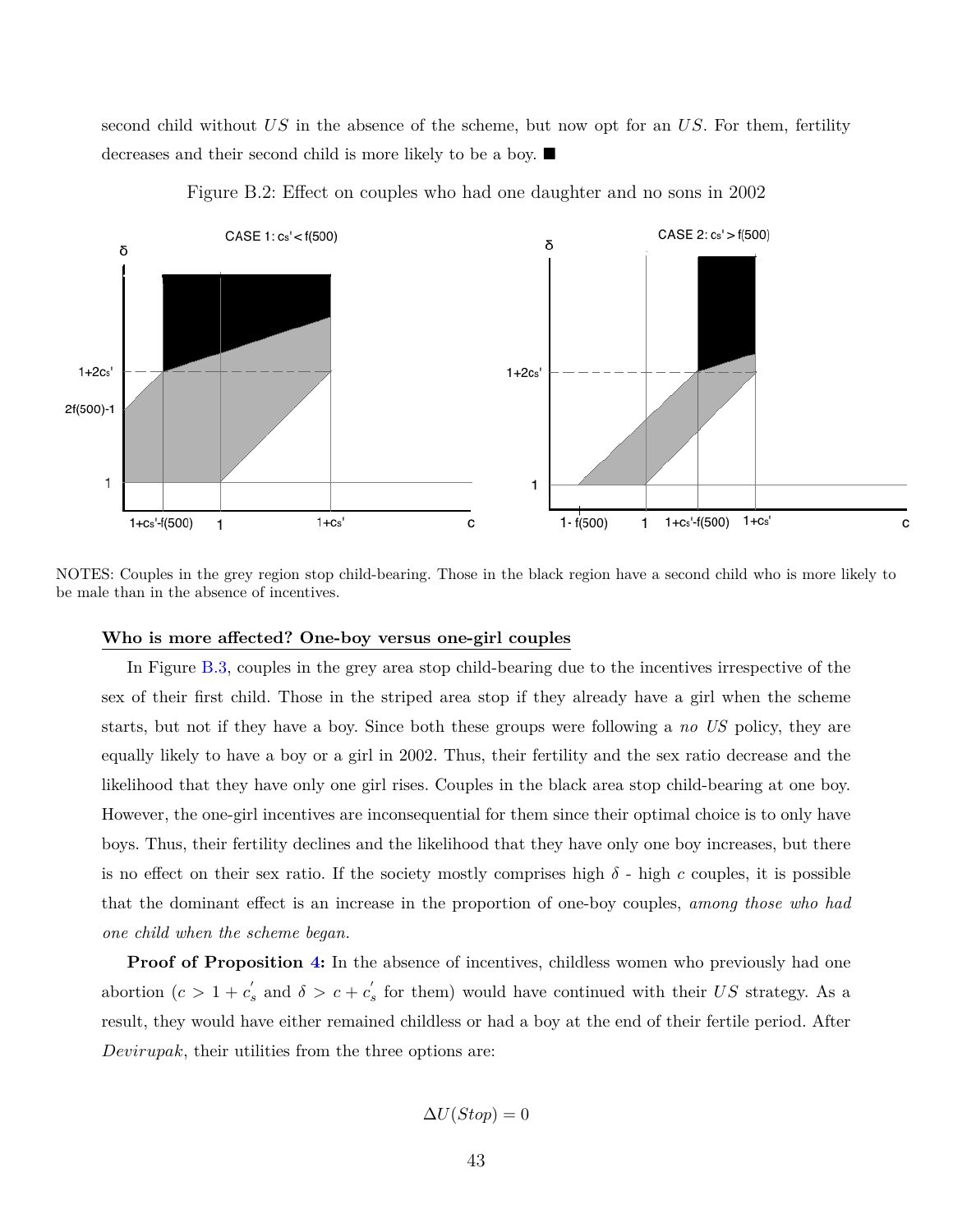second child without $US$ in the absence of the scheme, but now opt for an $US$. For them, fertility decreases and their second child is more likely to be a boy. ■

Figure B.2: Effect on couples who had one daughter and no sons in 2002

NOTES: Couples in the grey region stop child-bearing. Those in the black region have a second child who is more likely to be male than in the absence of incentives.

**Who is more affected? One-boy versus one-girl couples**

In Figure B.3, couples in the grey area stop child-bearing due to the incentives irrespective of the sex of their first child. Those in the striped area stop if they already have a girl when the scheme starts, but not if they have a boy. Since both these groups were following a *no US* policy, they are equally likely to have a boy or a girl in 2002. Thus, their fertility and the sex ratio decrease and the likelihood that they have only one girl rises. Couples in the black area stop child-bearing at one boy. However, the one-girl incentives are inconsequential for them since their optimal choice is to only have boys. Thus, their fertility declines and the likelihood that they have only one boy increases, but there is no effect on their sex ratio. If the society mostly comprises high $\delta$ - high $c$ couples, it is possible that the dominant effect is an increase in the proportion of one-boy couples, *among those who had one child when the scheme began.*

**Proof of Proposition 4:** In the absence of incentives, childless women who previously had one abortion ($c > 1 + c_s^{'}$ and $\delta > c + c_s^{'}$ for them) would have continued with their $US$ strategy. As a result, they would have either remained childless or had a boy at the end of their fertile period. After *Devirupak*, their utilities from the three options are:

$$\Delta U(Stop) = 0$$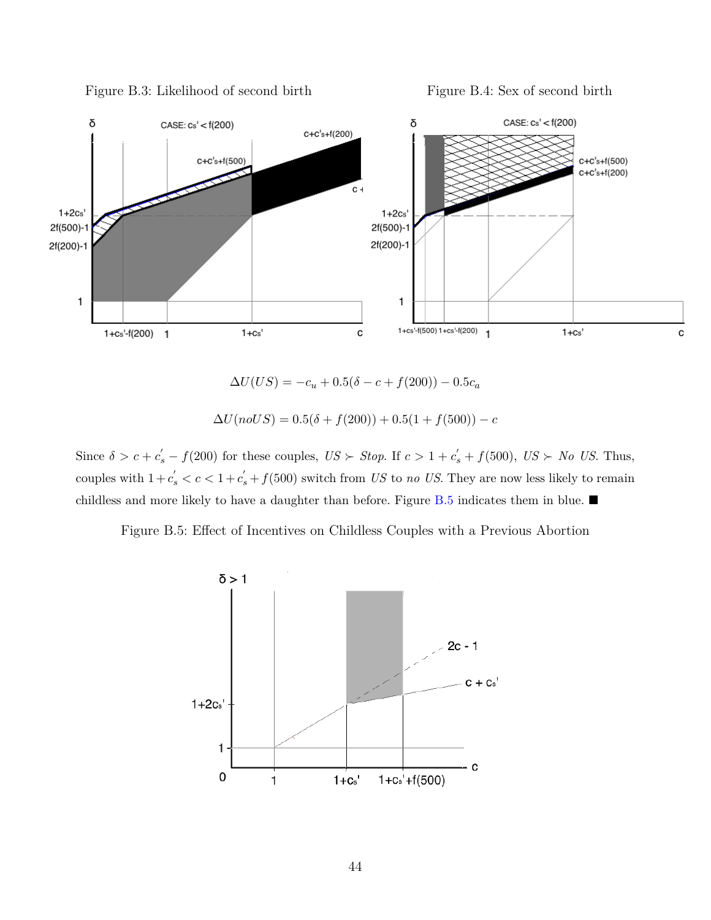Figure B.3: Likelihood of second birth

Figure B.4: Sex of second birth

$$\Delta U(US) = -c_u + 0.5(\delta - c + f(200)) - 0.5c_a$$

$$\Delta U(noUS) = 0.5(\delta + f(200)) + 0.5(1 + f(500)) - c$$

Since $\delta > c + c_s^{'} - f(200)$ for these couples, $US \succ$ *Stop*. If $c > 1 + c_s^{'} + f(500)$, $US \succ$ *No US*. Thus, couples with $1 + c_s^{'} < c < 1 + c_s^{'} + f(500)$ switch from *US* to *no US*. They are now less likely to remain childless and more likely to have a daughter than before. Figure B.5 indicates them in blue. ■

Figure B.5: Effect of Incentives on Childless Couples with a Previous Abortion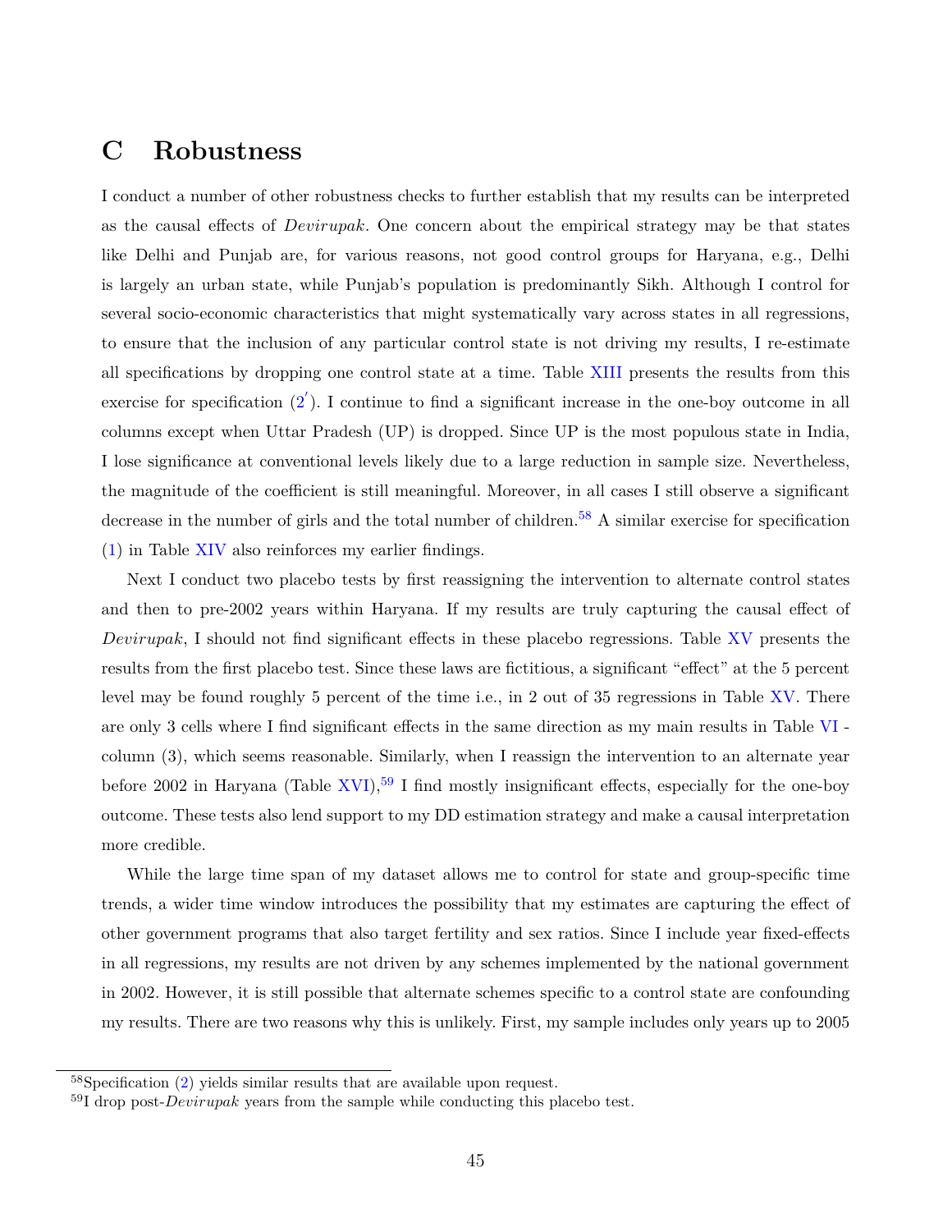# C Robustness

I conduct a number of other robustness checks to further establish that my results can be interpreted as the causal effects of *Devirupak*. One concern about the empirical strategy may be that states like Delhi and Punjab are, for various reasons, not good control groups for Haryana, e.g., Delhi is largely an urban state, while Punjab's population is predominantly Sikh. Although I control for several socio-economic characteristics that might systematically vary across states in all regressions, to ensure that the inclusion of any particular control state is not driving my results, I re-estimate all specifications by dropping one control state at a time. Table XIII presents the results from this exercise for specification ($2'$). I continue to find a significant increase in the one-boy outcome in all columns except when Uttar Pradesh (UP) is dropped. Since UP is the most populous state in India, I lose significance at conventional levels likely due to a large reduction in sample size. Nevertheless, the magnitude of the coefficient is still meaningful. Moreover, in all cases I still observe a significant decrease in the number of girls and the total number of children.[58] A similar exercise for specification (1) in Table XIV also reinforces my earlier findings.

Next I conduct two placebo tests by first reassigning the intervention to alternate control states and then to pre-2002 years within Haryana. If my results are truly capturing the causal effect of *Devirupak*, I should not find significant effects in these placebo regressions. Table XV presents the results from the first placebo test. Since these laws are fictitious, a significant "effect" at the 5 percent level may be found roughly 5 percent of the time i.e., in 2 out of 35 regressions in Table XV. There are only 3 cells where I find significant effects in the same direction as my main results in Table VI - column (3), which seems reasonable. Similarly, when I reassign the intervention to an alternate year before 2002 in Haryana (Table XVI),[59] I find mostly insignificant effects, especially for the one-boy outcome. These tests also lend support to my DD estimation strategy and make a causal interpretation more credible.

While the large time span of my dataset allows me to control for state and group-specific time trends, a wider time window introduces the possibility that my estimates are capturing the effect of other government programs that also target fertility and sex ratios. Since I include year fixed-effects in all regressions, my results are not driven by any schemes implemented by the national government in 2002. However, it is still possible that alternate schemes specific to a control state are confounding my results. There are two reasons why this is unlikely. First, my sample includes only years up to 2005

[58] Specification (2) yields similar results that are available upon request.

[59] I drop post-*Devirupak* years from the sample while conducting this placebo test.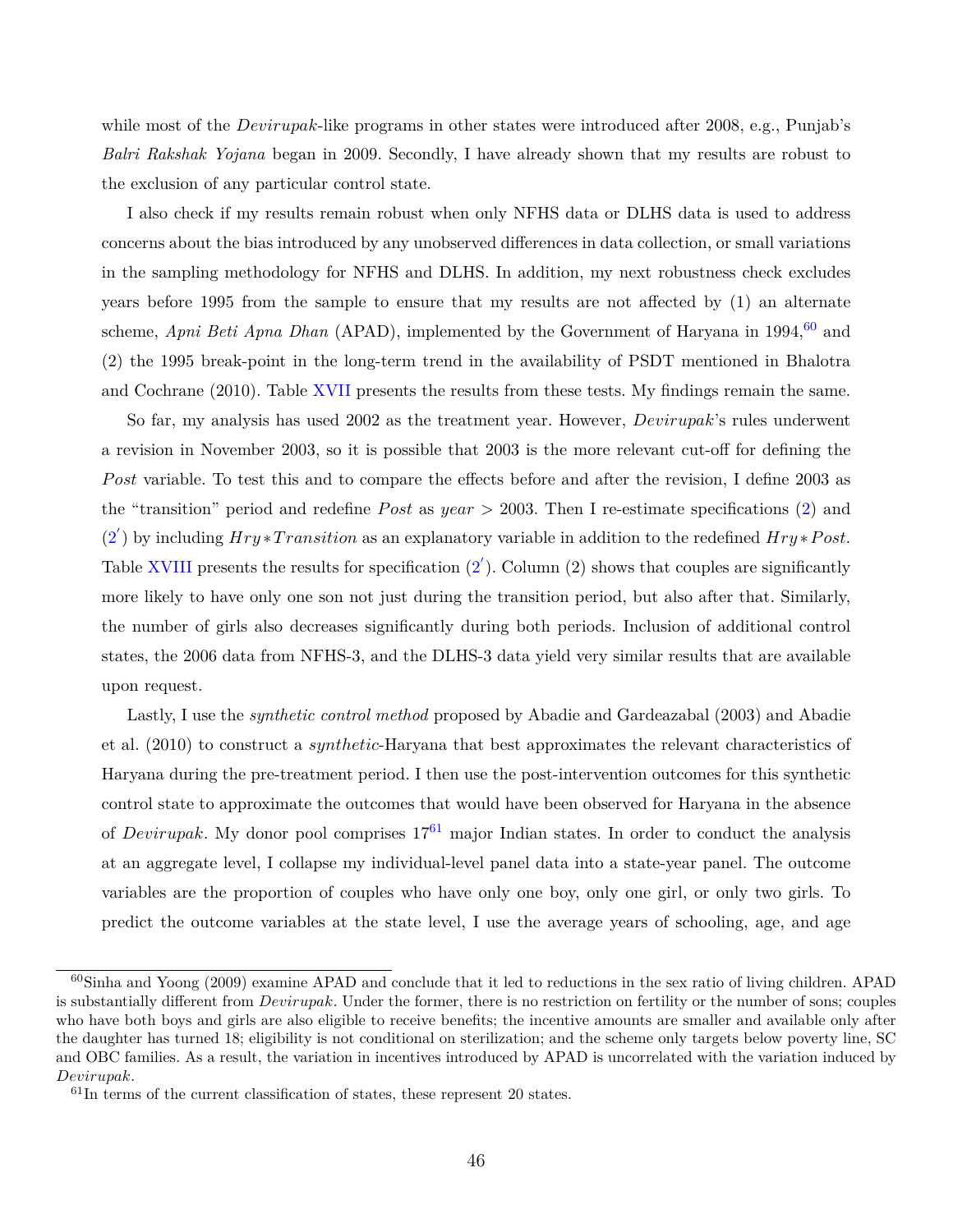while most of the *Devirupak*-like programs in other states were introduced after 2008, e.g., Punjab's *Balri Rakshak Yojana* began in 2009. Secondly, I have already shown that my results are robust to the exclusion of any particular control state.

I also check if my results remain robust when only NFHS data or DLHS data is used to address concerns about the bias introduced by any unobserved differences in data collection, or small variations in the sampling methodology for NFHS and DLHS. In addition, my next robustness check excludes years before 1995 from the sample to ensure that my results are not affected by (1) an alternate scheme, *Apni Beti Apna Dhan* (APAD), implemented by the Government of Haryana in 1994,[60] and (2) the 1995 break-point in the long-term trend in the availability of PSDT mentioned in Bhalotra and Cochrane (2010). Table XVII presents the results from these tests. My findings remain the same.

So far, my analysis has used 2002 as the treatment year. However, *Devirupak*'s rules underwent a revision in November 2003, so it is possible that 2003 is the more relevant cut-off for defining the *Post* variable. To test this and to compare the effects before and after the revision, I define 2003 as the "transition" period and redefine *Post* as *year* > 2003. Then I re-estimate specifications (2) and (2′) by including $Hry * Transition$ as an explanatory variable in addition to the redefined $Hry * Post$. Table XVIII presents the results for specification (2′). Column (2) shows that couples are significantly more likely to have only one son not just during the transition period, but also after that. Similarly, the number of girls also decreases significantly during both periods. Inclusion of additional control states, the 2006 data from NFHS-3, and the DLHS-3 data yield very similar results that are available upon request.

Lastly, I use the *synthetic control method* proposed by Abadie and Gardeazabal (2003) and Abadie et al. (2010) to construct a *synthetic*-Haryana that best approximates the relevant characteristics of Haryana during the pre-treatment period. I then use the post-intervention outcomes for this synthetic control state to approximate the outcomes that would have been observed for Haryana in the absence of *Devirupak*. My donor pool comprises 17[61] major Indian states. In order to conduct the analysis at an aggregate level, I collapse my individual-level panel data into a state-year panel. The outcome variables are the proportion of couples who have only one boy, only one girl, or only two girls. To predict the outcome variables at the state level, I use the average years of schooling, age, and age

[60] Sinha and Yoong (2009) examine APAD and conclude that it led to reductions in the sex ratio of living children. APAD is substantially different from *Devirupak*. Under the former, there is no restriction on fertility or the number of sons; couples who have both boys and girls are also eligible to receive benefits; the incentive amounts are smaller and available only after the daughter has turned 18; eligibility is not conditional on sterilization; and the scheme only targets below poverty line, SC and OBC families. As a result, the variation in incentives introduced by APAD is uncorrelated with the variation induced by *Devirupak*.

[61] In terms of the current classification of states, these represent 20 states.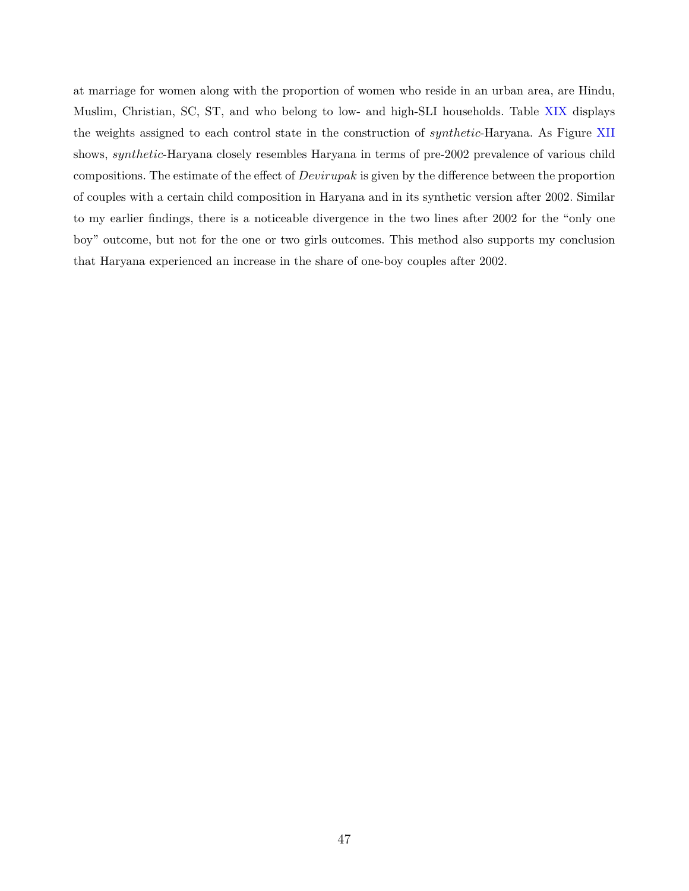at marriage for women along with the proportion of women who reside in an urban area, are Hindu, Muslim, Christian, SC, ST, and who belong to low- and high-SLI households. Table XIX displays the weights assigned to each control state in the construction of *synthetic*-Haryana. As Figure XII shows, *synthetic*-Haryana closely resembles Haryana in terms of pre-2002 prevalence of various child compositions. The estimate of the effect of *Devirupak* is given by the difference between the proportion of couples with a certain child composition in Haryana and in its synthetic version after 2002. Similar to my earlier findings, there is a noticeable divergence in the two lines after 2002 for the "only one boy" outcome, but not for the one or two girls outcomes. This method also supports my conclusion that Haryana experienced an increase in the share of one-boy couples after 2002.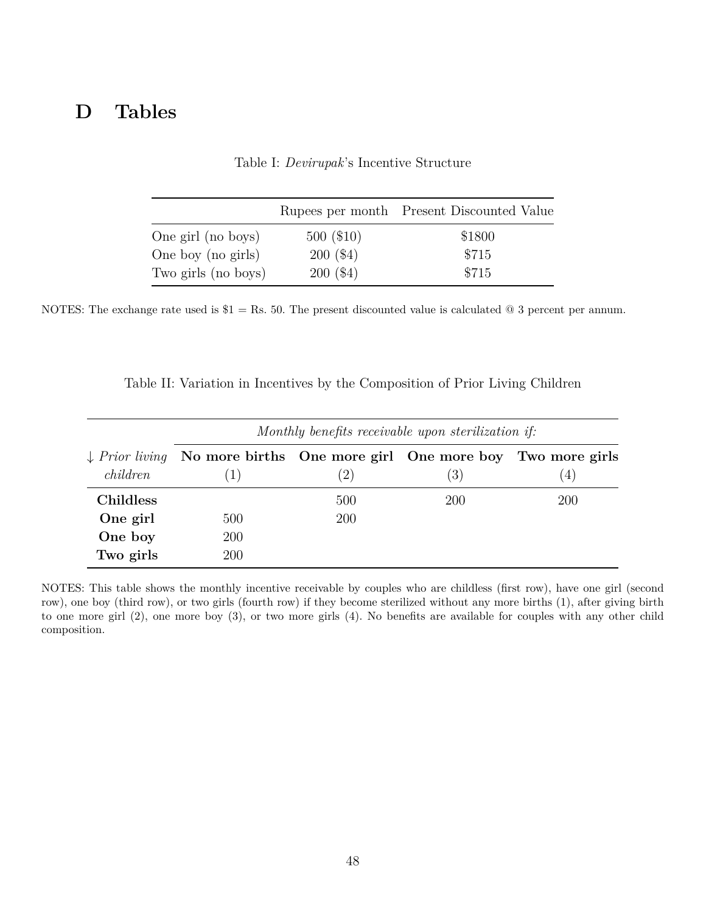# D Tables

Table I: *Devirupak*'s Incentive Structure

| | Rupees per month | Present Discounted Value |
|---|---|---|
| One girl (no boys) | 500 ($10) | $1800 |
| One boy (no girls) | 200 ($4) | $715 |
| Two girls (no boys) | 200 ($4) | $715 |

NOTES: The exchange rate used is $1 = Rs. 50. The present discounted value is calculated @ 3 percent per annum.

Table II: Variation in Incentives by the Composition of Prior Living Children

| | *Monthly benefits receivable upon sterilization if:* | | | |
|---|---|---|---|---|
| ↓ *Prior living children* | **No more births** (1) | **One more girl** (2) | **One more boy** (3) | **Two more girls** (4) |
| **Childless** | | 500 | 200 | 200 |
| **One girl** | 500 | 200 | | |
| **One boy** | 200 | | | |
| **Two girls** | 200 | | | |

NOTES: This table shows the monthly incentive receivable by couples who are childless (first row), have one girl (second row), one boy (third row), or two girls (fourth row) if they become sterilized without any more births (1), after giving birth to one more girl (2), one more boy (3), or two more girls (4). No benefits are available for couples with any other child composition.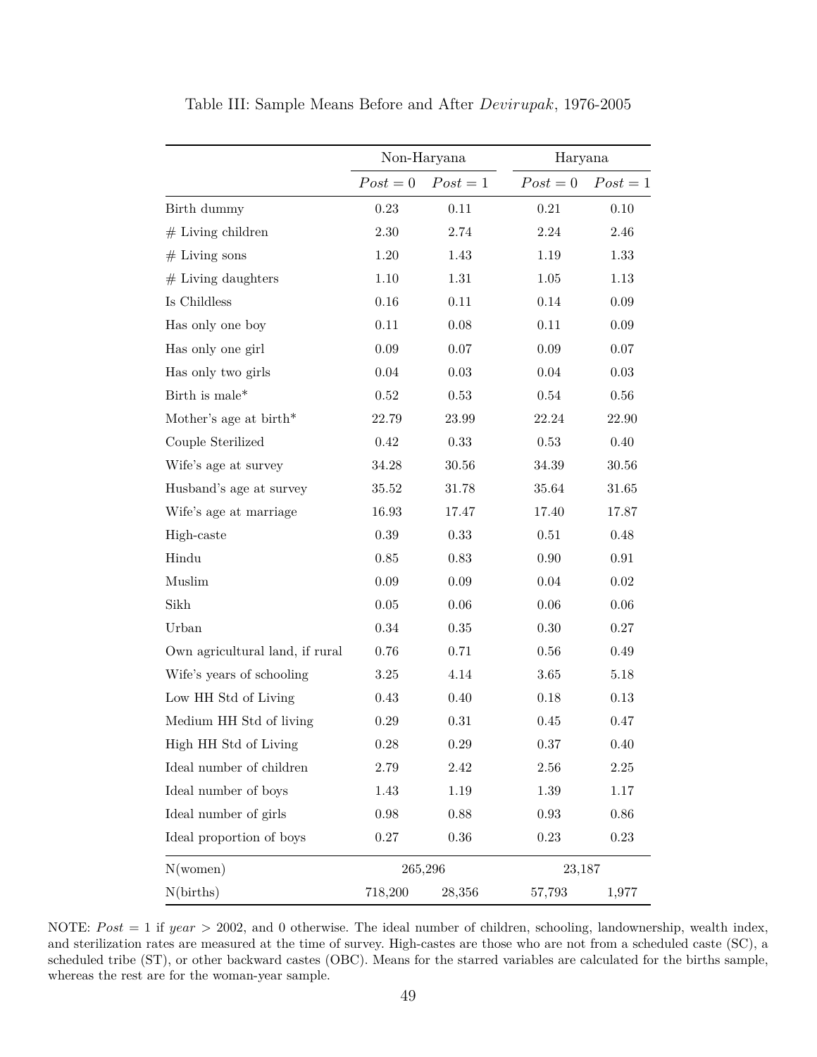Table III: Sample Means Before and After *Devirupak*, 1976-2005

| | Non-Haryana | | Haryana | |
|---|---|---|---|---|
| | $Post = 0$ | $Post = 1$ | $Post = 0$ | $Post = 1$ |
| Birth dummy | 0.23 | 0.11 | 0.21 | 0.10 |
| # Living children | 2.30 | 2.74 | 2.24 | 2.46 |
| # Living sons | 1.20 | 1.43 | 1.19 | 1.33 |
| # Living daughters | 1.10 | 1.31 | 1.05 | 1.13 |
| Is Childless | 0.16 | 0.11 | 0.14 | 0.09 |
| Has only one boy | 0.11 | 0.08 | 0.11 | 0.09 |
| Has only one girl | 0.09 | 0.07 | 0.09 | 0.07 |
| Has only two girls | 0.04 | 0.03 | 0.04 | 0.03 |
| Birth is male* | 0.52 | 0.53 | 0.54 | 0.56 |
| Mother's age at birth* | 22.79 | 23.99 | 22.24 | 22.90 |
| Couple Sterilized | 0.42 | 0.33 | 0.53 | 0.40 |
| Wife's age at survey | 34.28 | 30.56 | 34.39 | 30.56 |
| Husband's age at survey | 35.52 | 31.78 | 35.64 | 31.65 |
| Wife's age at marriage | 16.93 | 17.47 | 17.40 | 17.87 |
| High-caste | 0.39 | 0.33 | 0.51 | 0.48 |
| Hindu | 0.85 | 0.83 | 0.90 | 0.91 |
| Muslim | 0.09 | 0.09 | 0.04 | 0.02 |
| Sikh | 0.05 | 0.06 | 0.06 | 0.06 |
| Urban | 0.34 | 0.35 | 0.30 | 0.27 |
| Own agricultural land, if rural | 0.76 | 0.71 | 0.56 | 0.49 |
| Wife's years of schooling | 3.25 | 4.14 | 3.65 | 5.18 |
| Low HH Std of Living | 0.43 | 0.40 | 0.18 | 0.13 |
| Medium HH Std of living | 0.29 | 0.31 | 0.45 | 0.47 |
| High HH Std of Living | 0.28 | 0.29 | 0.37 | 0.40 |
| Ideal number of children | 2.79 | 2.42 | 2.56 | 2.25 |
| Ideal number of boys | 1.43 | 1.19 | 1.39 | 1.17 |
| Ideal number of girls | 0.98 | 0.88 | 0.93 | 0.86 |
| Ideal proportion of boys | 0.27 | 0.36 | 0.23 | 0.23 |
| N(women) | 265,296 | | 23,187 | |
| N(births) | 718,200 | 28,356 | 57,793 | 1,977 |

NOTE: $Post = 1$ if $year > 2002$, and 0 otherwise. The ideal number of children, schooling, landownership, wealth index, and sterilization rates are measured at the time of survey. High-castes are those who are not from a scheduled caste (SC), a scheduled tribe (ST), or other backward castes (OBC). Means for the starred variables are calculated for the births sample, whereas the rest are for the woman-year sample.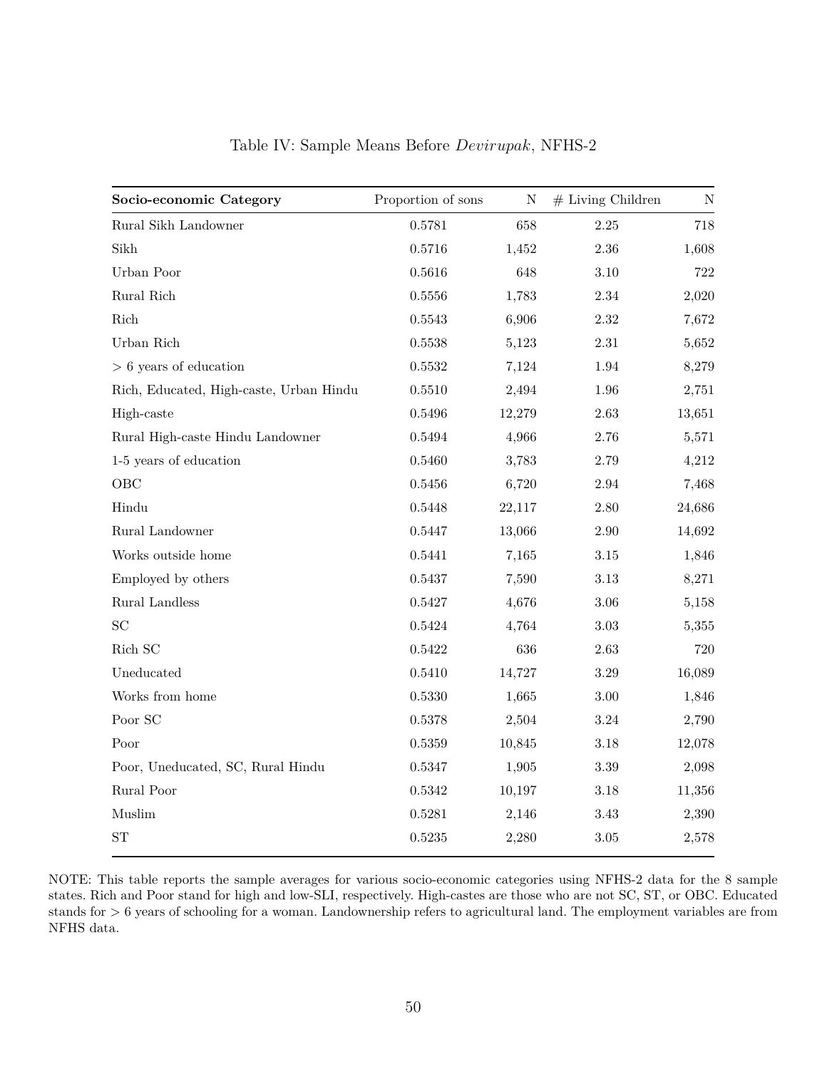Table IV: Sample Means Before *Devirupak*, NFHS-2

| **Socio-economic Category** | Proportion of sons | N | # Living Children | N |
|---|---|---|---|---|
| Rural Sikh Landowner | 0.5781 | 658 | 2.25 | 718 |
| Sikh | 0.5716 | 1,452 | 2.36 | 1,608 |
| Urban Poor | 0.5616 | 648 | 3.10 | 722 |
| Rural Rich | 0.5556 | 1,783 | 2.34 | 2,020 |
| Rich | 0.5543 | 6,906 | 2.32 | 7,672 |
| Urban Rich | 0.5538 | 5,123 | 2.31 | 5,652 |
| > 6 years of education | 0.5532 | 7,124 | 1.94 | 8,279 |
| Rich, Educated, High-caste, Urban Hindu | 0.5510 | 2,494 | 1.96 | 2,751 |
| High-caste | 0.5496 | 12,279 | 2.63 | 13,651 |
| Rural High-caste Hindu Landowner | 0.5494 | 4,966 | 2.76 | 5,571 |
| 1-5 years of education | 0.5460 | 3,783 | 2.79 | 4,212 |
| OBC | 0.5456 | 6,720 | 2.94 | 7,468 |
| Hindu | 0.5448 | 22,117 | 2.80 | 24,686 |
| Rural Landowner | 0.5447 | 13,066 | 2.90 | 14,692 |
| Works outside home | 0.5441 | 7,165 | 3.15 | 1,846 |
| Employed by others | 0.5437 | 7,590 | 3.13 | 8,271 |
| Rural Landless | 0.5427 | 4,676 | 3.06 | 5,158 |
| SC | 0.5424 | 4,764 | 3.03 | 5,355 |
| Rich SC | 0.5422 | 636 | 2.63 | 720 |
| Uneducated | 0.5410 | 14,727 | 3.29 | 16,089 |
| Works from home | 0.5330 | 1,665 | 3.00 | 1,846 |
| Poor SC | 0.5378 | 2,504 | 3.24 | 2,790 |
| Poor | 0.5359 | 10,845 | 3.18 | 12,078 |
| Poor, Uneducated, SC, Rural Hindu | 0.5347 | 1,905 | 3.39 | 2,098 |
| Rural Poor | 0.5342 | 10,197 | 3.18 | 11,356 |
| Muslim | 0.5281 | 2,146 | 3.43 | 2,390 |
| ST | 0.5235 | 2,280 | 3.05 | 2,578 |

NOTE: This table reports the sample averages for various socio-economic categories using NFHS-2 data for the 8 sample states. Rich and Poor stand for high and low-SLI, respectively. High-castes are those who are not SC, ST, or OBC. Educated stands for > 6 years of schooling for a woman. Landownership refers to agricultural land. The employment variables are from NFHS data.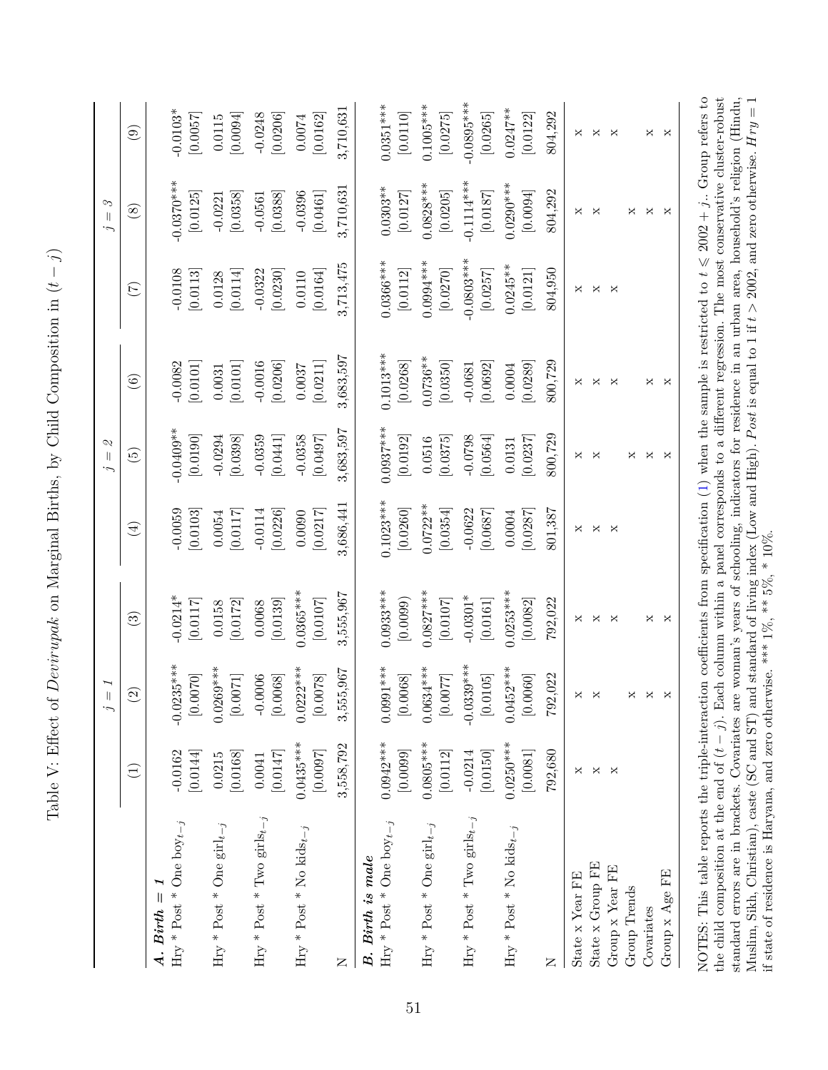Table V: Effect of *Devirupak* on Marginal Births, by Child Composition in $(t-j)$

| | $j=1$ | | | $j=2$ | | | $j=3$ | | |
|---|---|---|---|---|---|---|---|---|---|
| | (1) | (2) | (3) | (4) | (5) | (6) | (7) | (8) | (9) |
| ***A. Birth = 1*** | | | | | | | | | |
| Hry * Post * One boy$_{t-j}$ | -0.0162 | -0.0235*** | -0.0214* | -0.0059 | -0.0409** | -0.0082 | -0.0108 | -0.0370*** | -0.0103* |
| | [0.0144] | [0.0070] | [0.0117] | [0.0103] | [0.0190] | [0.0101] | [0.0113] | [0.0125] | [0.0057] |
| Hry * Post * One girl$_{t-j}$ | 0.0215 | 0.0269*** | 0.0158 | 0.0054 | -0.0294 | 0.0031 | 0.0128 | -0.0221 | 0.0115 |
| | [0.0168] | [0.0071] | [0.0172] | [0.0117] | [0.0398] | [0.0101] | [0.0114] | [0.0358] | [0.0094] |
| Hry * Post * Two girls$_{t-j}$ | 0.0041 | -0.0006 | 0.0068 | -0.0114 | -0.0359 | -0.0016 | -0.0322 | -0.0561 | -0.0248 |
| | [0.0147] | [0.0068] | [0.0139] | [0.0226] | [0.0441] | [0.0206] | [0.0230] | [0.0388] | [0.0206] |
| Hry * Post * No kids$_{t-j}$ | 0.0435*** | 0.0222*** | 0.0365*** | 0.0090 | -0.0358 | 0.0037 | 0.0110 | -0.0396 | 0.0074 |
| | [0.0097] | [0.0078] | [0.0107] | [0.0217] | [0.0497] | [0.0211] | [0.0164] | [0.0461] | [0.0162] |
| N | 3,558,792 | 3,555,967 | 3,555,967 | 3,686,441 | 3,683,597 | 3,683,597 | 3,713,475 | 3,710,631 | 3,710,631 |
| ***B. Birth is male*** | | | | | | | | | |
| Hry * Post * One boy$_{t-j}$ | 0.0942*** | 0.0991*** | 0.0933*** | 0.1023*** | 0.0937*** | 0.1013*** | 0.0366*** | 0.0303** | 0.0351*** |
| | [0.0099] | [0.0068] | (0.0099) | [0.0260] | [0.0192] | [0.0268] | [0.0112] | [0.0127] | [0.0110] |
| Hry * Post * One girl$_{t-j}$ | 0.0805*** | 0.0634*** | 0.0827*** | 0.0722** | 0.0516 | 0.0736** | 0.0994*** | 0.0828*** | 0.1005*** |
| | [0.0112] | [0.0077] | [0.0107] | [0.0354] | [0.0375] | [0.0350] | [0.0270] | [0.0205] | [0.0275] |
| Hry * Post * Two girls$_{t-j}$ | -0.0214 | -0.0339*** | -0.0301* | -0.0622 | -0.0798 | -0.0681 | -0.0803*** | -0.1114*** | -0.0895*** |
| | [0.0150] | [0.0105] | [0.0161] | [0.0687] | [0.0564] | [0.0692] | [0.0257] | [0.0187] | [0.0265] |
| Hry * Post * No kids$_{t-j}$ | 0.0250*** | 0.0452*** | 0.0253*** | 0.0004 | 0.0131 | 0.0004 | 0.0245** | 0.0290*** | 0.0247** |
| | [0.0081] | [0.0060] | [0.0082] | [0.0287] | [0.0237] | [0.0289] | [0.0121] | [0.0094] | [0.0122] |
| N | 792,680 | 792,022 | 792,022 | 801,387 | 800,729 | 800,729 | 804,950 | 804,292 | 804,292 |
| State x Year FE | x | x | x | x | x | x | x | x | x |
| State x Group FE | x | x | x | x | x | x | x | x | x |
| Group x Year FE | x | | x | x | | x | x | | x |
| Group Trends | | x | | | x | | | x | |
| Covariates | | x | x | | x | x | | x | x |
| Group x Age FE | | x | x | | x | x | | x | x |

NOTES: This table reports the triple-interaction coefficients from specification (1) when the sample is restricted to $t \leqslant 2002 + j$. Group refers to the child composition at the end of $(t-j)$. Each column within a panel corresponds to a different regression. The most conservative cluster-robust standard errors are in brackets. Covariates are woman's years of schooling, indicators for residence in an urban area, household's religion (Hindu, Muslim, Sikh, Christian), caste (SC and ST) and standard of living index (Low and High). $Post$ is equal to 1 if $t > 2002$, and zero otherwise. $Hry = 1$ if state of residence is Haryana, and zero otherwise. *** 1%, ** 5%, * 10%.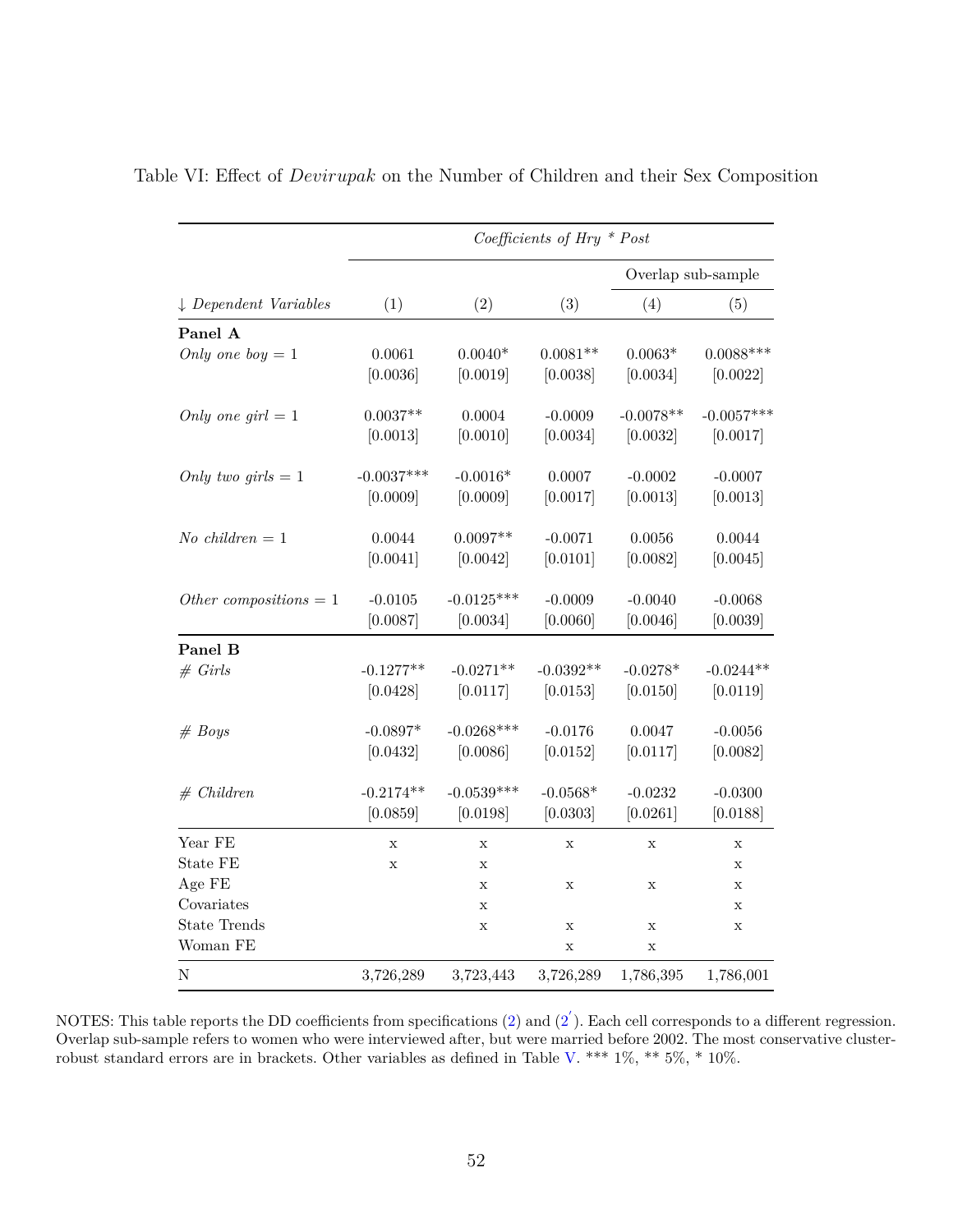Table VI: Effect of *Devirupak* on the Number of Children and their Sex Composition

| | *Coefficients of Hry * Post* | | | | |
|---|---|---|---|---|---|
| | | | | Overlap sub-sample | |
| ↓ *Dependent Variables* | (1) | (2) | (3) | (4) | (5) |
| **Panel A** | | | | | |
| *Only one boy* = 1 | 0.0061 | 0.0040* | 0.0081** | 0.0063* | 0.0088*** |
| | [0.0036] | [0.0019] | [0.0038] | [0.0034] | [0.0022] |
| *Only one girl* = 1 | 0.0037** | 0.0004 | -0.0009 | -0.0078** | -0.0057*** |
| | [0.0013] | [0.0010] | [0.0034] | [0.0032] | [0.0017] |
| *Only two girls* = 1 | -0.0037*** | -0.0016* | 0.0007 | -0.0002 | -0.0007 |
| | [0.0009] | [0.0009] | [0.0017] | [0.0013] | [0.0013] |
| *No children* = 1 | 0.0044 | 0.0097** | -0.0071 | 0.0056 | 0.0044 |
| | [0.0041] | [0.0042] | [0.0101] | [0.0082] | [0.0045] |
| *Other compositions* = 1 | -0.0105 | -0.0125*** | -0.0009 | -0.0040 | -0.0068 |
| | [0.0087] | [0.0034] | [0.0060] | [0.0046] | [0.0039] |
| **Panel B** | | | | | |
| *# Girls* | -0.1277** | -0.0271** | -0.0392** | -0.0278* | -0.0244** |
| | [0.0428] | [0.0117] | [0.0153] | [0.0150] | [0.0119] |
| *# Boys* | -0.0897* | -0.0268*** | -0.0176 | 0.0047 | -0.0056 |
| | [0.0432] | [0.0086] | [0.0152] | [0.0117] | [0.0082] |
| *# Children* | -0.2174** | -0.0539*** | -0.0568* | -0.0232 | -0.0300 |
| | [0.0859] | [0.0198] | [0.0303] | [0.0261] | [0.0188] |
| Year FE | x | x | x | x | x |
| State FE | x | x | | | x |
| Age FE | | x | x | x | x |
| Covariates | | x | | | x |
| State Trends | | x | x | x | x |
| Woman FE | | | x | x | |
| N | 3,726,289 | 3,723,443 | 3,726,289 | 1,786,395 | 1,786,001 |

NOTES: This table reports the DD coefficients from specifications (2) and (2′). Each cell corresponds to a different regression. Overlap sub-sample refers to women who were interviewed after, but were married before 2002. The most conservative cluster-robust standard errors are in brackets. Other variables as defined in Table V. *** 1%, ** 5%, * 10%.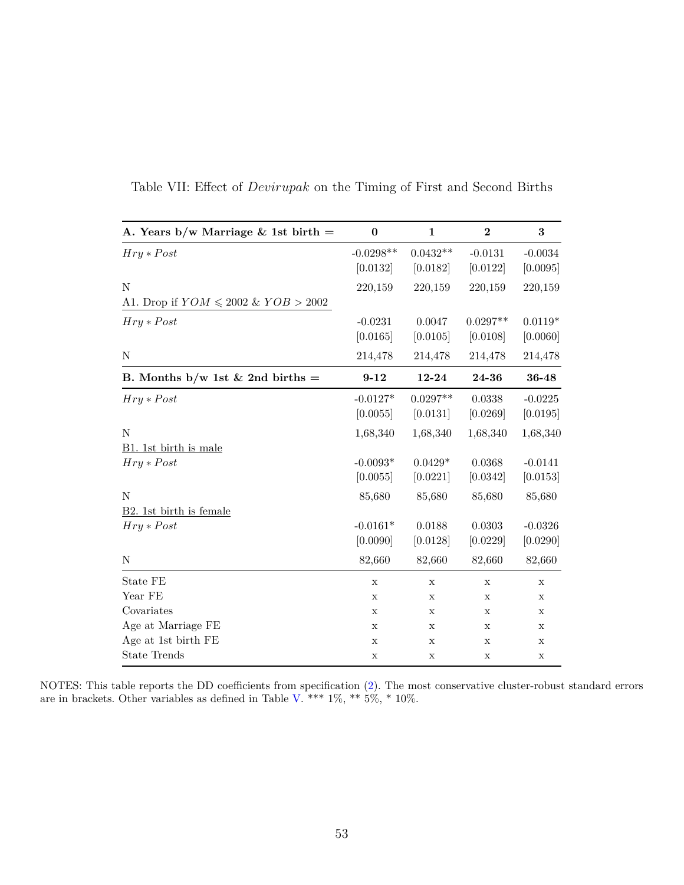Table VII: Effect of *Devirupak* on the Timing of First and Second Births

| **A. Years b/w Marriage & 1st birth =** | **0** | **1** | **2** | **3** |
|---|---|---|---|---|
| $Hry * Post$ | -0.0298** | 0.0432** | -0.0131 | -0.0034 |
| | [0.0132] | [0.0182] | [0.0122] | [0.0095] |
| N | 220,159 | 220,159 | 220,159 | 220,159 |
| A1. Drop if $YOM \leqslant 2002$ & $YOB > 2002$ | | | | |
| $Hry * Post$ | -0.0231 | 0.0047 | 0.0297** | 0.0119* |
| | [0.0165] | [0.0105] | [0.0108] | [0.0060] |
| N | 214,478 | 214,478 | 214,478 | 214,478 |
| **B. Months b/w 1st & 2nd births =** | **9-12** | **12-24** | **24-36** | **36-48** |
| $Hry * Post$ | -0.0127* | 0.0297** | 0.0338 | -0.0225 |
| | [0.0055] | [0.0131] | [0.0269] | [0.0195] |
| N | 1,68,340 | 1,68,340 | 1,68,340 | 1,68,340 |
| B1. 1st birth is male | | | | |
| $Hry * Post$ | -0.0093* | 0.0429* | 0.0368 | -0.0141 |
| | [0.0055] | [0.0221] | [0.0342] | [0.0153] |
| N | 85,680 | 85,680 | 85,680 | 85,680 |
| B2. 1st birth is female | | | | |
| $Hry * Post$ | -0.0161* | 0.0188 | 0.0303 | -0.0326 |
| | [0.0090] | [0.0128] | [0.0229] | [0.0290] |
| N | 82,660 | 82,660 | 82,660 | 82,660 |
| State FE | x | x | x | x |
| Year FE | x | x | x | x |
| Covariates | x | x | x | x |
| Age at Marriage FE | x | x | x | x |
| Age at 1st birth FE | x | x | x | x |
| State Trends | x | x | x | x |

NOTES: This table reports the DD coefficients from specification (2). The most conservative cluster-robust standard errors are in brackets. Other variables as defined in Table V. *** 1%, ** 5%, * 10%.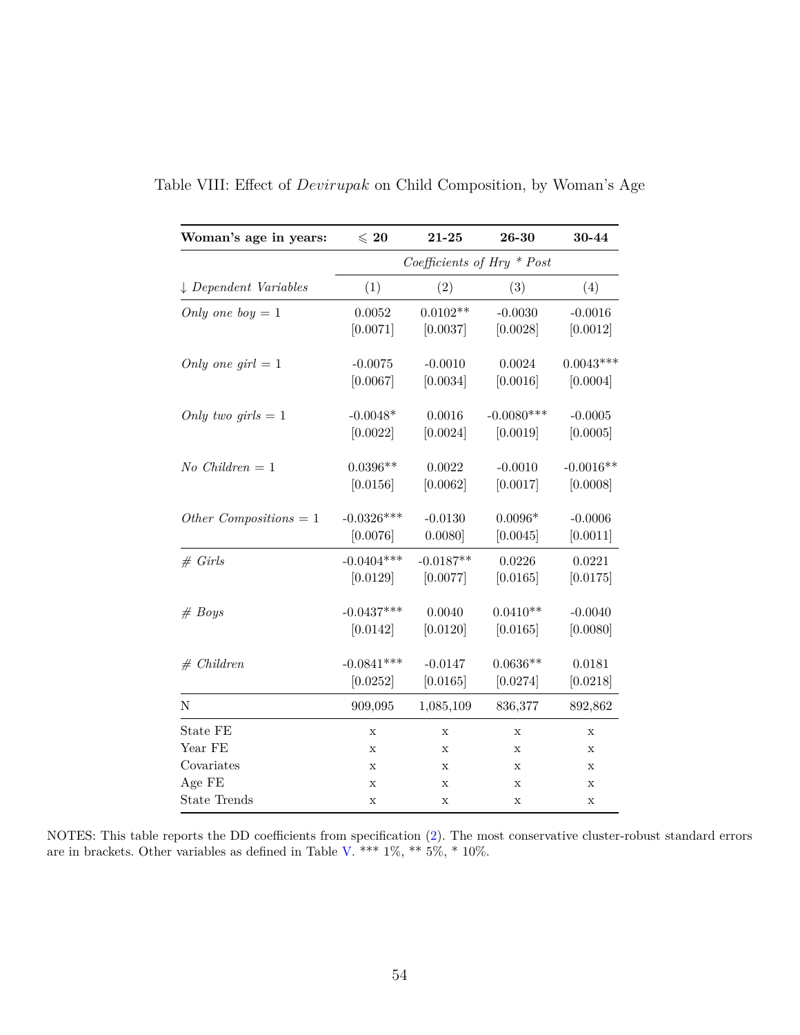Table VIII: Effect of *Devirupak* on Child Composition, by Woman's Age

| **Woman's age in years:** | $\leqslant$ **20** | **21-25** | **26-30** | **30-44** |
|---|---|---|---|---|
| | *Coefficients of Hry * Post* | | | |
| ↓ *Dependent Variables* | (1) | (2) | (3) | (4) |
| *Only one boy* = 1 | 0.0052 | 0.0102** | -0.0030 | -0.0016 |
| | [0.0071] | [0.0037] | [0.0028] | [0.0012] |
| *Only one girl* = 1 | -0.0075 | -0.0010 | 0.0024 | 0.0043*** |
| | [0.0067] | [0.0034] | [0.0016] | [0.0004] |
| *Only two girls* = 1 | -0.0048* | 0.0016 | -0.0080*** | -0.0005 |
| | [0.0022] | [0.0024] | [0.0019] | [0.0005] |
| *No Children* = 1 | 0.0396** | 0.0022 | -0.0010 | -0.0016** |
| | [0.0156] | [0.0062] | [0.0017] | [0.0008] |
| *Other Compositions* = 1 | -0.0326*** | -0.0130 | 0.0096* | -0.0006 |
| | [0.0076] | 0.0080] | [0.0045] | [0.0011] |
| *# Girls* | -0.0404*** | -0.0187** | 0.0226 | 0.0221 |
| | [0.0129] | [0.0077] | [0.0165] | [0.0175] |
| *# Boys* | -0.0437*** | 0.0040 | 0.0410** | -0.0040 |
| | [0.0142] | [0.0120] | [0.0165] | [0.0080] |
| *# Children* | -0.0841*** | -0.0147 | 0.0636** | 0.0181 |
| | [0.0252] | [0.0165] | [0.0274] | [0.0218] |
| N | 909,095 | 1,085,109 | 836,377 | 892,862 |
| State FE | x | x | x | x |
| Year FE | x | x | x | x |
| Covariates | x | x | x | x |
| Age FE | x | x | x | x |
| State Trends | x | x | x | x |

NOTES: This table reports the DD coefficients from specification (2). The most conservative cluster-robust standard errors are in brackets. Other variables as defined in Table V. *** 1%, ** 5%, * 10%.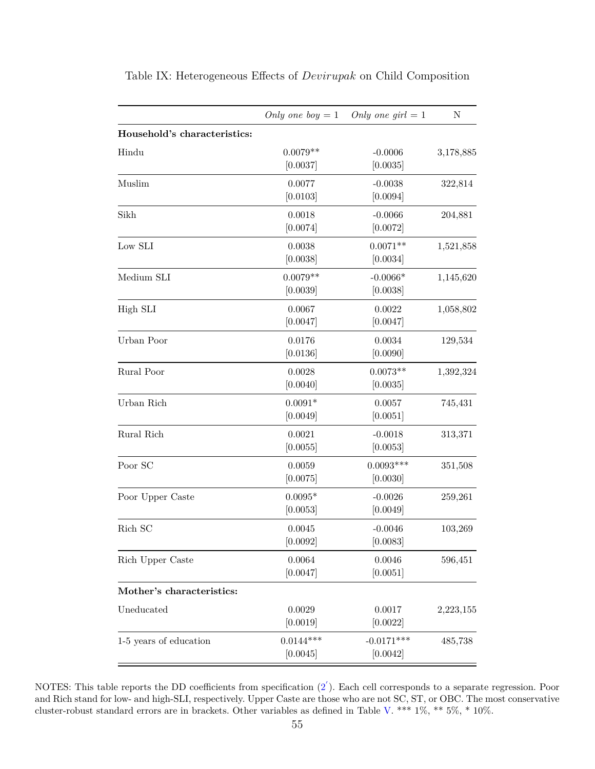Table IX: Heterogeneous Effects of *Devirupak* on Child Composition

| | *Only one boy* = 1 | *Only one girl* = 1 | N |
|---|---|---|---|
| **Household's characteristics:** | | | |
| Hindu | 0.0079** | -0.0006 | 3,178,885 |
| | [0.0037] | [0.0035] | |
| Muslim | 0.0077 | -0.0038 | 322,814 |
| | [0.0103] | [0.0094] | |
| Sikh | 0.0018 | -0.0066 | 204,881 |
| | [0.0074] | [0.0072] | |
| Low SLI | 0.0038 | 0.0071** | 1,521,858 |
| | [0.0038] | [0.0034] | |
| Medium SLI | 0.0079** | -0.0066* | 1,145,620 |
| | [0.0039] | [0.0038] | |
| High SLI | 0.0067 | 0.0022 | 1,058,802 |
| | [0.0047] | [0.0047] | |
| Urban Poor | 0.0176 | 0.0034 | 129,534 |
| | [0.0136] | [0.0090] | |
| Rural Poor | 0.0028 | 0.0073** | 1,392,324 |
| | [0.0040] | [0.0035] | |
| Urban Rich | 0.0091* | 0.0057 | 745,431 |
| | [0.0049] | [0.0051] | |
| Rural Rich | 0.0021 | -0.0018 | 313,371 |
| | [0.0055] | [0.0053] | |
| Poor SC | 0.0059 | 0.0093*** | 351,508 |
| | [0.0075] | [0.0030] | |
| Poor Upper Caste | 0.0095* | -0.0026 | 259,261 |
| | [0.0053] | [0.0049] | |
| Rich SC | 0.0045 | -0.0046 | 103,269 |
| | [0.0092] | [0.0083] | |
| Rich Upper Caste | 0.0064 | 0.0046 | 596,451 |
| | [0.0047] | [0.0051] | |
| **Mother's characteristics:** | | | |
| Uneducated | 0.0029 | 0.0017 | 2,223,155 |
| | [0.0019] | [0.0022] | |
| 1-5 years of education | 0.0144*** | -0.0171*** | 485,738 |
| | [0.0045] | [0.0042] | |

NOTES: This table reports the DD coefficients from specification (2′). Each cell corresponds to a separate regression. Poor and Rich stand for low- and high-SLI, respectively. Upper Caste are those who are not SC, ST, or OBC. The most conservative cluster-robust standard errors are in brackets. Other variables as defined in Table V. *** 1%, ** 5%, * 10%.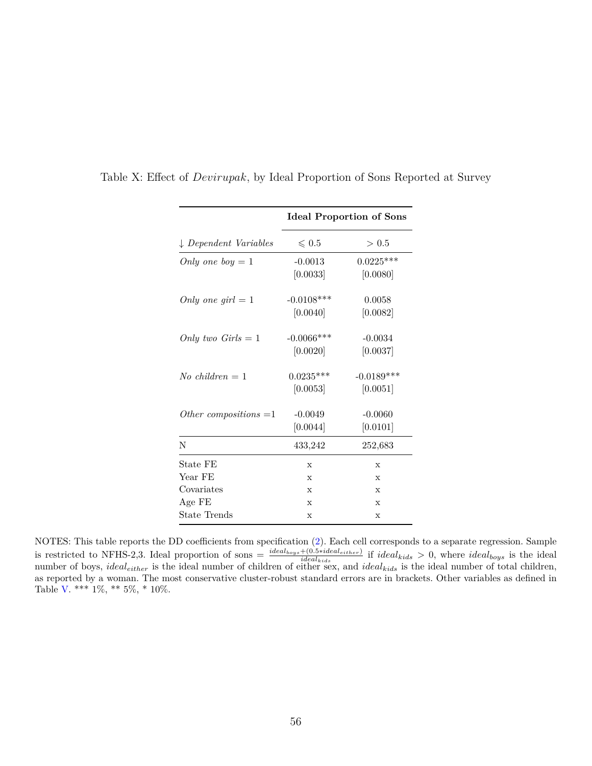Table X: Effect of *Devirupak*, by Ideal Proportion of Sons Reported at Survey

| | **Ideal Proportion of Sons** | |
|---|---|---|
| ↓ *Dependent Variables* | $\leqslant 0.5$ | $> 0.5$ |
| *Only one boy* = 1 | -0.0013 | 0.0225*** |
| | [0.0033] | [0.0080] |
| *Only one girl* = 1 | -0.0108*** | 0.0058 |
| | [0.0040] | [0.0082] |
| *Only two Girls* = 1 | -0.0066*** | -0.0034 |
| | [0.0020] | [0.0037] |
| *No children* = 1 | 0.0235*** | -0.0189*** |
| | [0.0053] | [0.0051] |
| *Other compositions* =1 | -0.0049 | -0.0060 |
| | [0.0044] | [0.0101] |
| N | 433,242 | 252,683 |
| State FE | x | x |
| Year FE | x | x |
| Covariates | x | x |
| Age FE | x | x |
| State Trends | x | x |

NOTES: This table reports the DD coefficients from specification (2). Each cell corresponds to a separate regression. Sample is restricted to NFHS-2,3. Ideal proportion of sons = $\frac{ideal_{boys}+(0.5*ideal_{either})}{ideal_{kids}}$ if $ideal_{kids} > 0$, where $ideal_{boys}$ is the ideal number of boys, $ideal_{either}$ is the ideal number of children of either sex, and $ideal_{kids}$ is the ideal number of total children, as reported by a woman. The most conservative cluster-robust standard errors are in brackets. Other variables as defined in Table V. *** 1%, ** 5%, * 10%.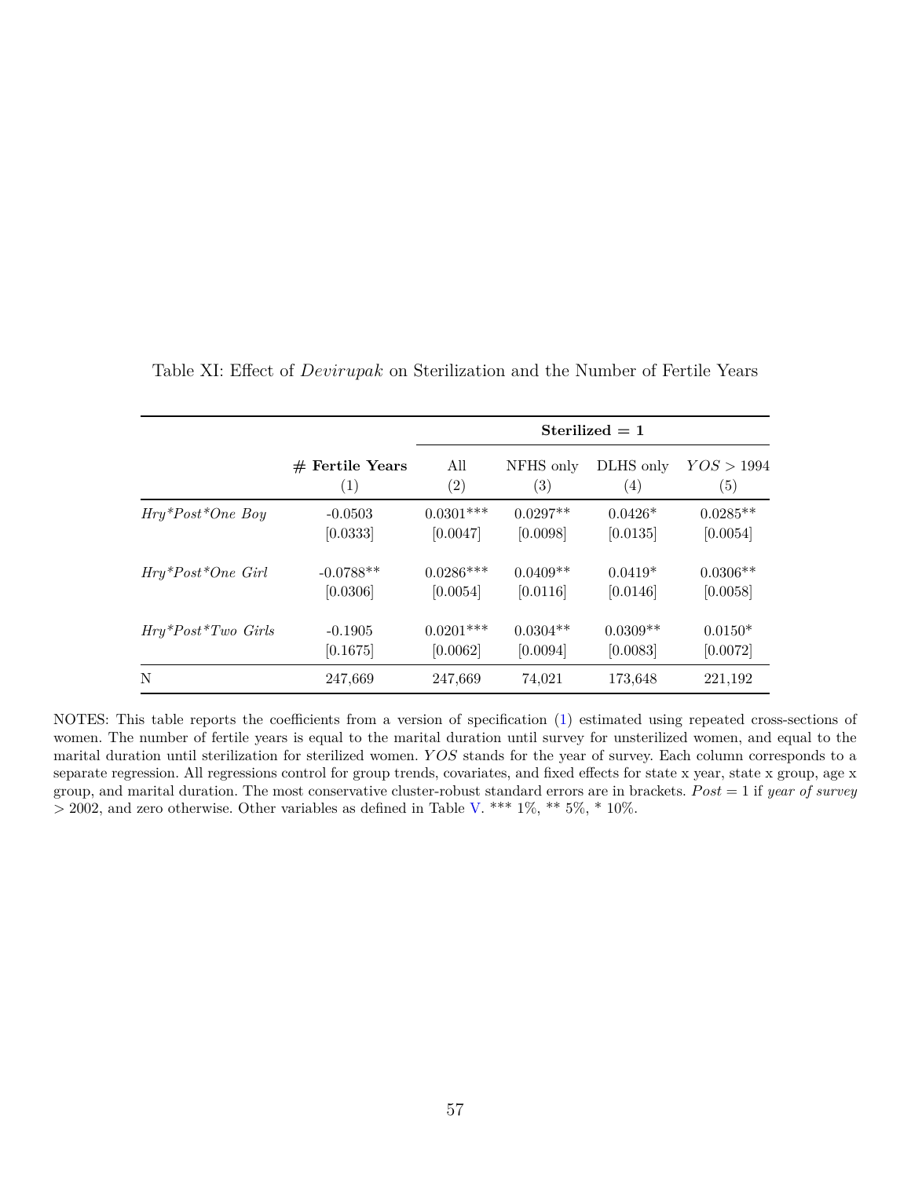Table XI: Effect of *Devirupak* on Sterilization and the Number of Fertile Years

| | | **Sterilized = 1** | | | |
|---|---|---|---|---|---|
| | **# Fertile Years** | All | NFHS only | DLHS only | $YOS > 1994$ |
| | (1) | (2) | (3) | (4) | (5) |
| *Hry*Post*One Boy* | -0.0503 | 0.0301*** | 0.0297** | 0.0426* | 0.0285** |
| | [0.0333] | [0.0047] | [0.0098] | [0.0135] | [0.0054] |
| *Hry*Post*One Girl* | -0.0788** | 0.0286*** | 0.0409** | 0.0419* | 0.0306** |
| | [0.0306] | [0.0054] | [0.0116] | [0.0146] | [0.0058] |
| *Hry*Post*Two Girls* | -0.1905 | 0.0201*** | 0.0304** | 0.0309** | 0.0150* |
| | [0.1675] | [0.0062] | [0.0094] | [0.0083] | [0.0072] |
| N | 247,669 | 247,669 | 74,021 | 173,648 | 221,192 |

NOTES: This table reports the coefficients from a version of specification (1) estimated using repeated cross-sections of women. The number of fertile years is equal to the marital duration until survey for unsterilized women, and equal to the marital duration until sterilization for sterilized women. $YOS$ stands for the year of survey. Each column corresponds to a separate regression. All regressions control for group trends, covariates, and fixed effects for state x year, state x group, age x group, and marital duration. The most conservative cluster-robust standard errors are in brackets. $Post = 1$ if *year of survey* $> 2002$, and zero otherwise. Other variables as defined in Table V. *** 1%, ** 5%, * 10%.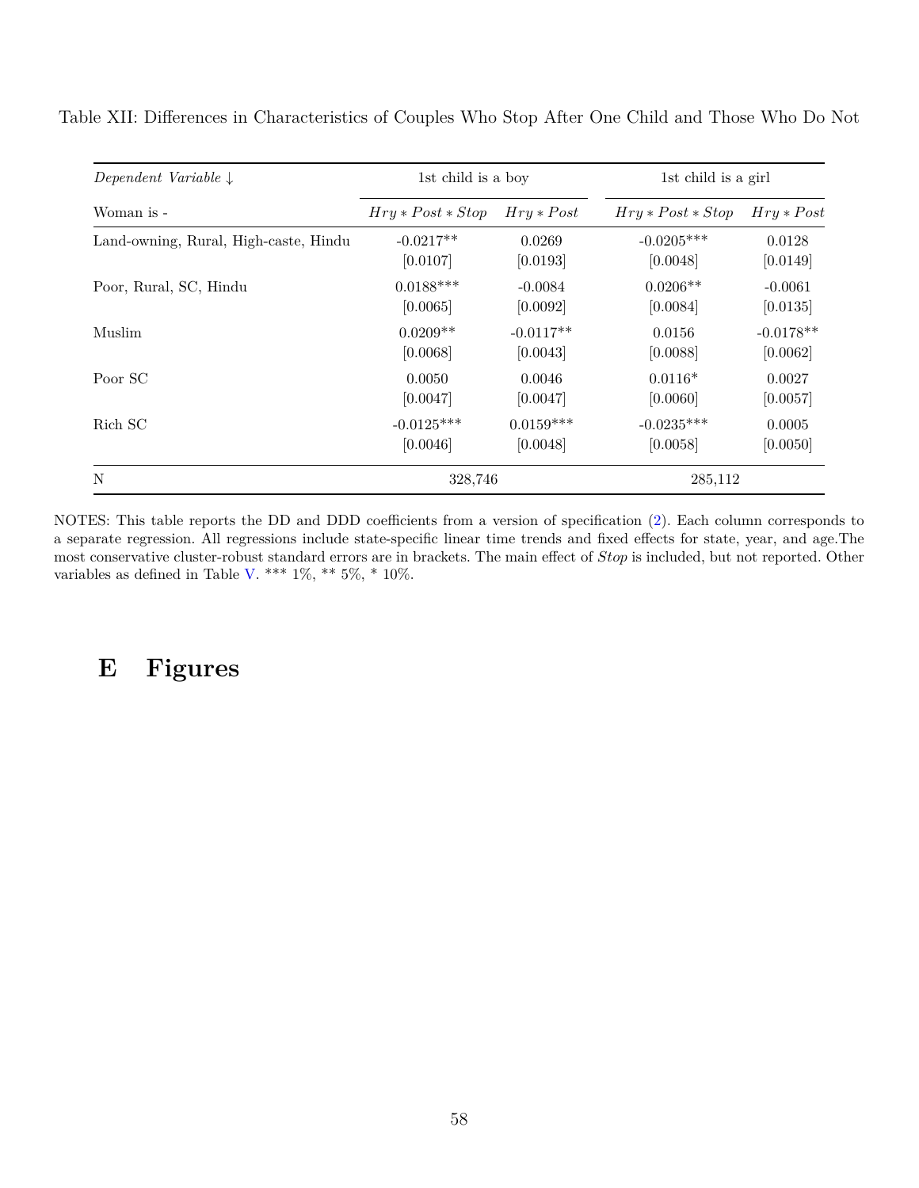Table XII: Differences in Characteristics of Couples Who Stop After One Child and Those Who Do Not

| *Dependent Variable* ↓ | 1st child is a boy | | 1st child is a girl | |
|---|---|---|---|---|
| Woman is - | $Hry * Post * Stop$ | $Hry * Post$ | $Hry * Post * Stop$ | $Hry * Post$ |
| Land-owning, Rural, High-caste, Hindu | -0.0217** | 0.0269 | -0.0205*** | 0.0128 |
| | [0.0107] | [0.0193] | [0.0048] | [0.0149] |
| Poor, Rural, SC, Hindu | 0.0188*** | -0.0084 | 0.0206** | -0.0061 |
| | [0.0065] | [0.0092] | [0.0084] | [0.0135] |
| Muslim | 0.0209** | -0.0117** | 0.0156 | -0.0178** |
| | [0.0068] | [0.0043] | [0.0088] | [0.0062] |
| Poor SC | 0.0050 | 0.0046 | 0.0116* | 0.0027 |
| | [0.0047] | [0.0047] | [0.0060] | [0.0057] |
| Rich SC | -0.0125*** | 0.0159*** | -0.0235*** | 0.0005 |
| | [0.0046] | [0.0048] | [0.0058] | [0.0050] |
| N | 328,746 | | 285,112 | |

NOTES: This table reports the DD and DDD coefficients from a version of specification (2). Each column corresponds to a separate regression. All regressions include state-specific linear time trends and fixed effects for state, year, and age.The most conservative cluster-robust standard errors are in brackets. The main effect of *Stop* is included, but not reported. Other variables as defined in Table V. *** 1%, ** 5%, * 10%.

# E Figures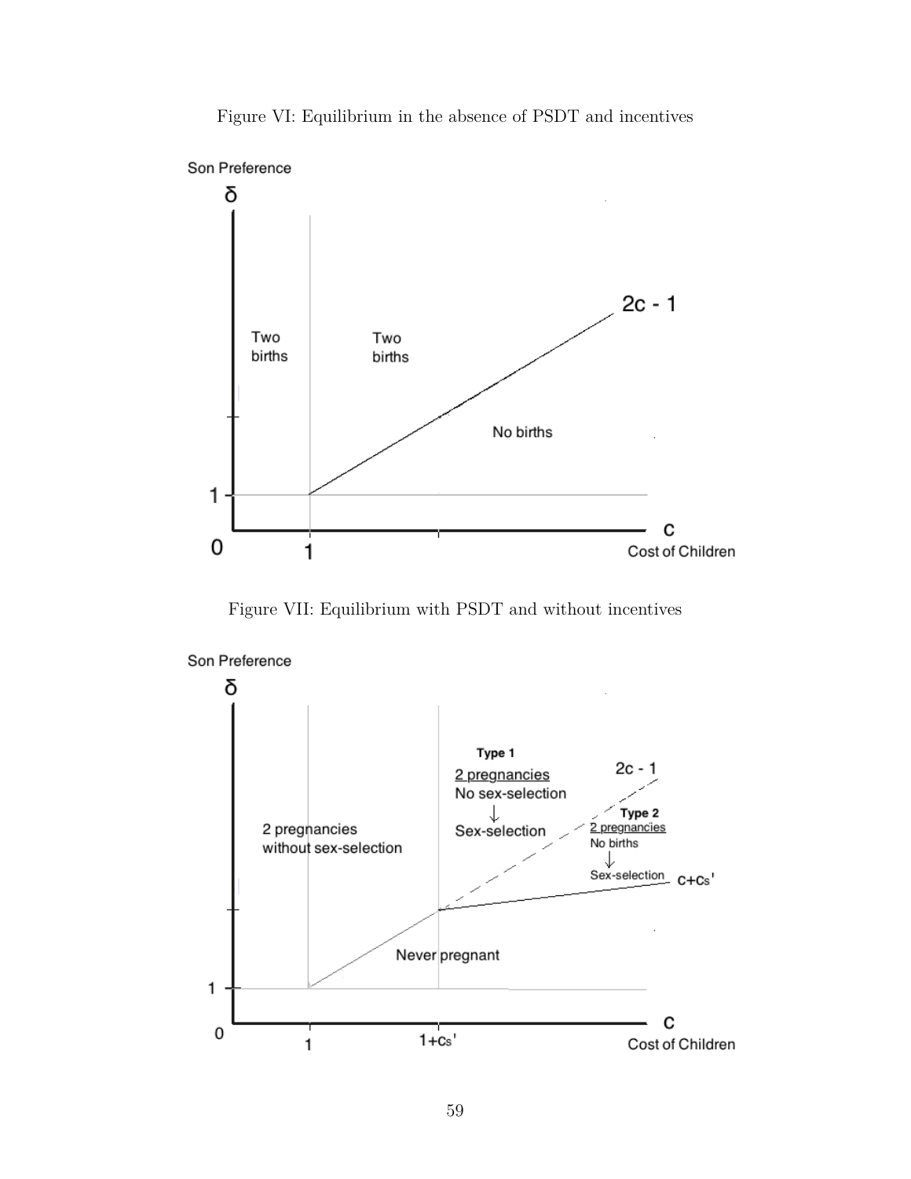Figure VI: Equilibrium in the absence of PSDT and incentives

Figure VII: Equilibrium with PSDT and without incentives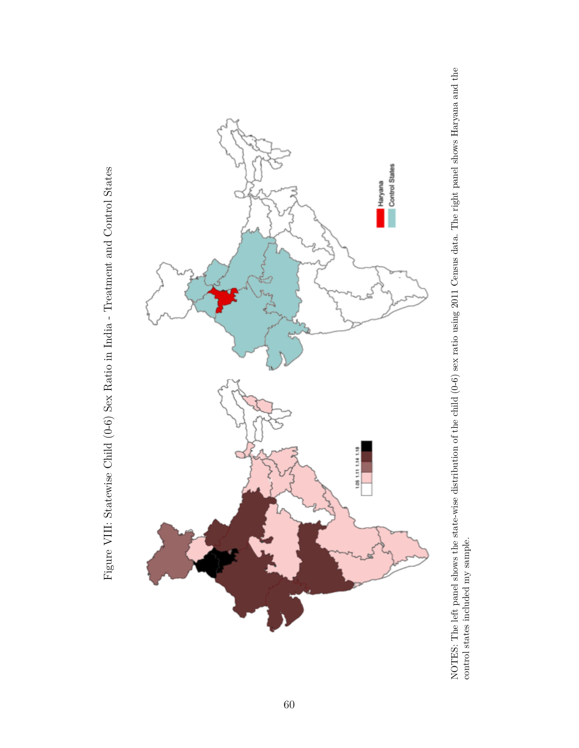Figure VIII: Statewise Child (0-6) Sex Ratio in India - Treatment and Control States

NOTES: The left panel shows the state-wise distribution of the child (0-6) sex ratio using 2011 Census data. The right panel shows Haryana and the control states included my sample.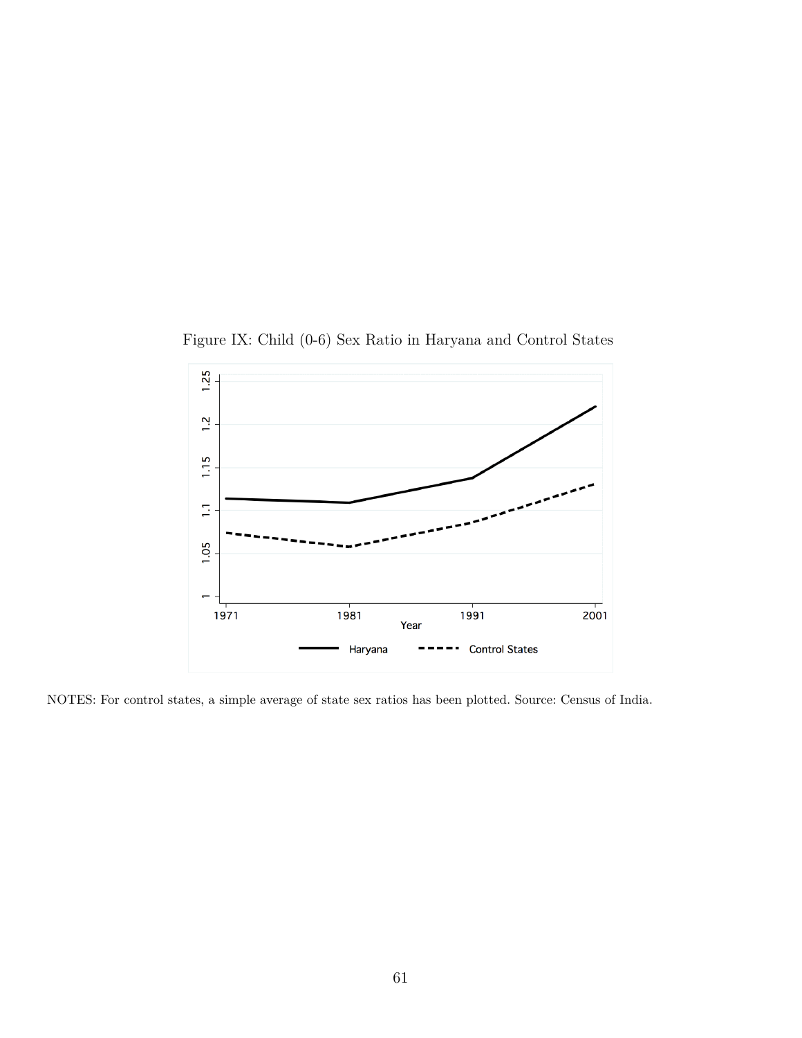Figure IX: Child (0-6) Sex Ratio in Haryana and Control States

NOTES: For control states, a simple average of state sex ratios has been plotted. Source: Census of India.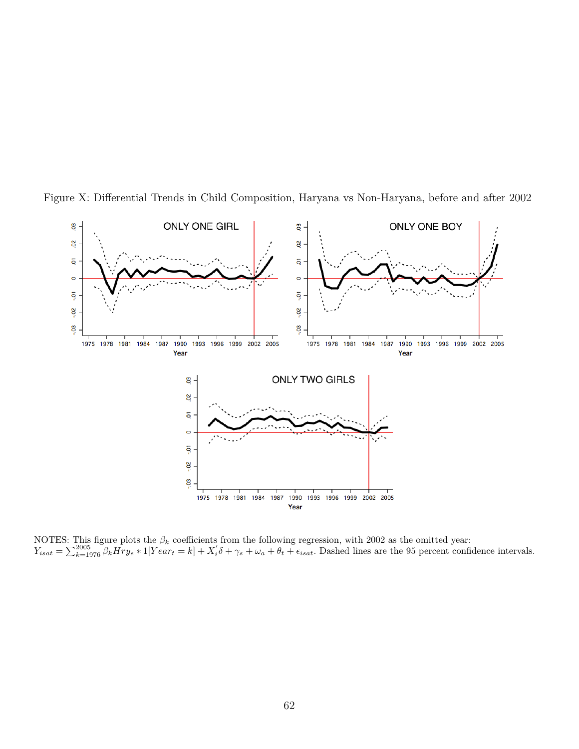Figure X: Differential Trends in Child Composition, Haryana vs Non-Haryana, before and after 2002

NOTES: This figure plots the $\beta_k$ coefficients from the following regression, with 2002 as the omitted year: $Y_{isat} = \sum_{k=1976}^{2005} \beta_k Hry_s * 1[Year_t = k] + X_i'\delta + \gamma_s + \omega_a + \theta_t + \epsilon_{isat}$. Dashed lines are the 95 percent confidence intervals.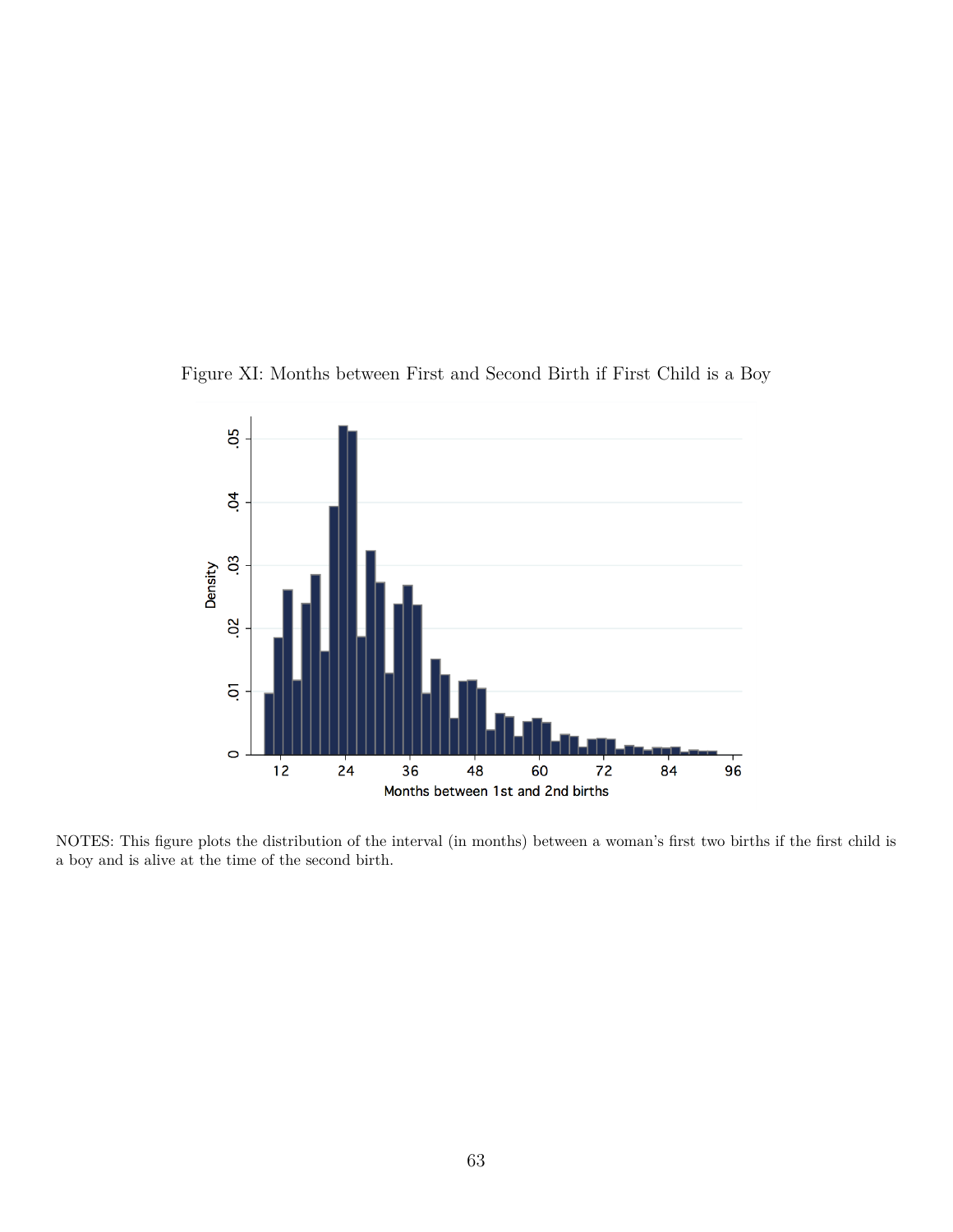Figure XI: Months between First and Second Birth if First Child is a Boy

NOTES: This figure plots the distribution of the interval (in months) between a woman's first two births if the first child is a boy and is alive at the time of the second birth.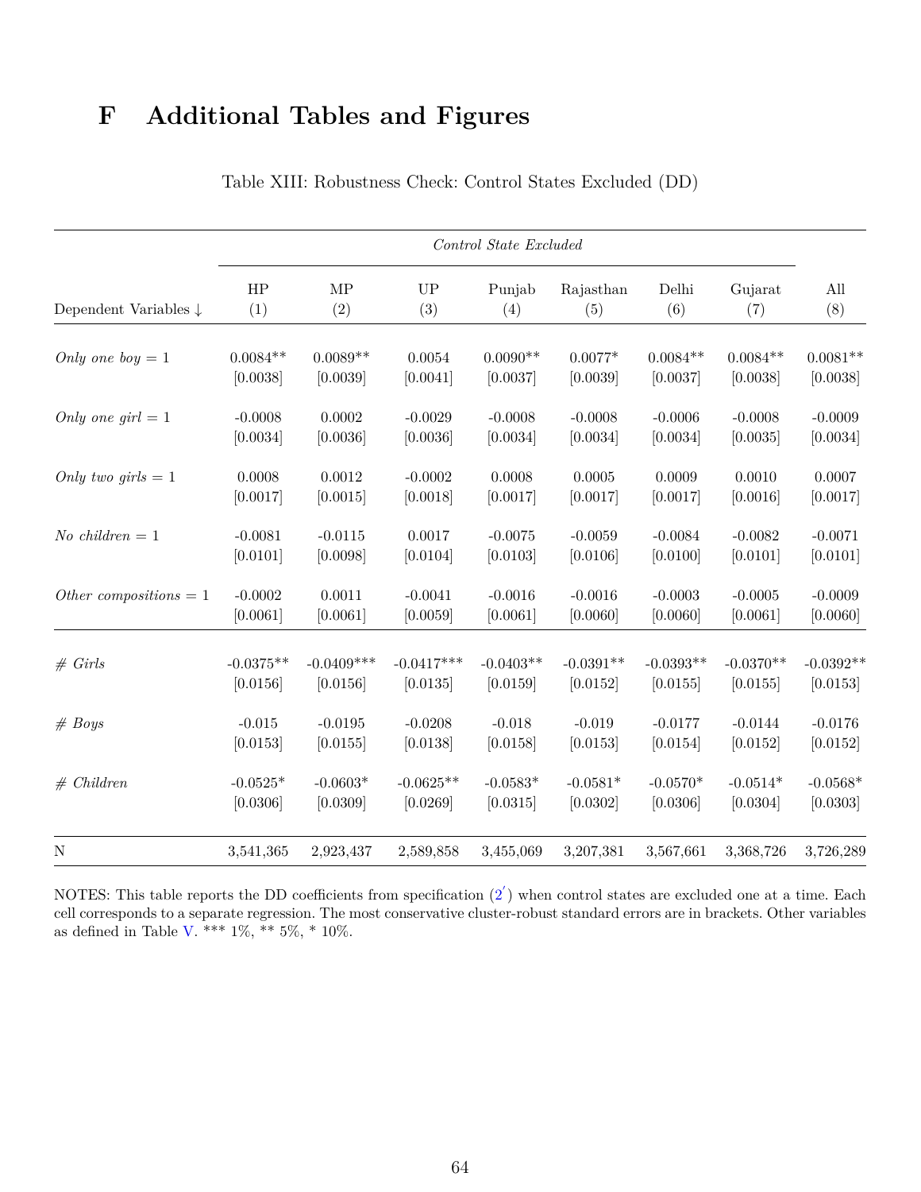# F Additional Tables and Figures

Table XIII: Robustness Check: Control States Excluded (DD)

| | *Control State Excluded* | | | | | | | |
|---|---|---|---|---|---|---|---|---|
| Dependent Variables ↓ | HP (1) | MP (2) | UP (3) | Punjab (4) | Rajasthan (5) | Delhi (6) | Gujarat (7) | All (8) |
| *Only one boy* = 1 | 0.0084** | 0.0089** | 0.0054 | 0.0090** | 0.0077* | 0.0084** | 0.0084** | 0.0081** |
| | [0.0038] | [0.0039] | [0.0041] | [0.0037] | [0.0039] | [0.0037] | [0.0038] | [0.0038] |
| *Only one girl* = 1 | -0.0008 | 0.0002 | -0.0029 | -0.0008 | -0.0008 | -0.0006 | -0.0008 | -0.0009 |
| | [0.0034] | [0.0036] | [0.0036] | [0.0034] | [0.0034] | [0.0034] | [0.0035] | [0.0034] |
| *Only two girls* = 1 | 0.0008 | 0.0012 | -0.0002 | 0.0008 | 0.0005 | 0.0009 | 0.0010 | 0.0007 |
| | [0.0017] | [0.0015] | [0.0018] | [0.0017] | [0.0017] | [0.0017] | [0.0016] | [0.0017] |
| *No children* = 1 | -0.0081 | -0.0115 | 0.0017 | -0.0075 | -0.0059 | -0.0084 | -0.0082 | -0.0071 |
| | [0.0101] | [0.0098] | [0.0104] | [0.0103] | [0.0106] | [0.0100] | [0.0101] | [0.0101] |
| *Other compositions* = 1 | -0.0002 | 0.0011 | -0.0041 | -0.0016 | -0.0016 | -0.0003 | -0.0005 | -0.0009 |
| | [0.0061] | [0.0061] | [0.0059] | [0.0061] | [0.0060] | [0.0060] | [0.0061] | [0.0060] |
| *# Girls* | -0.0375** | -0.0409*** | -0.0417*** | -0.0403** | -0.0391** | -0.0393** | -0.0370** | -0.0392** |
| | [0.0156] | [0.0156] | [0.0135] | [0.0159] | [0.0152] | [0.0155] | [0.0155] | [0.0153] |
| *# Boys* | -0.015 | -0.0195 | -0.0208 | -0.018 | -0.019 | -0.0177 | -0.0144 | -0.0176 |
| | [0.0153] | [0.0155] | [0.0138] | [0.0158] | [0.0153] | [0.0154] | [0.0152] | [0.0152] |
| *# Children* | -0.0525* | -0.0603* | -0.0625** | -0.0583* | -0.0581* | -0.0570* | -0.0514* | -0.0568* |
| | [0.0306] | [0.0309] | [0.0269] | [0.0315] | [0.0302] | [0.0306] | [0.0304] | [0.0303] |
| N | 3,541,365 | 2,923,437 | 2,589,858 | 3,455,069 | 3,207,381 | 3,567,661 | 3,368,726 | 3,726,289 |

NOTES: This table reports the DD coefficients from specification (2′) when control states are excluded one at a time. Each cell corresponds to a separate regression. The most conservative cluster-robust standard errors are in brackets. Other variables as defined in Table V. *** 1%, ** 5%, * 10%.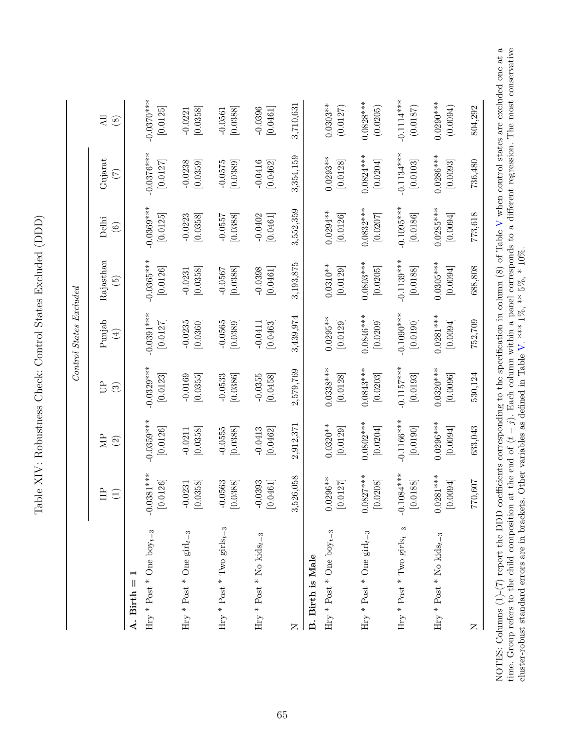## Table XIV: Robustness Check: Control States Excluded (DDD)

| | *Control States Excluded* | | | | | | | |
|---|---|---|---|---|---|---|---|---|
| | HP<br>(1) | MP<br>(2) | UP<br>(3) | Punjab<br>(4) | Rajasthan<br>(5) | Delhi<br>(6) | Gujarat<br>(7) | All<br>(8) |
| **A. Birth = 1** | | | | | | | | |
| Hry * Post * One boy$_{t-3}$ | -0.0381*** | -0.0359*** | -0.0329*** | -0.0391*** | -0.0365*** | -0.0369*** | -0.0376*** | -0.0370*** |
| | [0.0126] | [0.0126] | [0.0123] | [0.0127] | [0.0126] | [0.0125] | [0.0127] | [0.0125] |
| Hry * Post * One girl$_{t-3}$ | -0.0231 | -0.0211 | -0.0169 | -0.0235 | -0.0231 | -0.0223 | -0.0238 | -0.0221 |
| | [0.0358] | [0.0358] | [0.0355] | [0.0360] | [0.0358] | [0.0358] | [0.0359] | [0.0358] |
| Hry * Post * Two girls$_{t-3}$ | -0.0563 | -0.0555 | -0.0533 | -0.0565 | -0.0567 | -0.0557 | -0.0575 | -0.0561 |
| | [0.0388] | [0.0388] | [0.0386] | [0.0389] | [0.0388] | [0.0388] | [0.0389] | [0.0388] |
| Hry * Post * No kids$_{t-3}$ | -0.0393 | -0.0413 | -0.0355 | -0.0411 | -0.0398 | -0.0402 | -0.0416 | -0.0396 |
| | [0.0461] | [0.0462] | [0.0458] | [0.0463] | [0.0461] | [0.0461] | [0.0462] | [0.0461] |
| N | 3,526,058 | 2,912,371 | 2,579,769 | 3,439,974 | 3,193,875 | 3,552,359 | 3,354,159 | 3,710,631 |
| **B. Birth is Male** | | | | | | | | |
| Hry * Post * One boy$_{t-3}$ | 0.0296** | 0.0320** | 0.0338*** | 0.0295** | 0.0310** | 0.0294** | 0.0293** | 0.0303** |
| | [0.0127] | [0.0129] | [0.0128] | [0.0129] | [0.0129] | [0.0126] | [0.0128] | (0.0127) |
| Hry * Post * One girl$_{t-3}$ | 0.0827*** | 0.0802*** | 0.0843*** | 0.0846*** | 0.0803*** | 0.0832*** | 0.0824*** | 0.0828*** |
| | [0.0208] | [0.0204] | [0.0203] | [0.0209] | [0.0205] | [0.0207] | [0.0204] | (0.0205) |
| Hry * Post * Two girls$_{t-3}$ | -0.1084*** | -0.1166*** | -0.1157*** | -0.1090*** | -0.1139*** | -0.1095*** | -0.1134*** | -0.1114*** |
| | [0.0188] | [0.0190] | [0.0193] | [0.0190] | [0.0188] | [0.0186] | [0.0103] | (0.0187) |
| Hry * Post * No kids$_{t-3}$ | 0.0281*** | 0.0296*** | 0.0320*** | 0.0281*** | 0.0305*** | 0.0285*** | 0.0286*** | 0.0290*** |
| | [0.0094] | [0.0094] | [0.0096] | [0.0094] | [0.0094] | [0.0094] | [0.0093] | (0.0094) |
| N | 770,607 | 633,043 | 530,124 | 752,709 | 688,808 | 773,618 | 736,480 | 804,292 |

NOTES: Columns (1)-(7) report the DDD coefficients corresponding to the specification in column (8) of Table V when control states are excluded one at a time. Group refers to the child composition at the end of $(t-j)$. Each column within a panel corresponds to a different regression. The most conservative cluster-robust standard errors are in brackets. Other variables as defined in Table V. *** 1%, ** 5%, * 10%.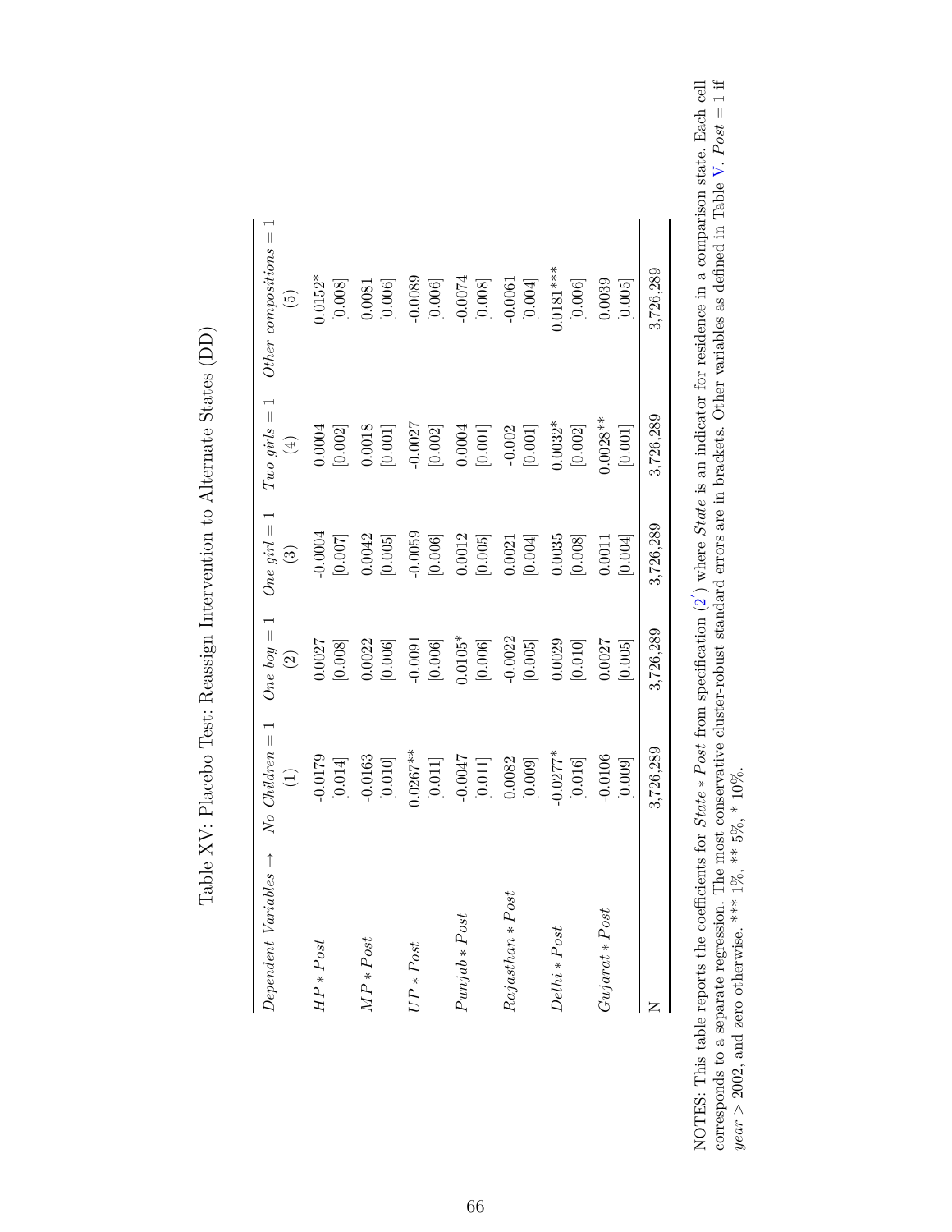# Table XV: Placebo Test: Reassign Intervention to Alternate States (DD)

| *Dependent Variables* → | *No Children* = 1 | *One boy* = 1 | *One girl* = 1 | *Two girls* = 1 | *Other compositions* = 1 |
|---|---|---|---|---|---|
| | (1) | (2) | (3) | (4) | (5) |
| $HP * Post$ | -0.0179 | 0.0027 | -0.0004 | 0.0004 | 0.0152* |
| | [0.014] | [0.008] | [0.007] | [0.002] | [0.008] |
| $MP * Post$ | -0.0163 | 0.0022 | 0.0042 | 0.0018 | 0.0081 |
| | [0.010] | [0.006] | [0.005] | [0.001] | [0.006] |
| $UP * Post$ | 0.0267** | -0.0091 | -0.0059 | -0.0027 | -0.0089 |
| | [0.011] | [0.006] | [0.006] | [0.002] | [0.006] |
| $Punjab * Post$ | -0.0047 | 0.0105* | 0.0012 | 0.0004 | -0.0074 |
| | [0.011] | [0.006] | [0.005] | [0.001] | [0.008] |
| $Rajasthan * Post$ | 0.0082 | -0.0022 | 0.0021 | -0.002 | -0.0061 |
| | [0.009] | [0.005] | [0.004] | [0.001] | [0.004] |
| $Delhi * Post$ | -0.0277* | 0.0029 | 0.0035 | 0.0032* | 0.0181*** |
| | [0.016] | [0.010] | [0.008] | [0.002] | [0.006] |
| $Gujarat * Post$ | -0.0106 | 0.0027 | 0.0011 | 0.0028** | 0.0039 |
| | [0.009] | [0.005] | [0.004] | [0.001] | [0.005] |
| N | 3,726,289 | 3,726,289 | 3,726,289 | 3,726,289 | 3,726,289 |

NOTES: This table reports the coefficients for $State * Post$ from specification (2′) where $State$ is an indicator for residence in a comparison state. Each cell corresponds to a separate regression. The most conservative cluster-robust standard errors are in brackets. Other variables as defined in Table V. $Post = 1$ if $year > 2002$, and zero otherwise. *** 1%, ** 5%, * 10%.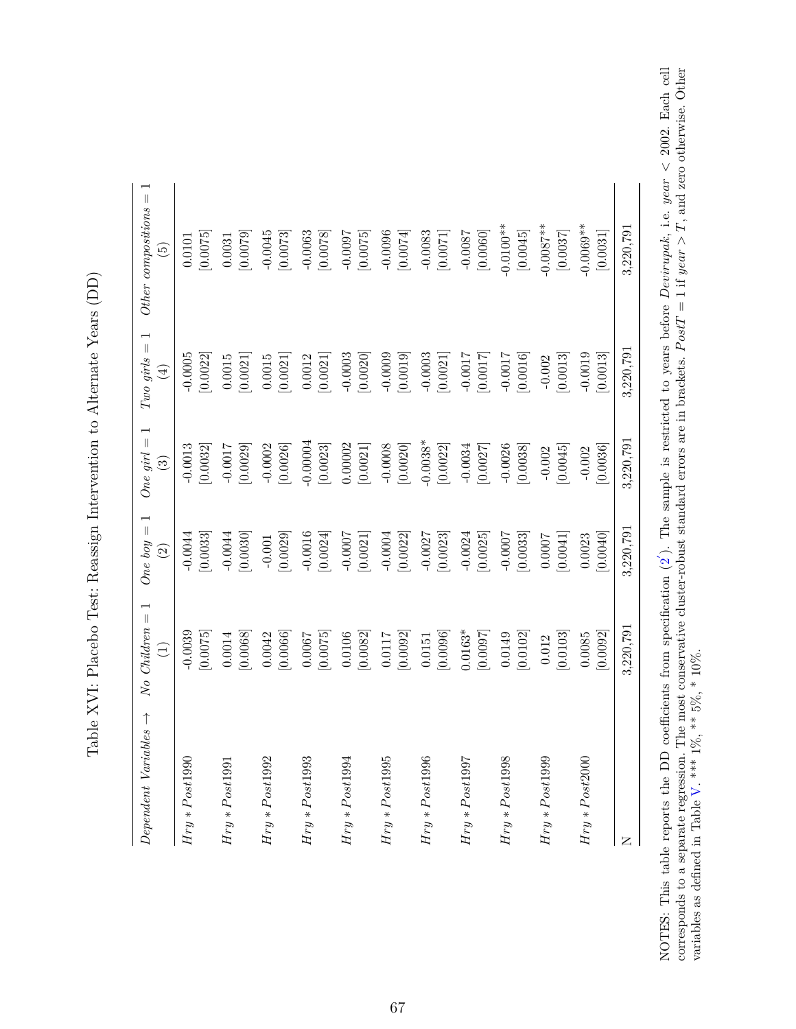# Table XVI: Placebo Test: Reassign Intervention to Alternate Years (DD)

| *Dependent Variables* → | *No Children* = 1 | *One boy* = 1 | *One girl* = 1 | *Two girls* = 1 | *Other compositions* = 1 |
|---|---|---|---|---|---|
| | (1) | (2) | (3) | (4) | (5) |
| $Hry * Post1990$ | -0.0039 | -0.0044 | -0.0013 | -0.0005 | 0.0101 |
| | [0.0075] | [0.0033] | [0.0032] | [0.0022] | [0.0075] |
| $Hry * Post1991$ | 0.0014 | -0.0044 | -0.0017 | 0.0015 | 0.0031 |
| | [0.0068] | [0.0030] | [0.0029] | [0.0021] | [0.0079] |
| $Hry * Post1992$ | 0.0042 | -0.001 | -0.0002 | 0.0015 | -0.0045 |
| | [0.0066] | [0.0029] | [0.0026] | [0.0021] | [0.0073] |
| $Hry * Post1993$ | 0.0067 | -0.0016 | -0.00004 | 0.0012 | -0.0063 |
| | [0.0075] | [0.0024] | [0.0023] | [0.0021] | [0.0078] |
| $Hry * Post1994$ | 0.0106 | -0.0007 | 0.00002 | -0.0003 | -0.0097 |
| | [0.0082] | [0.0021] | [0.0021] | [0.0020] | [0.0075] |
| $Hry * Post1995$ | 0.0117 | -0.0004 | -0.0008 | -0.0009 | -0.0096 |
| | [0.0092] | [0.0022] | [0.0020] | [0.0019] | [0.0074] |
| $Hry * Post1996$ | 0.0151 | -0.0027 | -0.0038* | -0.0003 | -0.0083 |
| | [0.0096] | [0.0023] | [0.0022] | [0.0021] | [0.0071] |
| $Hry * Post1997$ | 0.0163* | -0.0024 | -0.0034 | -0.0017 | -0.0087 |
| | [0.0097] | [0.0025] | [0.0027] | [0.0017] | [0.0060] |
| $Hry * Post1998$ | 0.0149 | -0.0007 | -0.0026 | -0.0017 | -0.0100** |
| | [0.0102] | [0.0033] | [0.0038] | [0.0016] | [0.0045] |
| $Hry * Post1999$ | 0.012 | 0.0007 | -0.002 | -0.002 | -0.0087** |
| | [0.0103] | [0.0041] | [0.0045] | [0.0013] | [0.0037] |
| $Hry * Post2000$ | 0.0085 | 0.0023 | -0.002 | -0.0019 | -0.0069** |
| | [0.0092] | [0.0040] | [0.0036] | [0.0013] | [0.0031] |
| N | 3,220,791 | 3,220,791 | 3,220,791 | 3,220,791 | 3,220,791 |

NOTES: This table reports the DD coefficients from specification (2'). The sample is restricted to years before *Devirupak*, i.e. $year < 2002$. Each cell corresponds to a separate regression. The most conservative cluster-robust standard errors are in brackets. $PostT = 1$ if $year > T$, and zero otherwise. Other variables as defined in Table V. *** 1%, ** 5%, * 10%.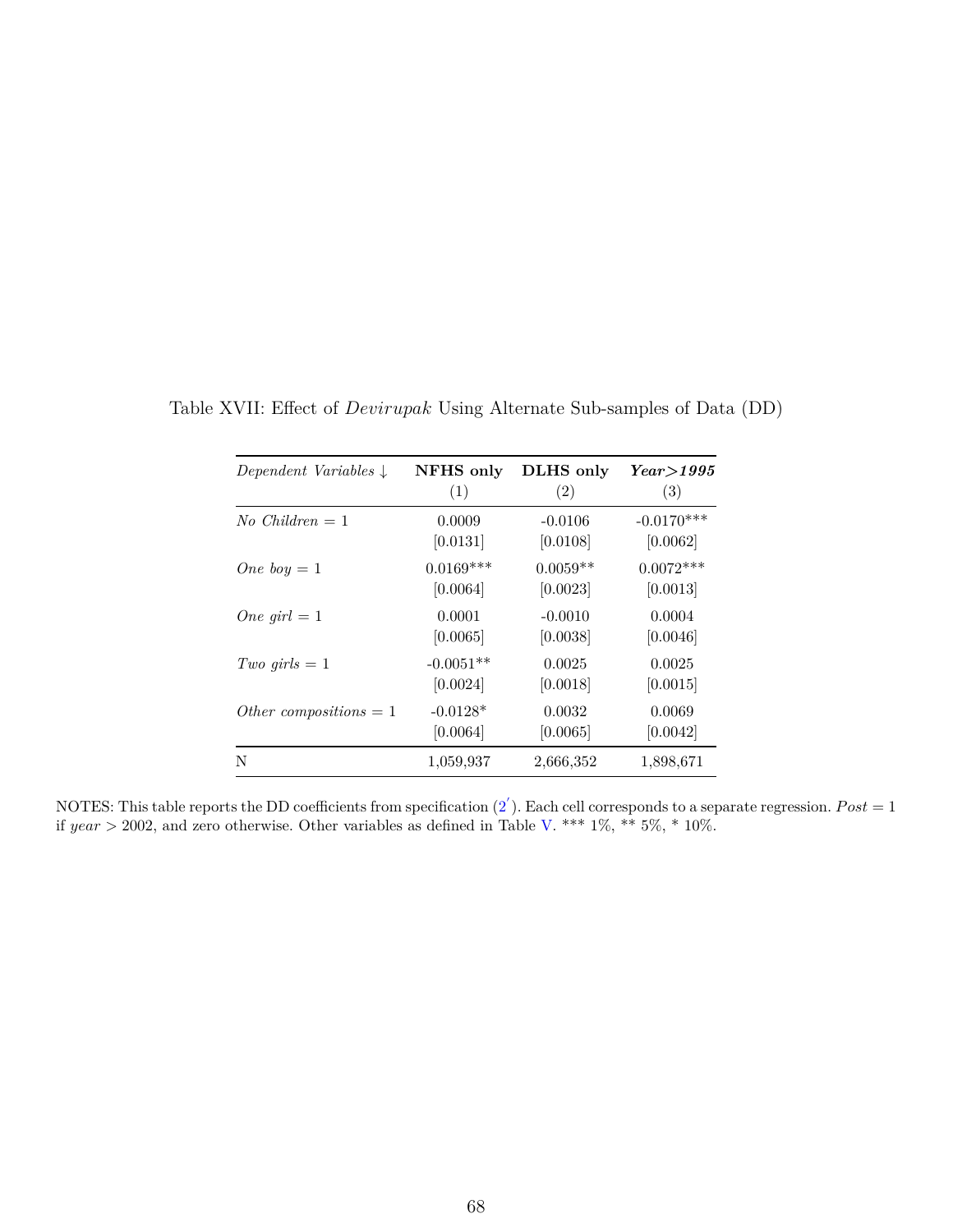Table XVII: Effect of *Devirupak* Using Alternate Sub-samples of Data (DD)

| *Dependent Variables* ↓ | **NFHS only** (1) | **DLHS only** (2) | ***Year>1995*** (3) |
|---|---|---|---|
| *No Children* = 1 | 0.0009 | -0.0106 | -0.0170*** |
| | [0.0131] | [0.0108] | [0.0062] |
| *One boy* = 1 | 0.0169*** | 0.0059** | 0.0072*** |
| | [0.0064] | [0.0023] | [0.0013] |
| *One girl* = 1 | 0.0001 | -0.0010 | 0.0004 |
| | [0.0065] | [0.0038] | [0.0046] |
| *Two girls* = 1 | -0.0051** | 0.0025 | 0.0025 |
| | [0.0024] | [0.0018] | [0.0015] |
| *Other compositions* = 1 | -0.0128* | 0.0032 | 0.0069 |
| | [0.0064] | [0.0065] | [0.0042] |
| N | 1,059,937 | 2,666,352 | 1,898,671 |

NOTES: This table reports the DD coefficients from specification ($2'$). Each cell corresponds to a separate regression. $Post = 1$ if $year > 2002$, and zero otherwise. Other variables as defined in Table V. *** 1%, ** 5%, * 10%.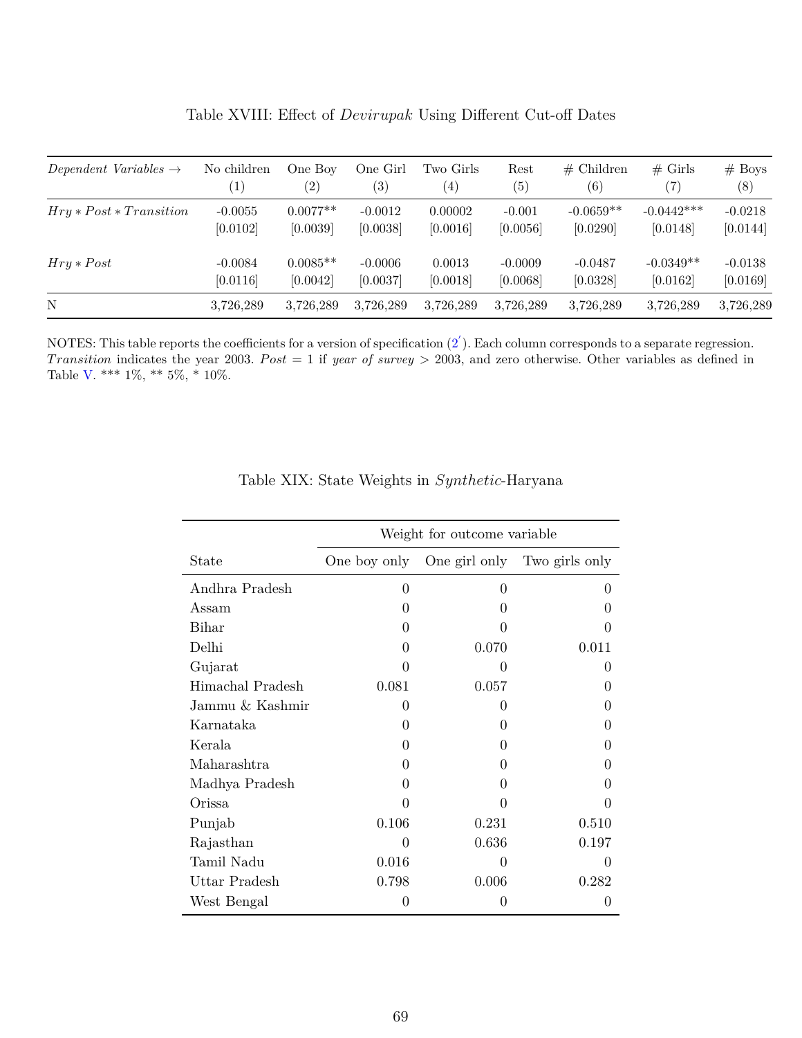Table XVIII: Effect of *Devirupak* Using Different Cut-off Dates

| *Dependent Variables* → | No children (1) | One Boy (2) | One Girl (3) | Two Girls (4) | Rest (5) | # Children (6) | # Girls (7) | # Boys (8) |
|---|---|---|---|---|---|---|---|---|
| $Hry * Post * Transition$ | -0.0055 | 0.0077** | -0.0012 | 0.00002 | -0.001 | -0.0659** | -0.0442*** | -0.0218 |
| | [0.0102] | [0.0039] | [0.0038] | [0.0016] | [0.0056] | [0.0290] | [0.0148] | [0.0144] |
| $Hry * Post$ | -0.0084 | 0.0085** | -0.0006 | 0.0013 | -0.0009 | -0.0487 | -0.0349** | -0.0138 |
| | [0.0116] | [0.0042] | [0.0037] | [0.0018] | [0.0068] | [0.0328] | [0.0162] | [0.0169] |
| N | 3,726,289 | 3,726,289 | 3,726,289 | 3,726,289 | 3,726,289 | 3,726,289 | 3,726,289 | 3,726,289 |

NOTES: This table reports the coefficients for a version of specification ($2'$). Each column corresponds to a separate regression. *Transition* indicates the year 2003. $Post = 1$ if *year of survey* $> 2003$, and zero otherwise. Other variables as defined in Table V. *** 1%, ** 5%, * 10%.

Table XIX: State Weights in *Synthetic*-Haryana

| | Weight for outcome variable | | |
|---|---|---|---|
| State | One boy only | One girl only | Two girls only |
| Andhra Pradesh | 0 | 0 | 0 |
| Assam | 0 | 0 | 0 |
| Bihar | 0 | 0 | 0 |
| Delhi | 0 | 0.070 | 0.011 |
| Gujarat | 0 | 0 | 0 |
| Himachal Pradesh | 0.081 | 0.057 | 0 |
| Jammu & Kashmir | 0 | 0 | 0 |
| Karnataka | 0 | 0 | 0 |
| Kerala | 0 | 0 | 0 |
| Maharashtra | 0 | 0 | 0 |
| Madhya Pradesh | 0 | 0 | 0 |
| Orissa | 0 | 0 | 0 |
| Punjab | 0.106 | 0.231 | 0.510 |
| Rajasthan | 0 | 0.636 | 0.197 |
| Tamil Nadu | 0.016 | 0 | 0 |
| Uttar Pradesh | 0.798 | 0.006 | 0.282 |
| West Bengal | 0 | 0 | 0 |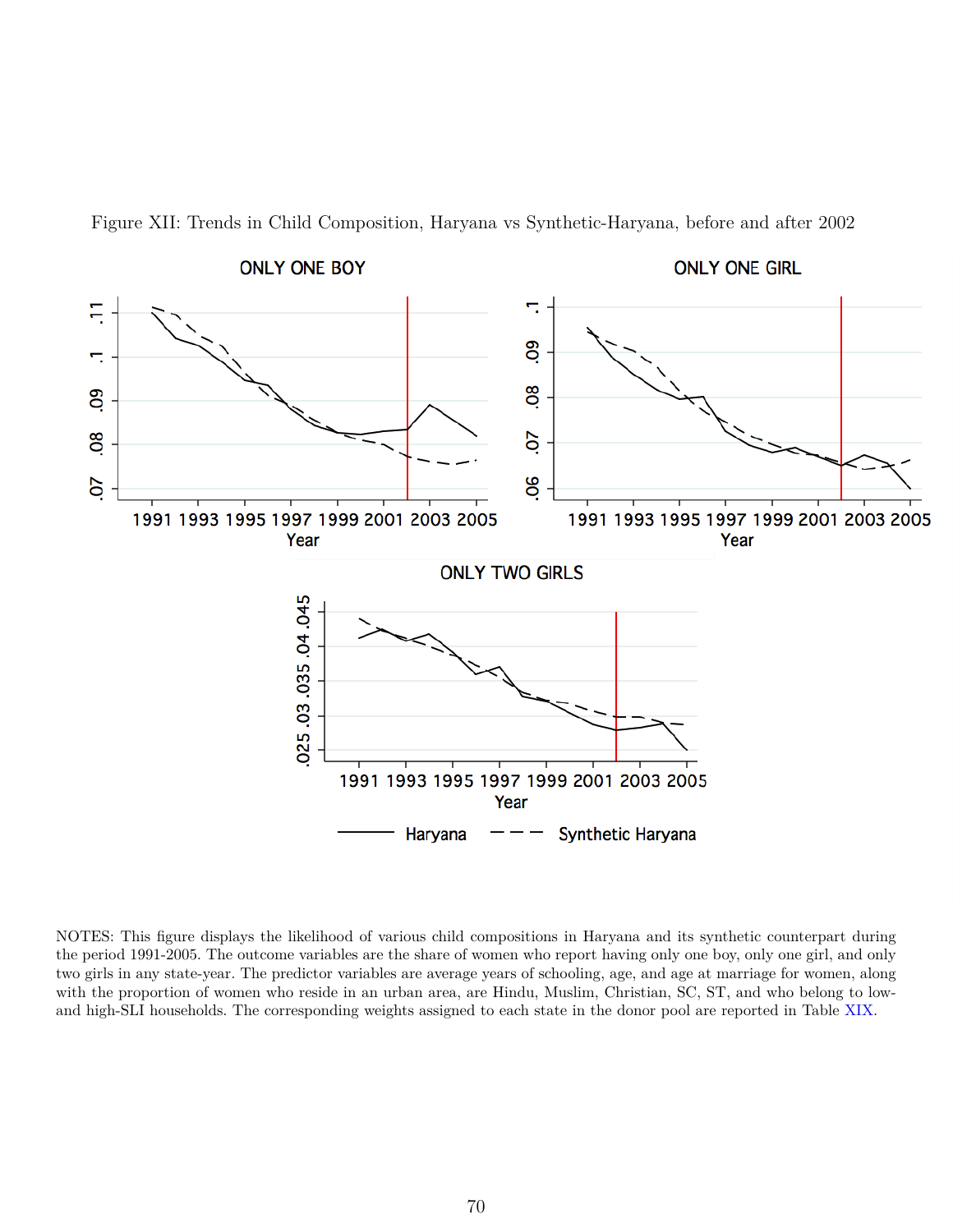Figure XII: Trends in Child Composition, Haryana vs Synthetic-Haryana, before and after 2002

ONLY ONE BOY

.07 .08 .09 .1 .11

1991 1993 1995 1997 1999 2001 2003 2005

Year

ONLY ONE GIRL

.06 .07 .08 .09 .1

1991 1993 1995 1997 1999 2001 2003 2005

Year

ONLY TWO GIRLS

.025 .03 .035 .04 .045

1991 1993 1995 1997 1999 2001 2003 2005

Year

Haryana — Synthetic Haryana

NOTES: This figure displays the likelihood of various child compositions in Haryana and its synthetic counterpart during the period 1991-2005. The outcome variables are the share of women who report having only one boy, only one girl, and only two girls in any state-year. The predictor variables are average years of schooling, age, and age at marriage for women, along with the proportion of women who reside in an urban area, are Hindu, Muslim, Christian, SC, ST, and who belong to low- and high-SLI households. The corresponding weights assigned to each state in the donor pool are reported in Table XIX.